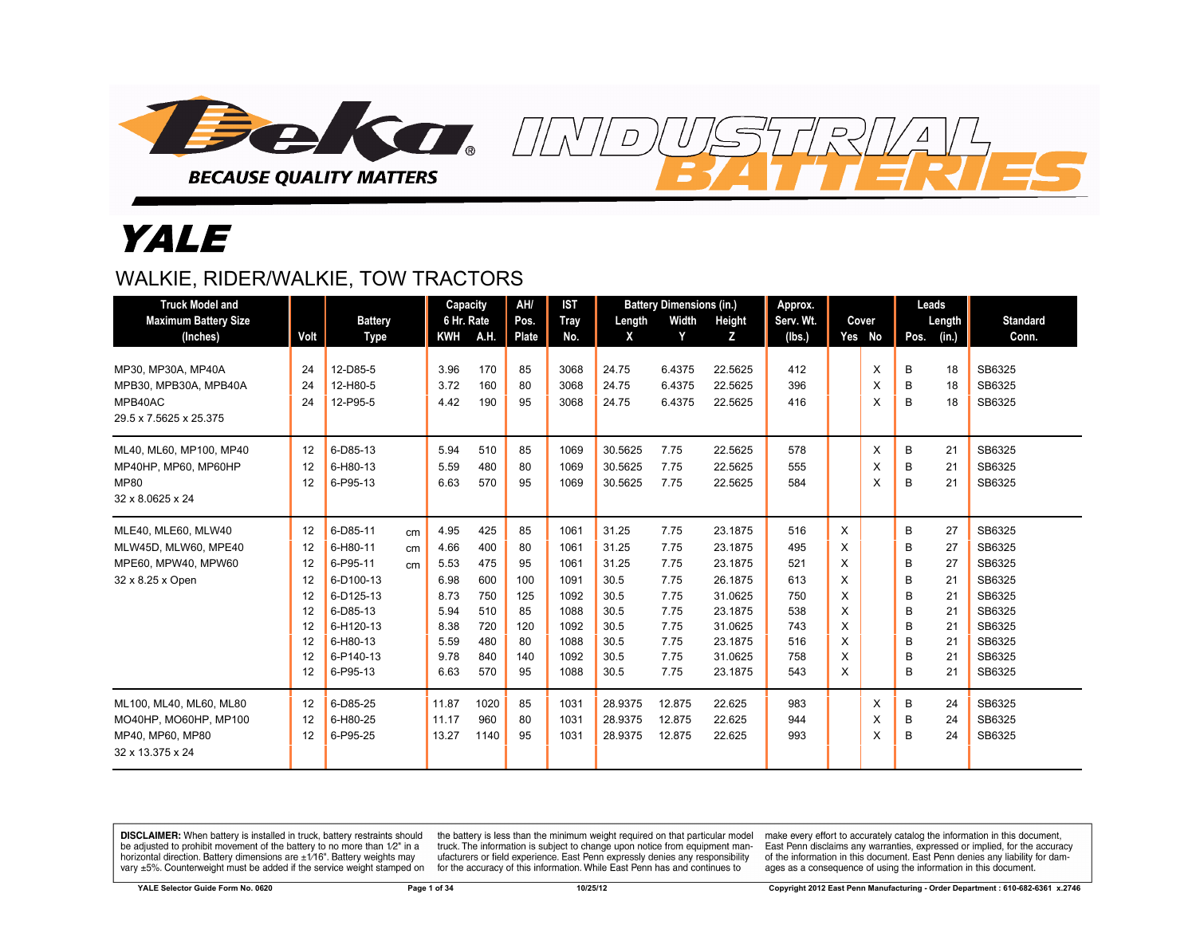# Deka INDUSTRIAL BATTERIES

BECAUSE QUALITY MATTERS

# YALE

## WALKIE, RIDER/WALKIE, TOW TRACTORS

| Truck Model and Maximum Battery Size (Inches) | Volt | Battery Type | | Capacity 6 Hr. Rate | | AH/ Pos. Plate | IST Tray No. | Battery Dimensions (in.) | | | Approx. Serv. Wt. (lbs.) | Cover | | Leads | | Standard Conn. |
|---|---|---|---|---|---|---|---|---|---|---|---|---|---|---|---|---|
| | | | | KWH | A.H. | | | Length X | Width Y | Height Z | | Yes | No | Pos. | Length (in.) | |
| MP30, MP30A, MP40A | 24 | 12-D85-5 | | 3.96 | 170 | 85 | 3068 | 24.75 | 6.4375 | 22.5625 | 412 | | X | B | 18 | SB6325 |
| MPB30, MPB30A, MPB40A | 24 | 12-H80-5 | | 3.72 | 160 | 80 | 3068 | 24.75 | 6.4375 | 22.5625 | 396 | | X | B | 18 | SB6325 |
| MPB40AC | 24 | 12-P95-5 | | 4.42 | 190 | 95 | 3068 | 24.75 | 6.4375 | 22.5625 | 416 | | X | B | 18 | SB6325 |
| 29.5 x 7.5625 x 25.375 | | | | | | | | | | | | | | | | |
| ML40, ML60, MP100, MP40 | 12 | 6-D85-13 | | 5.94 | 510 | 85 | 1069 | 30.5625 | 7.75 | 22.5625 | 578 | | X | B | 21 | SB6325 |
| MP40HP, MP60, MP60HP | 12 | 6-H80-13 | | 5.59 | 480 | 80 | 1069 | 30.5625 | 7.75 | 22.5625 | 555 | | X | B | 21 | SB6325 |
| MP80 | 12 | 6-P95-13 | | 6.63 | 570 | 95 | 1069 | 30.5625 | 7.75 | 22.5625 | 584 | | X | B | 21 | SB6325 |
| 32 x 8.0625 x 24 | | | | | | | | | | | | | | | | |
| MLE40, MLE60, MLW40 | 12 | 6-D85-11 | cm | 4.95 | 425 | 85 | 1061 | 31.25 | 7.75 | 23.1875 | 516 | X | | B | 27 | SB6325 |
| MLW45D, MLW60, MPE40 | 12 | 6-H80-11 | cm | 4.66 | 400 | 80 | 1061 | 31.25 | 7.75 | 23.1875 | 495 | X | | B | 27 | SB6325 |
| MPE60, MPW40, MPW60 | 12 | 6-P95-11 | cm | 5.53 | 475 | 95 | 1061 | 31.25 | 7.75 | 23.1875 | 521 | X | | B | 27 | SB6325 |
| 32 x 8.25 x Open | 12 | 6-D100-13 | | 6.98 | 600 | 100 | 1091 | 30.5 | 7.75 | 26.1875 | 613 | X | | B | 21 | SB6325 |
| | 12 | 6-D125-13 | | 8.73 | 750 | 125 | 1092 | 30.5 | 7.75 | 31.0625 | 750 | X | | B | 21 | SB6325 |
| | 12 | 6-D85-13 | | 5.94 | 510 | 85 | 1088 | 30.5 | 7.75 | 23.1875 | 538 | X | | B | 21 | SB6325 |
| | 12 | 6-H120-13 | | 8.38 | 720 | 120 | 1092 | 30.5 | 7.75 | 31.0625 | 743 | X | | B | 21 | SB6325 |
| | 12 | 6-H80-13 | | 5.59 | 480 | 80 | 1088 | 30.5 | 7.75 | 23.1875 | 516 | X | | B | 21 | SB6325 |
| | 12 | 6-P140-13 | | 9.78 | 840 | 140 | 1092 | 30.5 | 7.75 | 31.0625 | 758 | X | | B | 21 | SB6325 |
| | 12 | 6-P95-13 | | 6.63 | 570 | 95 | 1088 | 30.5 | 7.75 | 23.1875 | 543 | X | | B | 21 | SB6325 |
| ML100, ML40, ML60, ML80 | 12 | 6-D85-25 | | 11.87 | 1020 | 85 | 1031 | 28.9375 | 12.875 | 22.625 | 983 | | X | B | 24 | SB6325 |
| MO40HP, MO60HP, MP100 | 12 | 6-H80-25 | | 11.17 | 960 | 80 | 1031 | 28.9375 | 12.875 | 22.625 | 944 | | X | B | 24 | SB6325 |
| MP40, MP60, MP80 | 12 | 6-P95-25 | | 13.27 | 1140 | 95 | 1031 | 28.9375 | 12.875 | 22.625 | 993 | | X | B | 24 | SB6325 |
| 32 x 13.375 x 24 | | | | | | | | | | | | | | | | |

**DISCLAIMER:** When battery is installed in truck, battery restraints should be adjusted to prohibit movement of the battery to no more than 1⁄2" in a horizontal direction. Battery dimensions are ±1⁄16". Battery weights may vary ±5%. Counterweight must be added if the service weight stamped on the battery is less than the minimum weight required on that particular model truck. The information is subject to change upon notice from equipment manufacturers or field experience. East Penn expressly denies any responsibility for the accuracy of this information. While East Penn has and continues to make every effort to accurately catalog the information in this document, East Penn disclaims any warranties, expressed or implied, for the accuracy of the information in this document. East Penn denies any liability for damages as a consequence of using the information in this document.

YALE Selector Guide Form No. 0620 — 10/25/12 — Copyright 2012 East Penn Manufacturing - Order Department : 610-682-6361 x.2746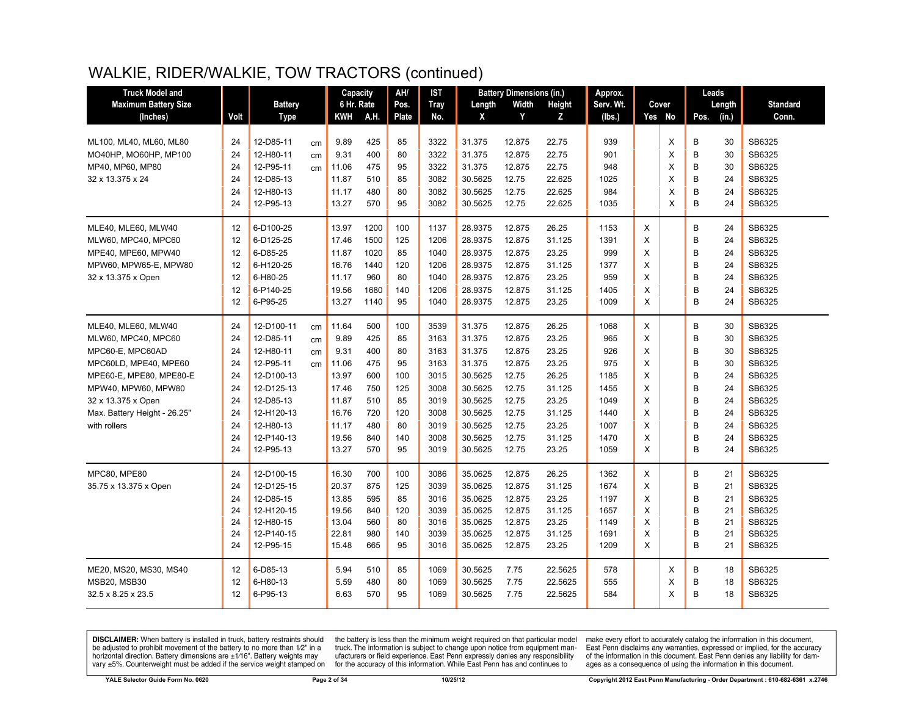# WALKIE, RIDER/WALKIE, TOW TRACTORS (continued)

| Truck Model and Maximum Battery Size (Inches) | Volt | Battery Type | | Capacity 6 Hr. Rate KWH | A.H. | AH/ Pos. Plate | IST Tray No. | Battery Dimensions (in.) Length X | Width Y | Height Z | Approx. Serv. Wt. (lbs.) | Cover Yes | No | Leads Pos. | Length (in.) | Standard Conn. |
|---|---|---|---|---|---|---|---|---|---|---|---|---|---|---|---|---|
| ML100, ML40, ML60, ML80 | 24 | 12-D85-11 | cm | 9.89 | 425 | 85 | 3322 | 31.375 | 12.875 | 22.75 | 939 | | X | B | 30 | SB6325 |
| MO40HP, MO60HP, MP100 | 24 | 12-H80-11 | cm | 9.31 | 400 | 80 | 3322 | 31.375 | 12.875 | 22.75 | 901 | | X | B | 30 | SB6325 |
| MP40, MP60, MP80 | 24 | 12-P95-11 | cm | 11.06 | 475 | 95 | 3322 | 31.375 | 12.875 | 22.75 | 948 | | X | B | 30 | SB6325 |
| 32 x 13.375 x 24 | 24 | 12-D85-13 | | 11.87 | 510 | 85 | 3082 | 30.5625 | 12.75 | 22.625 | 1025 | | X | B | 24 | SB6325 |
| | 24 | 12-H80-13 | | 11.17 | 480 | 80 | 3082 | 30.5625 | 12.75 | 22.625 | 984 | | X | B | 24 | SB6325 |
| | 24 | 12-P95-13 | | 13.27 | 570 | 95 | 3082 | 30.5625 | 12.75 | 22.625 | 1035 | | X | B | 24 | SB6325 |
| MLE40, MLE60, MLW40 | 12 | 6-D100-25 | | 13.97 | 1200 | 100 | 1137 | 28.9375 | 12.875 | 26.25 | 1153 | X | | B | 24 | SB6325 |
| MLW60, MPC40, MPC60 | 12 | 6-D125-25 | | 17.46 | 1500 | 125 | 1206 | 28.9375 | 12.875 | 31.125 | 1391 | X | | B | 24 | SB6325 |
| MPE40, MPE60, MPW40 | 12 | 6-D85-25 | | 11.87 | 1020 | 85 | 1040 | 28.9375 | 12.875 | 23.25 | 999 | X | | B | 24 | SB6325 |
| MPW60, MPW65-E, MPW80 | 12 | 6-H120-25 | | 16.76 | 1440 | 120 | 1206 | 28.9375 | 12.875 | 31.125 | 1377 | X | | B | 24 | SB6325 |
| 32 x 13.375 x Open | 12 | 6-H80-25 | | 11.17 | 960 | 80 | 1040 | 28.9375 | 12.875 | 23.25 | 959 | X | | B | 24 | SB6325 |
| | 12 | 6-P140-25 | | 19.56 | 1680 | 140 | 1206 | 28.9375 | 12.875 | 31.125 | 1405 | X | | B | 24 | SB6325 |
| | 12 | 6-P95-25 | | 13.27 | 1140 | 95 | 1040 | 28.9375 | 12.875 | 23.25 | 1009 | X | | B | 24 | SB6325 |
| MLE40, MLE60, MLW40 | 24 | 12-D100-11 | cm | 11.64 | 500 | 100 | 3539 | 31.375 | 12.875 | 26.25 | 1068 | X | | B | 30 | SB6325 |
| MLW60, MPC40, MPC60 | 24 | 12-D85-11 | cm | 9.89 | 425 | 85 | 3163 | 31.375 | 12.875 | 23.25 | 965 | X | | B | 30 | SB6325 |
| MPC60-E, MPC60AD | 24 | 12-H80-11 | cm | 9.31 | 400 | 80 | 3163 | 31.375 | 12.875 | 23.25 | 926 | X | | B | 30 | SB6325 |
| MPC60LD, MPE40, MPE60 | 24 | 12-P95-11 | cm | 11.06 | 475 | 95 | 3163 | 31.375 | 12.875 | 23.25 | 975 | X | | B | 30 | SB6325 |
| MPE60-E, MPE80, MPE80-E | 24 | 12-D100-13 | | 13.97 | 600 | 100 | 3015 | 30.5625 | 12.75 | 26.25 | 1185 | X | | B | 24 | SB6325 |
| MPW40, MPW60, MPW80 | 24 | 12-D125-13 | | 17.46 | 750 | 125 | 3008 | 30.5625 | 12.75 | 31.125 | 1455 | X | | B | 24 | SB6325 |
| 32 x 13.375 x Open | 24 | 12-D85-13 | | 11.87 | 510 | 85 | 3019 | 30.5625 | 12.75 | 23.25 | 1049 | X | | B | 24 | SB6325 |
| Max. Battery Height - 26.25" | 24 | 12-H120-13 | | 16.76 | 720 | 120 | 3008 | 30.5625 | 12.75 | 31.125 | 1440 | X | | B | 24 | SB6325 |
| with rollers | 24 | 12-H80-13 | | 11.17 | 480 | 80 | 3019 | 30.5625 | 12.75 | 23.25 | 1007 | X | | B | 24 | SB6325 |
| | 24 | 12-P140-13 | | 19.56 | 840 | 140 | 3008 | 30.5625 | 12.75 | 31.125 | 1470 | X | | B | 24 | SB6325 |
| | 24 | 12-P95-13 | | 13.27 | 570 | 95 | 3019 | 30.5625 | 12.75 | 23.25 | 1059 | X | | B | 24 | SB6325 |
| MPC80, MPE80 | 24 | 12-D100-15 | | 16.30 | 700 | 100 | 3086 | 35.0625 | 12.875 | 26.25 | 1362 | X | | B | 21 | SB6325 |
| 35.75 x 13.375 x Open | 24 | 12-D125-15 | | 20.37 | 875 | 125 | 3039 | 35.0625 | 12.875 | 31.125 | 1674 | X | | B | 21 | SB6325 |
| | 24 | 12-D85-15 | | 13.85 | 595 | 85 | 3016 | 35.0625 | 12.875 | 23.25 | 1197 | X | | B | 21 | SB6325 |
| | 24 | 12-H120-15 | | 19.56 | 840 | 120 | 3039 | 35.0625 | 12.875 | 31.125 | 1657 | X | | B | 21 | SB6325 |
| | 24 | 12-H80-15 | | 13.04 | 560 | 80 | 3016 | 35.0625 | 12.875 | 23.25 | 1149 | X | | B | 21 | SB6325 |
| | 24 | 12-P140-15 | | 22.81 | 980 | 140 | 3039 | 35.0625 | 12.875 | 31.125 | 1691 | X | | B | 21 | SB6325 |
| | 24 | 12-P95-15 | | 15.48 | 665 | 95 | 3016 | 35.0625 | 12.875 | 23.25 | 1209 | X | | B | 21 | SB6325 |
| ME20, MS20, MS30, MS40 | 12 | 6-D85-13 | | 5.94 | 510 | 85 | 1069 | 30.5625 | 7.75 | 22.5625 | 578 | | X | B | 18 | SB6325 |
| MSB20, MSB30 | 12 | 6-H80-13 | | 5.59 | 480 | 80 | 1069 | 30.5625 | 7.75 | 22.5625 | 555 | | X | B | 18 | SB6325 |
| 32.5 x 8.25 x 23.5 | 12 | 6-P95-13 | | 6.63 | 570 | 95 | 1069 | 30.5625 | 7.75 | 22.5625 | 584 | | X | B | 18 | SB6325 |

**DISCLAIMER:** When battery is installed in truck, battery restraints should be adjusted to prohibit movement of the battery to no more than 1⁄2" in a horizontal direction. Battery dimensions are ±1⁄16". Battery weights may vary ±5%. Counterweight must be added if the service weight stamped on the battery is less than the minimum weight required on that particular model truck. The information is subject to change upon notice from equipment manufacturers or field experience. East Penn expressly denies any responsibility for the accuracy of this information. While East Penn has and continues to make every effort to accurately catalog the information in this document, East Penn disclaims any warranties, expressed or implied, for the accuracy of the information in this document. East Penn denies any liability for damages as a consequence of using the information in this document.

YALE Selector Guide Form No. 0620 | 10/25/12 | Copyright 2012 East Penn Manufacturing - Order Department : 610-682-6361 x.2746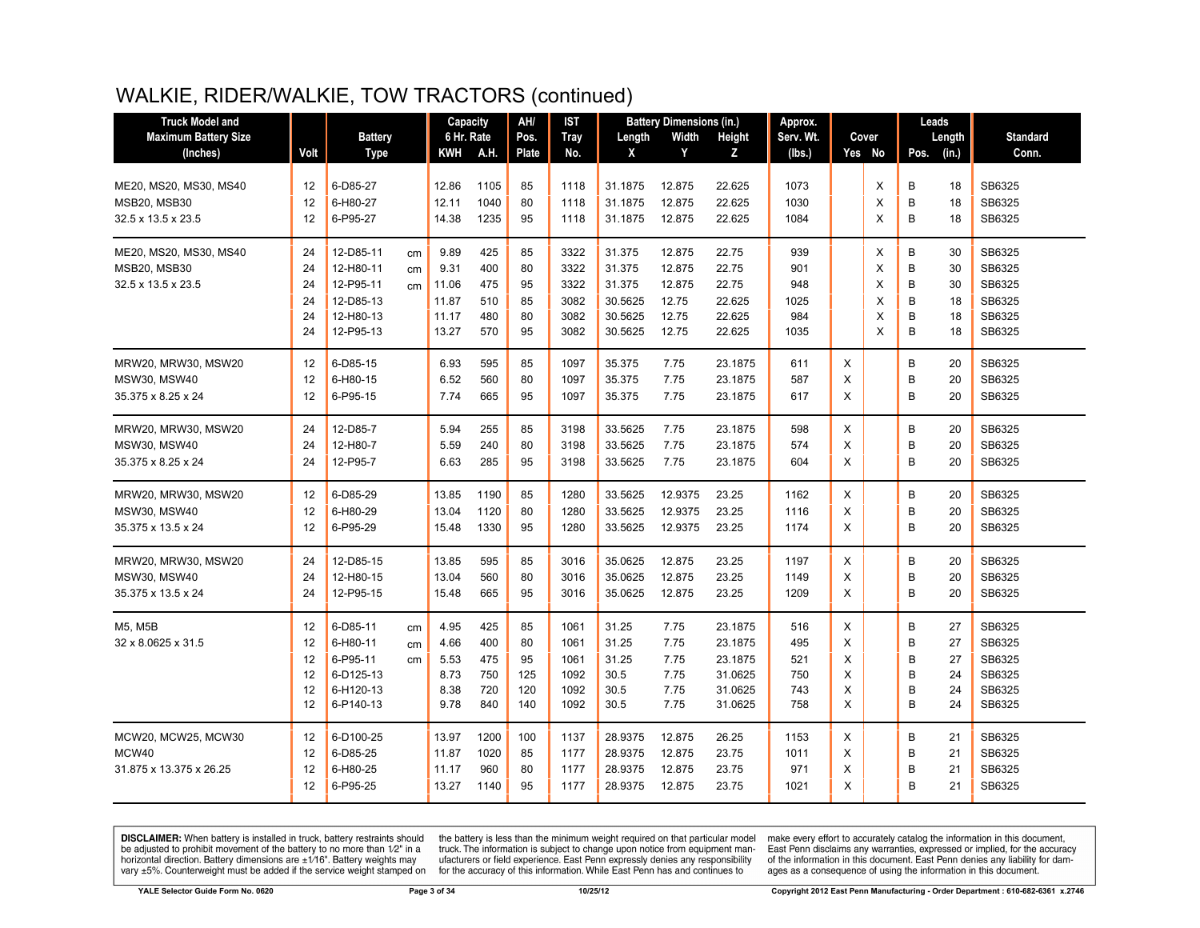# WALKIE, RIDER/WALKIE, TOW TRACTORS (continued)

| Truck Model and Maximum Battery Size (Inches) | Volt | Battery Type | | Capacity 6 Hr. Rate KWH | A.H. | AH/ Pos. Plate | IST Tray No. | Battery Dimensions (in.) Length X | Width Y | Height Z | Approx. Serv. Wt. (lbs.) | Cover Yes | No | Leads Pos. | Length (in.) | Standard Conn. |
|---|---|---|---|---|---|---|---|---|---|---|---|---|---|---|---|---|
| ME20, MS20, MS30, MS40 | 12 | 6-D85-27 | | 12.86 | 1105 | 85 | 1118 | 31.1875 | 12.875 | 22.625 | 1073 | | X | B | 18 | SB6325 |
| MSB20, MSB30 | 12 | 6-H80-27 | | 12.11 | 1040 | 80 | 1118 | 31.1875 | 12.875 | 22.625 | 1030 | | X | B | 18 | SB6325 |
| 32.5 x 13.5 x 23.5 | 12 | 6-P95-27 | | 14.38 | 1235 | 95 | 1118 | 31.1875 | 12.875 | 22.625 | 1084 | | X | B | 18 | SB6325 |
| ME20, MS20, MS30, MS40 | 24 | 12-D85-11 | cm | 9.89 | 425 | 85 | 3322 | 31.375 | 12.875 | 22.75 | 939 | | X | B | 30 | SB6325 |
| MSB20, MSB30 | 24 | 12-H80-11 | cm | 9.31 | 400 | 80 | 3322 | 31.375 | 12.875 | 22.75 | 901 | | X | B | 30 | SB6325 |
| 32.5 x 13.5 x 23.5 | 24 | 12-P95-11 | cm | 11.06 | 475 | 95 | 3322 | 31.375 | 12.875 | 22.75 | 948 | | X | B | 30 | SB6325 |
| | 24 | 12-D85-13 | | 11.87 | 510 | 85 | 3082 | 30.5625 | 12.75 | 22.625 | 1025 | | X | B | 18 | SB6325 |
| | 24 | 12-H80-13 | | 11.17 | 480 | 80 | 3082 | 30.5625 | 12.75 | 22.625 | 984 | | X | B | 18 | SB6325 |
| | 24 | 12-P95-13 | | 13.27 | 570 | 95 | 3082 | 30.5625 | 12.75 | 22.625 | 1035 | | X | B | 18 | SB6325 |
| MRW20, MRW30, MSW20 | 12 | 6-D85-15 | | 6.93 | 595 | 85 | 1097 | 35.375 | 7.75 | 23.1875 | 611 | X | | B | 20 | SB6325 |
| MSW30, MSW40 | 12 | 6-H80-15 | | 6.52 | 560 | 80 | 1097 | 35.375 | 7.75 | 23.1875 | 587 | X | | B | 20 | SB6325 |
| 35.375 x 8.25 x 24 | 12 | 6-P95-15 | | 7.74 | 665 | 95 | 1097 | 35.375 | 7.75 | 23.1875 | 617 | X | | B | 20 | SB6325 |
| MRW20, MRW30, MSW20 | 24 | 12-D85-7 | | 5.94 | 255 | 85 | 3198 | 33.5625 | 7.75 | 23.1875 | 598 | X | | B | 20 | SB6325 |
| MSW30, MSW40 | 24 | 12-H80-7 | | 5.59 | 240 | 80 | 3198 | 33.5625 | 7.75 | 23.1875 | 574 | X | | B | 20 | SB6325 |
| 35.375 x 8.25 x 24 | 24 | 12-P95-7 | | 6.63 | 285 | 95 | 3198 | 33.5625 | 7.75 | 23.1875 | 604 | X | | B | 20 | SB6325 |
| MRW20, MRW30, MSW20 | 12 | 6-D85-29 | | 13.85 | 1190 | 85 | 1280 | 33.5625 | 12.9375 | 23.25 | 1162 | X | | B | 20 | SB6325 |
| MSW30, MSW40 | 12 | 6-H80-29 | | 13.04 | 1120 | 80 | 1280 | 33.5625 | 12.9375 | 23.25 | 1116 | X | | B | 20 | SB6325 |
| 35.375 x 13.5 x 24 | 12 | 6-P95-29 | | 15.48 | 1330 | 95 | 1280 | 33.5625 | 12.9375 | 23.25 | 1174 | X | | B | 20 | SB6325 |
| MRW20, MRW30, MSW20 | 24 | 12-D85-15 | | 13.85 | 595 | 85 | 3016 | 35.0625 | 12.875 | 23.25 | 1197 | X | | B | 20 | SB6325 |
| MSW30, MSW40 | 24 | 12-H80-15 | | 13.04 | 560 | 80 | 3016 | 35.0625 | 12.875 | 23.25 | 1149 | X | | B | 20 | SB6325 |
| 35.375 x 13.5 x 24 | 24 | 12-P95-15 | | 15.48 | 665 | 95 | 3016 | 35.0625 | 12.875 | 23.25 | 1209 | X | | B | 20 | SB6325 |
| M5, M5B | 12 | 6-D85-11 | cm | 4.95 | 425 | 85 | 1061 | 31.25 | 7.75 | 23.1875 | 516 | X | | B | 27 | SB6325 |
| 32 x 8.0625 x 31.5 | 12 | 6-H80-11 | cm | 4.66 | 400 | 80 | 1061 | 31.25 | 7.75 | 23.1875 | 495 | X | | B | 27 | SB6325 |
| | 12 | 6-P95-11 | cm | 5.53 | 475 | 95 | 1061 | 31.25 | 7.75 | 23.1875 | 521 | X | | B | 27 | SB6325 |
| | 12 | 6-D125-13 | | 8.73 | 750 | 125 | 1092 | 30.5 | 7.75 | 31.0625 | 750 | X | | B | 24 | SB6325 |
| | 12 | 6-H120-13 | | 8.38 | 720 | 120 | 1092 | 30.5 | 7.75 | 31.0625 | 743 | X | | B | 24 | SB6325 |
| | 12 | 6-P140-13 | | 9.78 | 840 | 140 | 1092 | 30.5 | 7.75 | 31.0625 | 758 | X | | B | 24 | SB6325 |
| MCW20, MCW25, MCW30 | 12 | 6-D100-25 | | 13.97 | 1200 | 100 | 1137 | 28.9375 | 12.875 | 26.25 | 1153 | X | | B | 21 | SB6325 |
| MCW40 | 12 | 6-D85-25 | | 11.87 | 1020 | 85 | 1177 | 28.9375 | 12.875 | 23.75 | 1011 | X | | B | 21 | SB6325 |
| 31.875 x 13.375 x 26.25 | 12 | 6-H80-25 | | 11.17 | 960 | 80 | 1177 | 28.9375 | 12.875 | 23.75 | 971 | X | | B | 21 | SB6325 |
| | 12 | 6-P95-25 | | 13.27 | 1140 | 95 | 1177 | 28.9375 | 12.875 | 23.75 | 1021 | X | | B | 21 | SB6325 |

**DISCLAIMER:** When battery is installed in truck, battery restraints should be adjusted to prohibit movement of the battery to no more than 1⁄2" in a horizontal direction. Battery dimensions are ±1⁄16". Battery weights may vary ±5%. Counterweight must be added if the service weight stamped on the battery is less than the minimum weight required on that particular model truck. The information is subject to change upon notice from equipment manufacturers or field experience. East Penn expressly denies any responsibility for the accuracy of this information. While East Penn has and continues to make every effort to accurately catalog the information in this document, East Penn disclaims any warranties, expressed or implied, for the accuracy of the information in this document. East Penn denies any liability for damages as a consequence of using the information in this document.

YALE Selector Guide Form No. 0620 | 10/25/12 | Copyright 2012 East Penn Manufacturing - Order Department : 610-682-6361 x.2746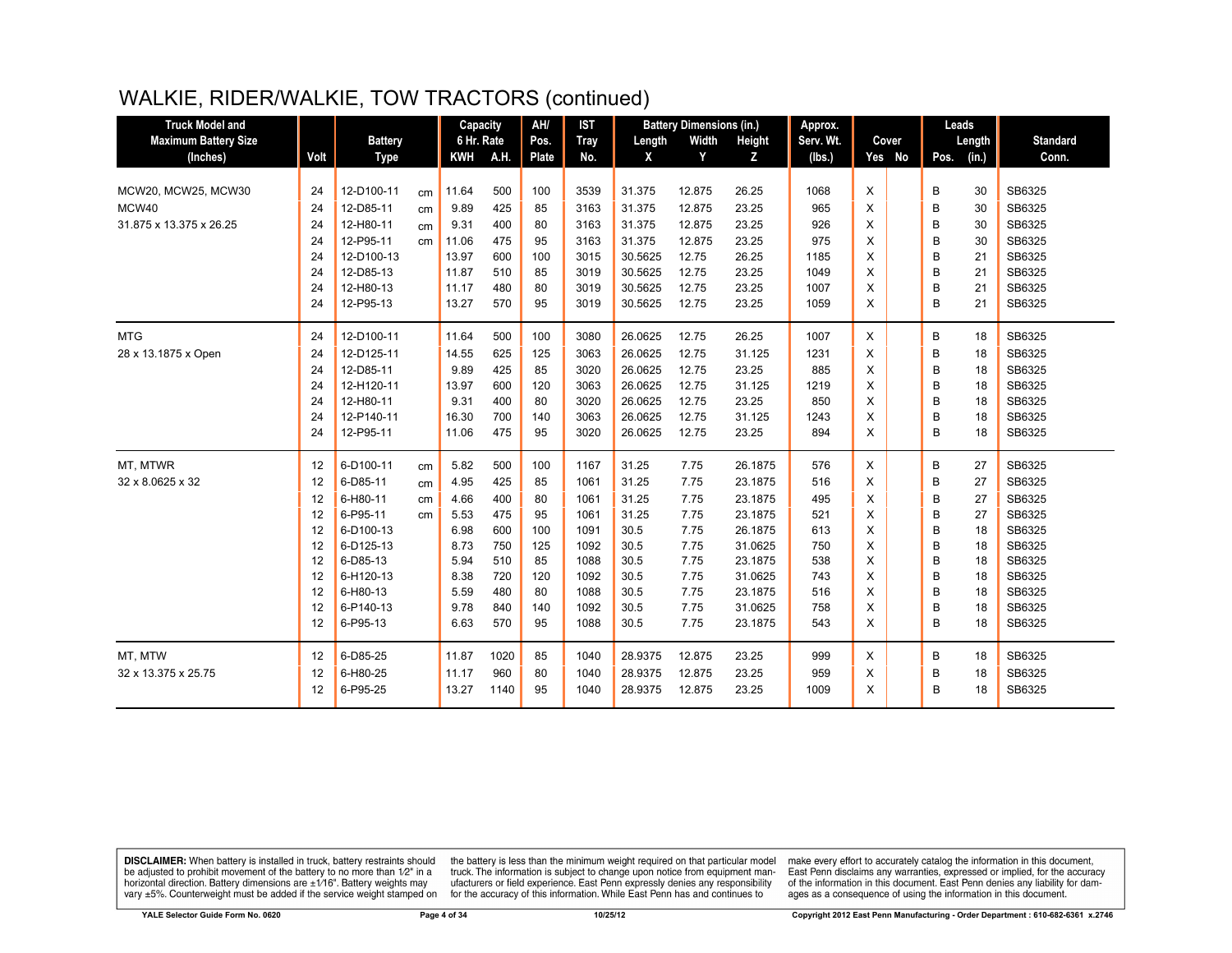# WALKIE, RIDER/WALKIE, TOW TRACTORS (continued)

| Truck Model and Maximum Battery Size (Inches) | Volt | Battery Type | | Capacity 6 Hr. Rate KWH | A.H. | AH/ Pos. Plate | IST Tray No. | Battery Dimensions (in.) Length X | Width Y | Height Z | Approx. Serv. Wt. (lbs.) | Cover Yes | No | Leads Pos. | Length (in.) | Standard Conn. |
|---|---|---|---|---|---|---|---|---|---|---|---|---|---|---|---|---|
| MCW20, MCW25, MCW30 | 24 | 12-D100-11 | cm | 11.64 | 500 | 100 | 3539 | 31.375 | 12.875 | 26.25 | 1068 | X | | B | 30 | SB6325 |
| MCW40 | 24 | 12-D85-11 | cm | 9.89 | 425 | 85 | 3163 | 31.375 | 12.875 | 23.25 | 965 | X | | B | 30 | SB6325 |
| 31.875 x 13.375 x 26.25 | 24 | 12-H80-11 | cm | 9.31 | 400 | 80 | 3163 | 31.375 | 12.875 | 23.25 | 926 | X | | B | 30 | SB6325 |
| | 24 | 12-P95-11 | cm | 11.06 | 475 | 95 | 3163 | 31.375 | 12.875 | 23.25 | 975 | X | | B | 30 | SB6325 |
| | 24 | 12-D100-13 | | 13.97 | 600 | 100 | 3015 | 30.5625 | 12.75 | 26.25 | 1185 | X | | B | 21 | SB6325 |
| | 24 | 12-D85-13 | | 11.87 | 510 | 85 | 3019 | 30.5625 | 12.75 | 23.25 | 1049 | X | | B | 21 | SB6325 |
| | 24 | 12-H80-13 | | 11.17 | 480 | 80 | 3019 | 30.5625 | 12.75 | 23.25 | 1007 | X | | B | 21 | SB6325 |
| | 24 | 12-P95-13 | | 13.27 | 570 | 95 | 3019 | 30.5625 | 12.75 | 23.25 | 1059 | X | | B | 21 | SB6325 |
| MTG | 24 | 12-D100-11 | | 11.64 | 500 | 100 | 3080 | 26.0625 | 12.75 | 26.25 | 1007 | X | | B | 18 | SB6325 |
| 28 x 13.1875 x Open | 24 | 12-D125-11 | | 14.55 | 625 | 125 | 3063 | 26.0625 | 12.75 | 31.125 | 1231 | X | | B | 18 | SB6325 |
| | 24 | 12-D85-11 | | 9.89 | 425 | 85 | 3020 | 26.0625 | 12.75 | 23.25 | 885 | X | | B | 18 | SB6325 |
| | 24 | 12-H120-11 | | 13.97 | 600 | 120 | 3063 | 26.0625 | 12.75 | 31.125 | 1219 | X | | B | 18 | SB6325 |
| | 24 | 12-H80-11 | | 9.31 | 400 | 80 | 3020 | 26.0625 | 12.75 | 23.25 | 850 | X | | B | 18 | SB6325 |
| | 24 | 12-P140-11 | | 16.30 | 700 | 140 | 3063 | 26.0625 | 12.75 | 31.125 | 1243 | X | | B | 18 | SB6325 |
| | 24 | 12-P95-11 | | 11.06 | 475 | 95 | 3020 | 26.0625 | 12.75 | 23.25 | 894 | X | | B | 18 | SB6325 |
| MT, MTWR | 12 | 6-D100-11 | cm | 5.82 | 500 | 100 | 1167 | 31.25 | 7.75 | 26.1875 | 576 | X | | B | 27 | SB6325 |
| 32 x 8.0625 x 32 | 12 | 6-D85-11 | cm | 4.95 | 425 | 85 | 1061 | 31.25 | 7.75 | 23.1875 | 516 | X | | B | 27 | SB6325 |
| | 12 | 6-H80-11 | cm | 4.66 | 400 | 80 | 1061 | 31.25 | 7.75 | 23.1875 | 495 | X | | B | 27 | SB6325 |
| | 12 | 6-P95-11 | cm | 5.53 | 475 | 95 | 1061 | 31.25 | 7.75 | 23.1875 | 521 | X | | B | 27 | SB6325 |
| | 12 | 6-D100-13 | | 6.98 | 600 | 100 | 1091 | 30.5 | 7.75 | 26.1875 | 613 | X | | B | 18 | SB6325 |
| | 12 | 6-D125-13 | | 8.73 | 750 | 125 | 1092 | 30.5 | 7.75 | 31.0625 | 750 | X | | B | 18 | SB6325 |
| | 12 | 6-D85-13 | | 5.94 | 510 | 85 | 1088 | 30.5 | 7.75 | 23.1875 | 538 | X | | B | 18 | SB6325 |
| | 12 | 6-H120-13 | | 8.38 | 720 | 120 | 1092 | 30.5 | 7.75 | 31.0625 | 743 | X | | B | 18 | SB6325 |
| | 12 | 6-H80-13 | | 5.59 | 480 | 80 | 1088 | 30.5 | 7.75 | 23.1875 | 516 | X | | B | 18 | SB6325 |
| | 12 | 6-P140-13 | | 9.78 | 840 | 140 | 1092 | 30.5 | 7.75 | 31.0625 | 758 | X | | B | 18 | SB6325 |
| | 12 | 6-P95-13 | | 6.63 | 570 | 95 | 1088 | 30.5 | 7.75 | 23.1875 | 543 | X | | B | 18 | SB6325 |
| MT, MTW | 12 | 6-D85-25 | | 11.87 | 1020 | 85 | 1040 | 28.9375 | 12.875 | 23.25 | 999 | X | | B | 18 | SB6325 |
| 32 x 13.375 x 25.75 | 12 | 6-H80-25 | | 11.17 | 960 | 80 | 1040 | 28.9375 | 12.875 | 23.25 | 959 | X | | B | 18 | SB6325 |
| | 12 | 6-P95-25 | | 13.27 | 1140 | 95 | 1040 | 28.9375 | 12.875 | 23.25 | 1009 | X | | B | 18 | SB6325 |

**DISCLAIMER:** When battery is installed in truck, battery restraints should be adjusted to prohibit movement of the battery to no more than 1⁄2" in a horizontal direction. Battery dimensions are ±1⁄16". Battery weights may vary ±5%. Counterweight must be added if the service weight stamped on the battery is less than the minimum weight required on that particular model truck. The information is subject to change upon notice from equipment manufacturers or field experience. East Penn expressly denies any responsibility for the accuracy of this information. While East Penn has and continues to make every effort to accurately catalog the information in this document, East Penn disclaims any warranties, expressed or implied, for the accuracy of the information in this document. East Penn denies any liability for damages as a consequence of using the information in this document.

YALE Selector Guide Form No. 0620 | 10/25/12 | Copyright 2012 East Penn Manufacturing - Order Department : 610-682-6361 x.2746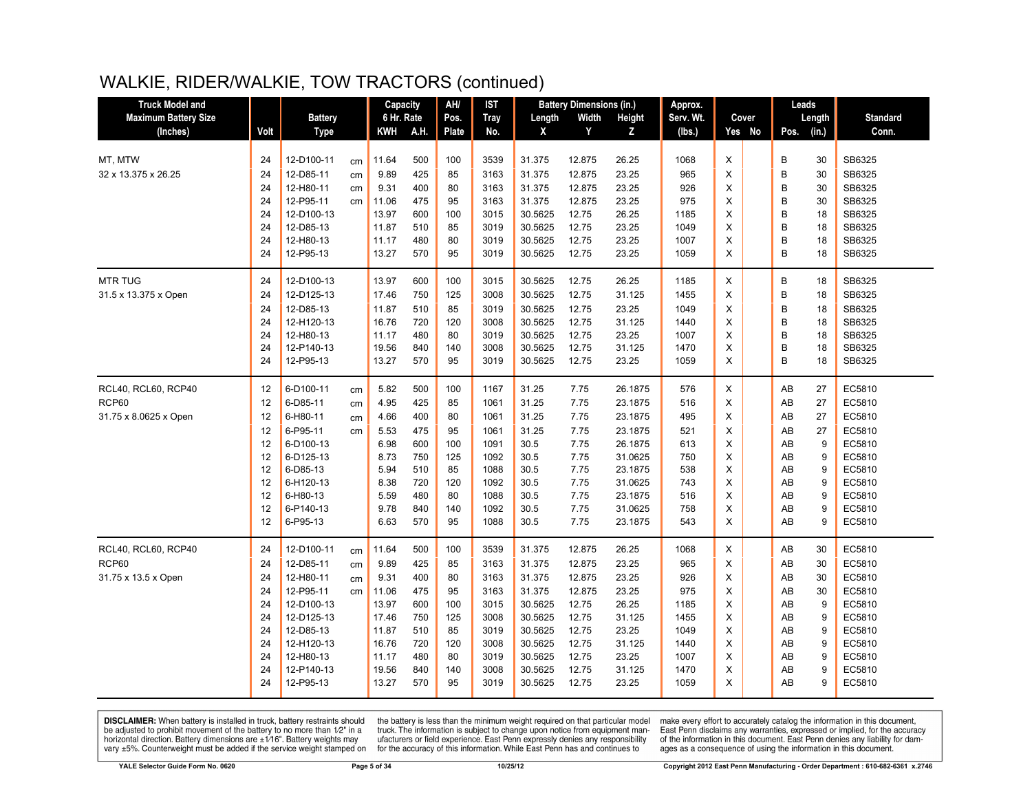# WALKIE, RIDER/WALKIE, TOW TRACTORS (continued)

| Truck Model and Maximum Battery Size (Inches) | Volt | Battery Type | | Capacity 6 Hr. Rate KWH | A.H. | AH/ Pos. Plate | IST Tray No. | Battery Dimensions (in.) Length X | Width Y | Height Z | Approx. Serv. Wt. (lbs.) | Cover Yes | No | Leads Pos. | Length (in.) | Standard Conn. |
|---|---|---|---|---|---|---|---|---|---|---|---|---|---|---|---|---|
| MT, MTW | 24 | 12-D100-11 | cm | 11.64 | 500 | 100 | 3539 | 31.375 | 12.875 | 26.25 | 1068 | X | | B | 30 | SB6325 |
| 32 x 13.375 x 26.25 | 24 | 12-D85-11 | cm | 9.89 | 425 | 85 | 3163 | 31.375 | 12.875 | 23.25 | 965 | X | | B | 30 | SB6325 |
| | 24 | 12-H80-11 | cm | 9.31 | 400 | 80 | 3163 | 31.375 | 12.875 | 23.25 | 926 | X | | B | 30 | SB6325 |
| | 24 | 12-P95-11 | cm | 11.06 | 475 | 95 | 3163 | 31.375 | 12.875 | 23.25 | 975 | X | | B | 30 | SB6325 |
| | 24 | 12-D100-13 | | 13.97 | 600 | 100 | 3015 | 30.5625 | 12.75 | 26.25 | 1185 | X | | B | 18 | SB6325 |
| | 24 | 12-D85-13 | | 11.87 | 510 | 85 | 3019 | 30.5625 | 12.75 | 23.25 | 1049 | X | | B | 18 | SB6325 |
| | 24 | 12-H80-13 | | 11.17 | 480 | 80 | 3019 | 30.5625 | 12.75 | 23.25 | 1007 | X | | B | 18 | SB6325 |
| | 24 | 12-P95-13 | | 13.27 | 570 | 95 | 3019 | 30.5625 | 12.75 | 23.25 | 1059 | X | | B | 18 | SB6325 |
| MTR TUG | 24 | 12-D100-13 | | 13.97 | 600 | 100 | 3015 | 30.5625 | 12.75 | 26.25 | 1185 | X | | B | 18 | SB6325 |
| 31.5 x 13.375 x Open | 24 | 12-D125-13 | | 17.46 | 750 | 125 | 3008 | 30.5625 | 12.75 | 31.125 | 1455 | X | | B | 18 | SB6325 |
| | 24 | 12-D85-13 | | 11.87 | 510 | 85 | 3019 | 30.5625 | 12.75 | 23.25 | 1049 | X | | B | 18 | SB6325 |
| | 24 | 12-H120-13 | | 16.76 | 720 | 120 | 3008 | 30.5625 | 12.75 | 31.125 | 1440 | X | | B | 18 | SB6325 |
| | 24 | 12-H80-13 | | 11.17 | 480 | 80 | 3019 | 30.5625 | 12.75 | 23.25 | 1007 | X | | B | 18 | SB6325 |
| | 24 | 12-P140-13 | | 19.56 | 840 | 140 | 3008 | 30.5625 | 12.75 | 31.125 | 1470 | X | | B | 18 | SB6325 |
| | 24 | 12-P95-13 | | 13.27 | 570 | 95 | 3019 | 30.5625 | 12.75 | 23.25 | 1059 | X | | B | 18 | SB6325 |
| RCL40, RCL60, RCP40 | 12 | 6-D100-11 | cm | 5.82 | 500 | 100 | 1167 | 31.25 | 7.75 | 26.1875 | 576 | X | | AB | 27 | EC5810 |
| RCP60 | 12 | 6-D85-11 | cm | 4.95 | 425 | 85 | 1061 | 31.25 | 7.75 | 23.1875 | 516 | X | | AB | 27 | EC5810 |
| 31.75 x 8.0625 x Open | 12 | 6-H80-11 | cm | 4.66 | 400 | 80 | 1061 | 31.25 | 7.75 | 23.1875 | 495 | X | | AB | 27 | EC5810 |
| | 12 | 6-P95-11 | cm | 5.53 | 475 | 95 | 1061 | 31.25 | 7.75 | 23.1875 | 521 | X | | AB | 27 | EC5810 |
| | 12 | 6-D100-13 | | 6.98 | 600 | 100 | 1091 | 30.5 | 7.75 | 26.1875 | 613 | X | | AB | 9 | EC5810 |
| | 12 | 6-D125-13 | | 8.73 | 750 | 125 | 1092 | 30.5 | 7.75 | 31.0625 | 750 | X | | AB | 9 | EC5810 |
| | 12 | 6-D85-13 | | 5.94 | 510 | 85 | 1088 | 30.5 | 7.75 | 23.1875 | 538 | X | | AB | 9 | EC5810 |
| | 12 | 6-H120-13 | | 8.38 | 720 | 120 | 1092 | 30.5 | 7.75 | 31.0625 | 743 | X | | AB | 9 | EC5810 |
| | 12 | 6-H80-13 | | 5.59 | 480 | 80 | 1088 | 30.5 | 7.75 | 23.1875 | 516 | X | | AB | 9 | EC5810 |
| | 12 | 6-P140-13 | | 9.78 | 840 | 140 | 1092 | 30.5 | 7.75 | 31.0625 | 758 | X | | AB | 9 | EC5810 |
| | 12 | 6-P95-13 | | 6.63 | 570 | 95 | 1088 | 30.5 | 7.75 | 23.1875 | 543 | X | | AB | 9 | EC5810 |
| RCL40, RCL60, RCP40 | 24 | 12-D100-11 | cm | 11.64 | 500 | 100 | 3539 | 31.375 | 12.875 | 26.25 | 1068 | X | | AB | 30 | EC5810 |
| RCP60 | 24 | 12-D85-11 | cm | 9.89 | 425 | 85 | 3163 | 31.375 | 12.875 | 23.25 | 965 | X | | AB | 30 | EC5810 |
| 31.75 x 13.5 x Open | 24 | 12-H80-11 | cm | 9.31 | 400 | 80 | 3163 | 31.375 | 12.875 | 23.25 | 926 | X | | AB | 30 | EC5810 |
| | 24 | 12-P95-11 | cm | 11.06 | 475 | 95 | 3163 | 31.375 | 12.875 | 23.25 | 975 | X | | AB | 30 | EC5810 |
| | 24 | 12-D100-13 | | 13.97 | 600 | 100 | 3015 | 30.5625 | 12.75 | 26.25 | 1185 | X | | AB | 9 | EC5810 |
| | 24 | 12-D125-13 | | 17.46 | 750 | 125 | 3008 | 30.5625 | 12.75 | 31.125 | 1455 | X | | AB | 9 | EC5810 |
| | 24 | 12-D85-13 | | 11.87 | 510 | 85 | 3019 | 30.5625 | 12.75 | 23.25 | 1049 | X | | AB | 9 | EC5810 |
| | 24 | 12-H120-13 | | 16.76 | 720 | 120 | 3008 | 30.5625 | 12.75 | 31.125 | 1440 | X | | AB | 9 | EC5810 |
| | 24 | 12-H80-13 | | 11.17 | 480 | 80 | 3019 | 30.5625 | 12.75 | 23.25 | 1007 | X | | AB | 9 | EC5810 |
| | 24 | 12-P140-13 | | 19.56 | 840 | 140 | 3008 | 30.5625 | 12.75 | 31.125 | 1470 | X | | AB | 9 | EC5810 |
| | 24 | 12-P95-13 | | 13.27 | 570 | 95 | 3019 | 30.5625 | 12.75 | 23.25 | 1059 | X | | AB | 9 | EC5810 |

**DISCLAIMER:** When battery is installed in truck, battery restraints should be adjusted to prohibit movement of the battery to no more than 1⁄2" in a horizontal direction. Battery dimensions are ±1⁄16". Battery weights may vary ±5%. Counterweight must be added if the service weight stamped on the battery is less than the minimum weight required on that particular model truck. The information is subject to change upon notice from equipment manufacturers or field experience. East Penn expressly denies any responsibility for the accuracy of this information. While East Penn has and continues to make every effort to accurately catalog the information in this document, East Penn disclaims any warranties, expressed or implied, for the accuracy of the information in this document. East Penn denies any liability for damages as a consequence of using the information in this document.

YALE Selector Guide Form No. 0620 | 10/25/12 | Copyright 2012 East Penn Manufacturing - Order Department : 610-682-6361 x.2746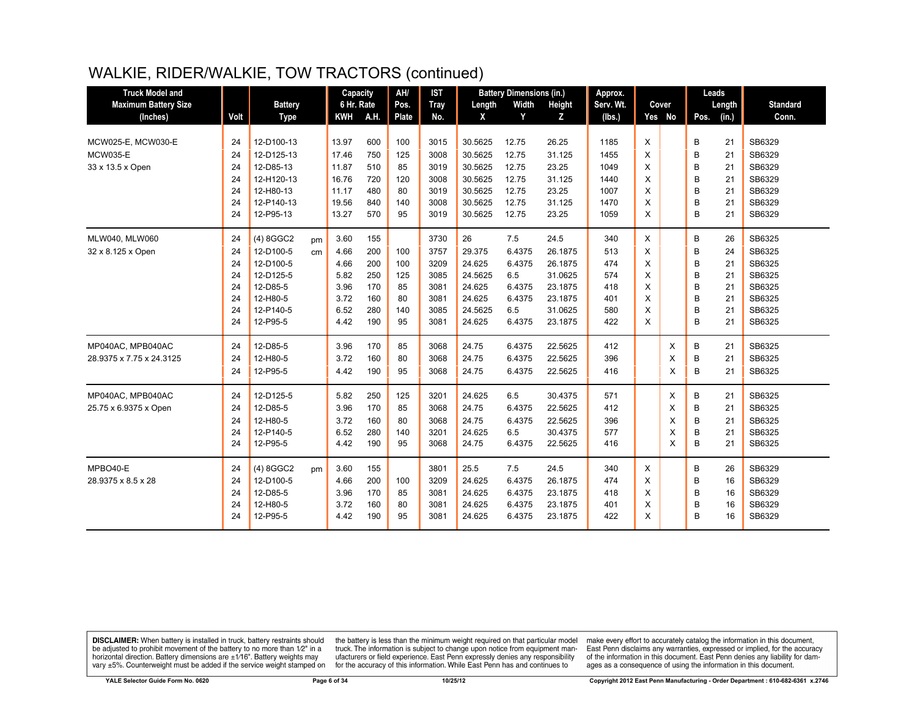# WALKIE, RIDER/WALKIE, TOW TRACTORS (continued)

| Truck Model and Maximum Battery Size (Inches) | Volt | Battery Type | | Capacity 6 Hr. Rate | | AH/ Pos. Plate | IST Tray No. | Battery Dimensions (in.) | | | Approx. Serv. Wt. (lbs.) | Cover | | Leads | | Standard Conn. |
|---|---|---|---|---|---|---|---|---|---|---|---|---|---|---|---|---|
| | | | | KWH | A.H. | | | Length X | Width Y | Height Z | | Yes | No | Pos. | Length (in.) | |
| MCW025-E, MCW030-E | 24 | 12-D100-13 | | 13.97 | 600 | 100 | 3015 | 30.5625 | 12.75 | 26.25 | 1185 | X | | B | 21 | SB6329 |
| MCW035-E | 24 | 12-D125-13 | | 17.46 | 750 | 125 | 3008 | 30.5625 | 12.75 | 31.125 | 1455 | X | | B | 21 | SB6329 |
| 33 x 13.5 x Open | 24 | 12-D85-13 | | 11.87 | 510 | 85 | 3019 | 30.5625 | 12.75 | 23.25 | 1049 | X | | B | 21 | SB6329 |
| | 24 | 12-H120-13 | | 16.76 | 720 | 120 | 3008 | 30.5625 | 12.75 | 31.125 | 1440 | X | | B | 21 | SB6329 |
| | 24 | 12-H80-13 | | 11.17 | 480 | 80 | 3019 | 30.5625 | 12.75 | 23.25 | 1007 | X | | B | 21 | SB6329 |
| | 24 | 12-P140-13 | | 19.56 | 840 | 140 | 3008 | 30.5625 | 12.75 | 31.125 | 1470 | X | | B | 21 | SB6329 |
| | 24 | 12-P95-13 | | 13.27 | 570 | 95 | 3019 | 30.5625 | 12.75 | 23.25 | 1059 | X | | B | 21 | SB6329 |
| MLW040, MLW060 | 24 | (4) 8GGC2 | pm | 3.60 | 155 | | 3730 | 26 | 7.5 | 24.5 | 340 | X | | B | 26 | SB6325 |
| 32 x 8.125 x Open | 24 | 12-D100-5 | cm | 4.66 | 200 | 100 | 3757 | 29.375 | 6.4375 | 26.1875 | 513 | X | | B | 24 | SB6325 |
| | 24 | 12-D100-5 | | 4.66 | 200 | 100 | 3209 | 24.625 | 6.4375 | 26.1875 | 474 | X | | B | 21 | SB6325 |
| | 24 | 12-D125-5 | | 5.82 | 250 | 125 | 3085 | 24.5625 | 6.5 | 31.0625 | 574 | X | | B | 21 | SB6325 |
| | 24 | 12-D85-5 | | 3.96 | 170 | 85 | 3081 | 24.625 | 6.4375 | 23.1875 | 418 | X | | B | 21 | SB6325 |
| | 24 | 12-H80-5 | | 3.72 | 160 | 80 | 3081 | 24.625 | 6.4375 | 23.1875 | 401 | X | | B | 21 | SB6325 |
| | 24 | 12-P140-5 | | 6.52 | 280 | 140 | 3085 | 24.5625 | 6.5 | 31.0625 | 580 | X | | B | 21 | SB6325 |
| | 24 | 12-P95-5 | | 4.42 | 190 | 95 | 3081 | 24.625 | 6.4375 | 23.1875 | 422 | X | | B | 21 | SB6325 |
| MP040AC, MPB040AC | 24 | 12-D85-5 | | 3.96 | 170 | 85 | 3068 | 24.75 | 6.4375 | 22.5625 | 412 | | X | B | 21 | SB6325 |
| 28.9375 x 7.75 x 24.3125 | 24 | 12-H80-5 | | 3.72 | 160 | 80 | 3068 | 24.75 | 6.4375 | 22.5625 | 396 | | X | B | 21 | SB6325 |
| | 24 | 12-P95-5 | | 4.42 | 190 | 95 | 3068 | 24.75 | 6.4375 | 22.5625 | 416 | | X | B | 21 | SB6325 |
| MP040AC, MPB040AC | 24 | 12-D125-5 | | 5.82 | 250 | 125 | 3201 | 24.625 | 6.5 | 30.4375 | 571 | | X | B | 21 | SB6325 |
| 25.75 x 6.9375 x Open | 24 | 12-D85-5 | | 3.96 | 170 | 85 | 3068 | 24.75 | 6.4375 | 22.5625 | 412 | | X | B | 21 | SB6325 |
| | 24 | 12-H80-5 | | 3.72 | 160 | 80 | 3068 | 24.75 | 6.4375 | 22.5625 | 396 | | X | B | 21 | SB6325 |
| | 24 | 12-P140-5 | | 6.52 | 280 | 140 | 3201 | 24.625 | 6.5 | 30.4375 | 577 | | X | B | 21 | SB6325 |
| | 24 | 12-P95-5 | | 4.42 | 190 | 95 | 3068 | 24.75 | 6.4375 | 22.5625 | 416 | | X | B | 21 | SB6325 |
| MPBO40-E | 24 | (4) 8GGC2 | pm | 3.60 | 155 | | 3801 | 25.5 | 7.5 | 24.5 | 340 | X | | B | 26 | SB6329 |
| 28.9375 x 8.5 x 28 | 24 | 12-D100-5 | | 4.66 | 200 | 100 | 3209 | 24.625 | 6.4375 | 26.1875 | 474 | X | | B | 16 | SB6329 |
| | 24 | 12-D85-5 | | 3.96 | 170 | 85 | 3081 | 24.625 | 6.4375 | 23.1875 | 418 | X | | B | 16 | SB6329 |
| | 24 | 12-H80-5 | | 3.72 | 160 | 80 | 3081 | 24.625 | 6.4375 | 23.1875 | 401 | X | | B | 16 | SB6329 |
| | 24 | 12-P95-5 | | 4.42 | 190 | 95 | 3081 | 24.625 | 6.4375 | 23.1875 | 422 | X | | B | 16 | SB6329 |

**DISCLAIMER:** When battery is installed in truck, battery restraints should be adjusted to prohibit movement of the battery to no more than 1⁄2" in a horizontal direction. Battery dimensions are ±1⁄16". Battery weights may vary ±5%. Counterweight must be added if the service weight stamped on the battery is less than the minimum weight required on that particular model truck. The information is subject to change upon notice from equipment manufacturers or field experience. East Penn expressly denies any responsibility for the accuracy of this information. While East Penn has and continues to make every effort to accurately catalog the information in this document, East Penn disclaims any warranties, expressed or implied, for the accuracy of the information in this document. East Penn denies any liability for damages as a consequence of using the information in this document.

YALE Selector Guide Form No. 0620 — 10/25/12 — Copyright 2012 East Penn Manufacturing - Order Department : 610-682-6361 x.2746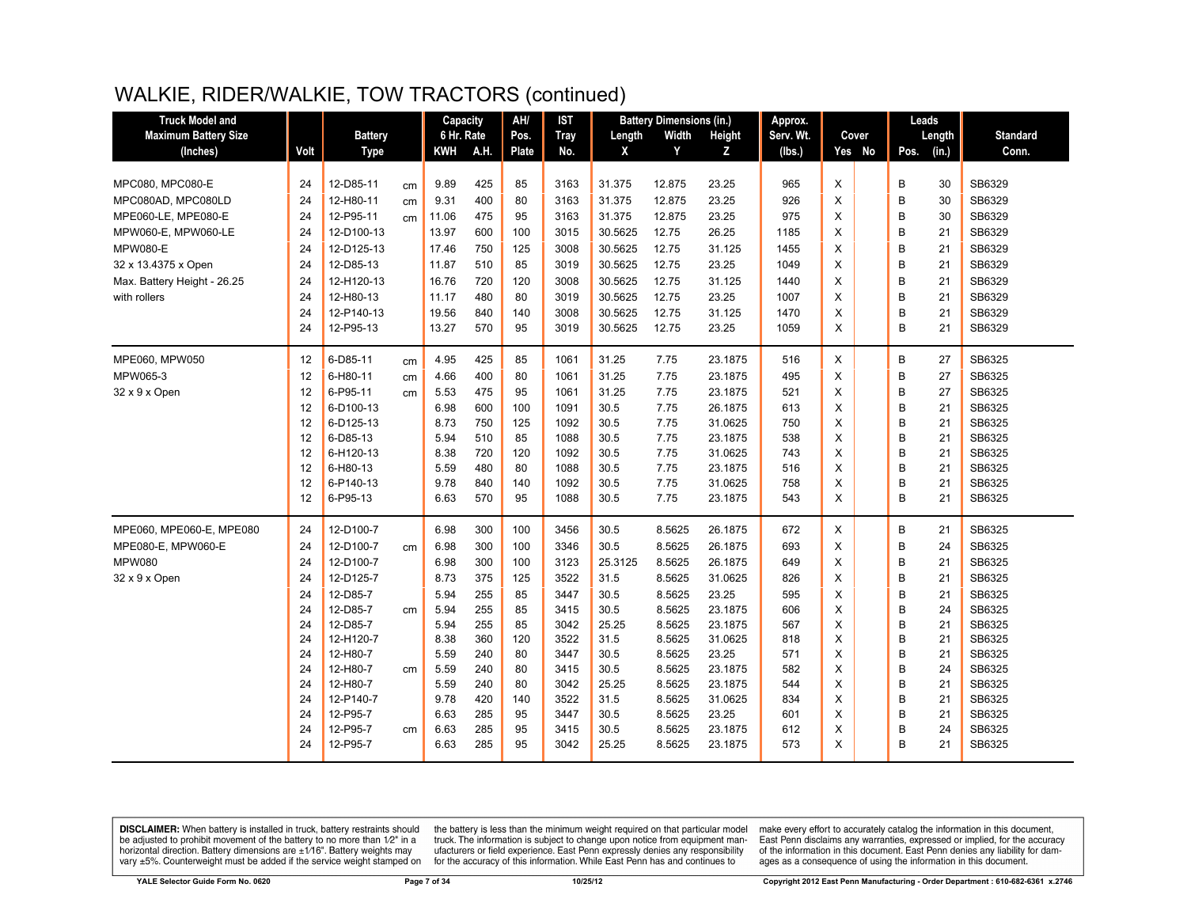# WALKIE, RIDER/WALKIE, TOW TRACTORS (continued)

| Truck Model and Maximum Battery Size (Inches) | Volt | Battery Type | | Capacity 6 Hr. Rate KWH | A.H. | AH/ Pos. Plate | IST Tray No. | Battery Dimensions (in.) Length X | Width Y | Height Z | Approx. Serv. Wt. (lbs.) | Cover Yes | No | Leads Pos. | Length (in.) | Standard Conn. |
|---|---|---|---|---|---|---|---|---|---|---|---|---|---|---|---|---|
| MPC080, MPC080-E | 24 | 12-D85-11 | cm | 9.89 | 425 | 85 | 3163 | 31.375 | 12.875 | 23.25 | 965 | X | | B | 30 | SB6329 |
| MPC080AD, MPC080LD | 24 | 12-H80-11 | cm | 9.31 | 400 | 80 | 3163 | 31.375 | 12.875 | 23.25 | 926 | X | | B | 30 | SB6329 |
| MPE060-LE, MPE080-E | 24 | 12-P95-11 | cm | 11.06 | 475 | 95 | 3163 | 31.375 | 12.875 | 23.25 | 975 | X | | B | 30 | SB6329 |
| MPW060-E, MPW060-LE | 24 | 12-D100-13 | | 13.97 | 600 | 100 | 3015 | 30.5625 | 12.75 | 26.25 | 1185 | X | | B | 21 | SB6329 |
| MPW080-E | 24 | 12-D125-13 | | 17.46 | 750 | 125 | 3008 | 30.5625 | 12.75 | 31.125 | 1455 | X | | B | 21 | SB6329 |
| 32 x 13.4375 x Open | 24 | 12-D85-13 | | 11.87 | 510 | 85 | 3019 | 30.5625 | 12.75 | 23.25 | 1049 | X | | B | 21 | SB6329 |
| Max. Battery Height - 26.25 | 24 | 12-H120-13 | | 16.76 | 720 | 120 | 3008 | 30.5625 | 12.75 | 31.125 | 1440 | X | | B | 21 | SB6329 |
| with rollers | 24 | 12-H80-13 | | 11.17 | 480 | 80 | 3019 | 30.5625 | 12.75 | 23.25 | 1007 | X | | B | 21 | SB6329 |
| | 24 | 12-P140-13 | | 19.56 | 840 | 140 | 3008 | 30.5625 | 12.75 | 31.125 | 1470 | X | | B | 21 | SB6329 |
| | 24 | 12-P95-13 | | 13.27 | 570 | 95 | 3019 | 30.5625 | 12.75 | 23.25 | 1059 | X | | B | 21 | SB6329 |
| MPE060, MPW050 | 12 | 6-D85-11 | cm | 4.95 | 425 | 85 | 1061 | 31.25 | 7.75 | 23.1875 | 516 | X | | B | 27 | SB6325 |
| MPW065-3 | 12 | 6-H80-11 | cm | 4.66 | 400 | 80 | 1061 | 31.25 | 7.75 | 23.1875 | 495 | X | | B | 27 | SB6325 |
| 32 x 9 x Open | 12 | 6-P95-11 | cm | 5.53 | 475 | 95 | 1061 | 31.25 | 7.75 | 23.1875 | 521 | X | | B | 27 | SB6325 |
| | 12 | 6-D100-13 | | 6.98 | 600 | 100 | 1091 | 30.5 | 7.75 | 26.1875 | 613 | X | | B | 21 | SB6325 |
| | 12 | 6-D125-13 | | 8.73 | 750 | 125 | 1092 | 30.5 | 7.75 | 31.0625 | 750 | X | | B | 21 | SB6325 |
| | 12 | 6-D85-13 | | 5.94 | 510 | 85 | 1088 | 30.5 | 7.75 | 23.1875 | 538 | X | | B | 21 | SB6325 |
| | 12 | 6-H120-13 | | 8.38 | 720 | 120 | 1092 | 30.5 | 7.75 | 31.0625 | 743 | X | | B | 21 | SB6325 |
| | 12 | 6-H80-13 | | 5.59 | 480 | 80 | 1088 | 30.5 | 7.75 | 23.1875 | 516 | X | | B | 21 | SB6325 |
| | 12 | 6-P140-13 | | 9.78 | 840 | 140 | 1092 | 30.5 | 7.75 | 31.0625 | 758 | X | | B | 21 | SB6325 |
| | 12 | 6-P95-13 | | 6.63 | 570 | 95 | 1088 | 30.5 | 7.75 | 23.1875 | 543 | X | | B | 21 | SB6325 |
| MPE060, MPE060-E, MPE080 | 24 | 12-D100-7 | | 6.98 | 300 | 100 | 3456 | 30.5 | 8.5625 | 26.1875 | 672 | X | | B | 21 | SB6325 |
| MPE080-E, MPW060-E | 24 | 12-D100-7 | cm | 6.98 | 300 | 100 | 3346 | 30.5 | 8.5625 | 26.1875 | 693 | X | | B | 24 | SB6325 |
| MPW080 | 24 | 12-D100-7 | | 6.98 | 300 | 100 | 3123 | 25.3125 | 8.5625 | 26.1875 | 649 | X | | B | 21 | SB6325 |
| 32 x 9 x Open | 24 | 12-D125-7 | | 8.73 | 375 | 125 | 3522 | 31.5 | 8.5625 | 31.0625 | 826 | X | | B | 21 | SB6325 |
| | 24 | 12-D85-7 | | 5.94 | 255 | 85 | 3447 | 30.5 | 8.5625 | 23.25 | 595 | X | | B | 21 | SB6325 |
| | 24 | 12-D85-7 | cm | 5.94 | 255 | 85 | 3415 | 30.5 | 8.5625 | 23.1875 | 606 | X | | B | 24 | SB6325 |
| | 24 | 12-D85-7 | | 5.94 | 255 | 85 | 3042 | 25.25 | 8.5625 | 23.1875 | 567 | X | | B | 21 | SB6325 |
| | 24 | 12-H120-7 | | 8.38 | 360 | 120 | 3522 | 31.5 | 8.5625 | 31.0625 | 818 | X | | B | 21 | SB6325 |
| | 24 | 12-H80-7 | | 5.59 | 240 | 80 | 3447 | 30.5 | 8.5625 | 23.25 | 571 | X | | B | 21 | SB6325 |
| | 24 | 12-H80-7 | cm | 5.59 | 240 | 80 | 3415 | 30.5 | 8.5625 | 23.1875 | 582 | X | | B | 24 | SB6325 |
| | 24 | 12-H80-7 | | 5.59 | 240 | 80 | 3042 | 25.25 | 8.5625 | 23.1875 | 544 | X | | B | 21 | SB6325 |
| | 24 | 12-P140-7 | | 9.78 | 420 | 140 | 3522 | 31.5 | 8.5625 | 31.0625 | 834 | X | | B | 21 | SB6325 |
| | 24 | 12-P95-7 | | 6.63 | 285 | 95 | 3447 | 30.5 | 8.5625 | 23.25 | 601 | X | | B | 21 | SB6325 |
| | 24 | 12-P95-7 | cm | 6.63 | 285 | 95 | 3415 | 30.5 | 8.5625 | 23.1875 | 612 | X | | B | 24 | SB6325 |
| | 24 | 12-P95-7 | | 6.63 | 285 | 95 | 3042 | 25.25 | 8.5625 | 23.1875 | 573 | X | | B | 21 | SB6325 |

**DISCLAIMER:** When battery is installed in truck, battery restraints should be adjusted to prohibit movement of the battery to no more than 1⁄2" in a horizontal direction. Battery dimensions are ±1⁄16". Battery weights may vary ±5%. Counterweight must be added if the service weight stamped on the battery is less than the minimum weight required on that particular model truck. The information is subject to change upon notice from equipment manufacturers or field experience. East Penn expressly denies any responsibility for the accuracy of this information. While East Penn has and continues to make every effort to accurately catalog the information in this document, East Penn disclaims any warranties, expressed or implied, for the accuracy of the information in this document. East Penn denies any liability for damages as a consequence of using the information in this document.

YALE Selector Guide Form No. 0620 | 10/25/12 | Copyright 2012 East Penn Manufacturing - Order Department : 610-682-6361 x.2746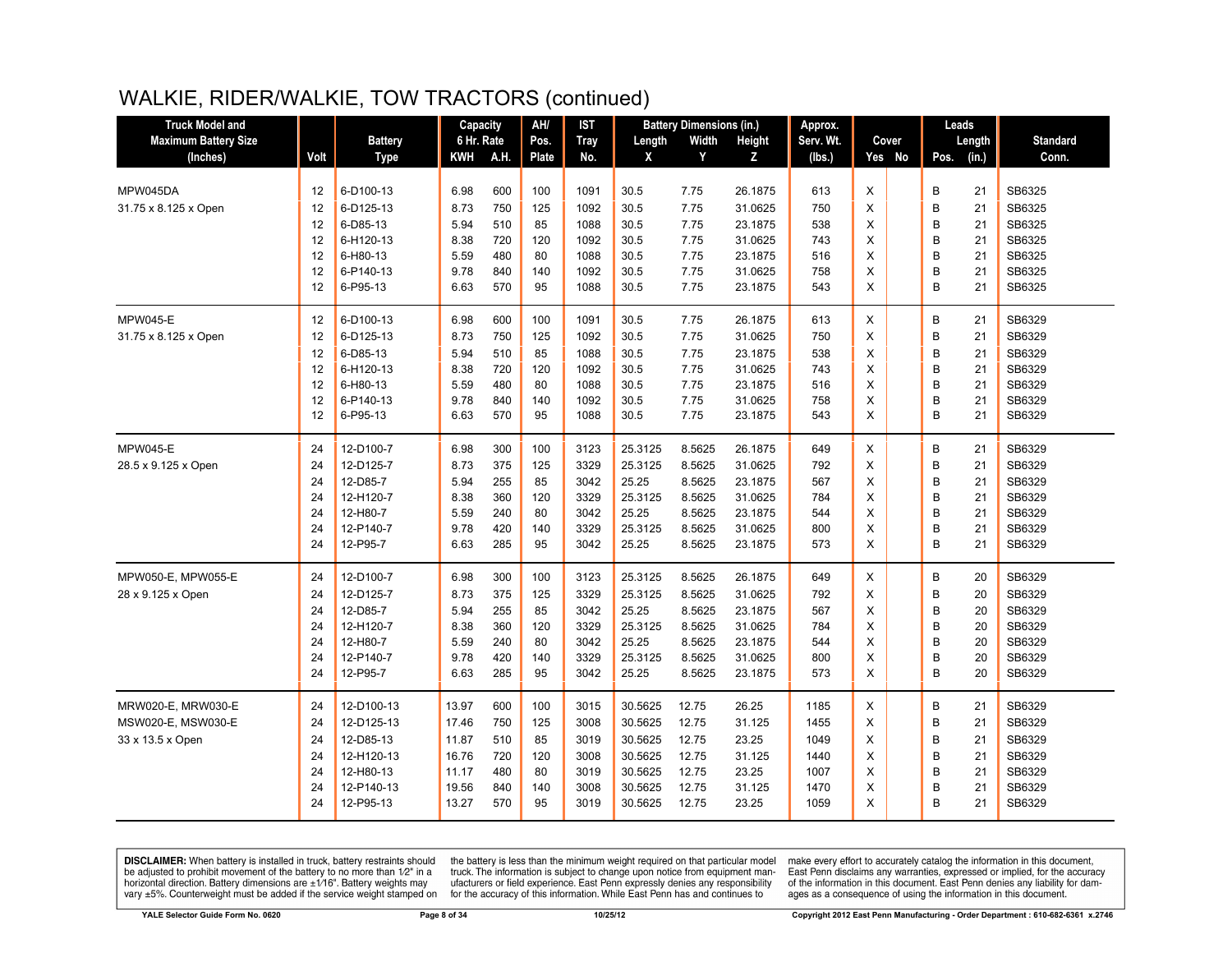# WALKIE, RIDER/WALKIE, TOW TRACTORS (continued)

| Truck Model and Maximum Battery Size (Inches) | Volt | Battery Type | Capacity 6 Hr. Rate KWH | A.H. | AH/ Pos. Plate | IST Tray No. | Battery Dimensions (in.) Length X | Width Y | Height Z | Approx. Serv. Wt. (lbs.) | Cover Yes | No | Leads Pos. | Length (in.) | Standard Conn. |
|---|---|---|---|---|---|---|---|---|---|---|---|---|---|---|---|
| MPW045DA | 12 | 6-D100-13 | 6.98 | 600 | 100 | 1091 | 30.5 | 7.75 | 26.1875 | 613 | X | | B | 21 | SB6325 |
| 31.75 x 8.125 x Open | 12 | 6-D125-13 | 8.73 | 750 | 125 | 1092 | 30.5 | 7.75 | 31.0625 | 750 | X | | B | 21 | SB6325 |
| | 12 | 6-D85-13 | 5.94 | 510 | 85 | 1088 | 30.5 | 7.75 | 23.1875 | 538 | X | | B | 21 | SB6325 |
| | 12 | 6-H120-13 | 8.38 | 720 | 120 | 1092 | 30.5 | 7.75 | 31.0625 | 743 | X | | B | 21 | SB6325 |
| | 12 | 6-H80-13 | 5.59 | 480 | 80 | 1088 | 30.5 | 7.75 | 23.1875 | 516 | X | | B | 21 | SB6325 |
| | 12 | 6-P140-13 | 9.78 | 840 | 140 | 1092 | 30.5 | 7.75 | 31.0625 | 758 | X | | B | 21 | SB6325 |
| | 12 | 6-P95-13 | 6.63 | 570 | 95 | 1088 | 30.5 | 7.75 | 23.1875 | 543 | X | | B | 21 | SB6325 |
| MPW045-E | 12 | 6-D100-13 | 6.98 | 600 | 100 | 1091 | 30.5 | 7.75 | 26.1875 | 613 | X | | B | 21 | SB6329 |
| 31.75 x 8.125 x Open | 12 | 6-D125-13 | 8.73 | 750 | 125 | 1092 | 30.5 | 7.75 | 31.0625 | 750 | X | | B | 21 | SB6329 |
| | 12 | 6-D85-13 | 5.94 | 510 | 85 | 1088 | 30.5 | 7.75 | 23.1875 | 538 | X | | B | 21 | SB6329 |
| | 12 | 6-H120-13 | 8.38 | 720 | 120 | 1092 | 30.5 | 7.75 | 31.0625 | 743 | X | | B | 21 | SB6329 |
| | 12 | 6-H80-13 | 5.59 | 480 | 80 | 1088 | 30.5 | 7.75 | 23.1875 | 516 | X | | B | 21 | SB6329 |
| | 12 | 6-P140-13 | 9.78 | 840 | 140 | 1092 | 30.5 | 7.75 | 31.0625 | 758 | X | | B | 21 | SB6329 |
| | 12 | 6-P95-13 | 6.63 | 570 | 95 | 1088 | 30.5 | 7.75 | 23.1875 | 543 | X | | B | 21 | SB6329 |
| MPW045-E | 24 | 12-D100-7 | 6.98 | 300 | 100 | 3123 | 25.3125 | 8.5625 | 26.1875 | 649 | X | | B | 21 | SB6329 |
| 28.5 x 9.125 x Open | 24 | 12-D125-7 | 8.73 | 375 | 125 | 3329 | 25.3125 | 8.5625 | 31.0625 | 792 | X | | B | 21 | SB6329 |
| | 24 | 12-D85-7 | 5.94 | 255 | 85 | 3042 | 25.25 | 8.5625 | 23.1875 | 567 | X | | B | 21 | SB6329 |
| | 24 | 12-H120-7 | 8.38 | 360 | 120 | 3329 | 25.3125 | 8.5625 | 31.0625 | 784 | X | | B | 21 | SB6329 |
| | 24 | 12-H80-7 | 5.59 | 240 | 80 | 3042 | 25.25 | 8.5625 | 23.1875 | 544 | X | | B | 21 | SB6329 |
| | 24 | 12-P140-7 | 9.78 | 420 | 140 | 3329 | 25.3125 | 8.5625 | 31.0625 | 800 | X | | B | 21 | SB6329 |
| | 24 | 12-P95-7 | 6.63 | 285 | 95 | 3042 | 25.25 | 8.5625 | 23.1875 | 573 | X | | B | 21 | SB6329 |
| MPW050-E, MPW055-E | 24 | 12-D100-7 | 6.98 | 300 | 100 | 3123 | 25.3125 | 8.5625 | 26.1875 | 649 | X | | B | 20 | SB6329 |
| 28 x 9.125 x Open | 24 | 12-D125-7 | 8.73 | 375 | 125 | 3329 | 25.3125 | 8.5625 | 31.0625 | 792 | X | | B | 20 | SB6329 |
| | 24 | 12-D85-7 | 5.94 | 255 | 85 | 3042 | 25.25 | 8.5625 | 23.1875 | 567 | X | | B | 20 | SB6329 |
| | 24 | 12-H120-7 | 8.38 | 360 | 120 | 3329 | 25.3125 | 8.5625 | 31.0625 | 784 | X | | B | 20 | SB6329 |
| | 24 | 12-H80-7 | 5.59 | 240 | 80 | 3042 | 25.25 | 8.5625 | 23.1875 | 544 | X | | B | 20 | SB6329 |
| | 24 | 12-P140-7 | 9.78 | 420 | 140 | 3329 | 25.3125 | 8.5625 | 31.0625 | 800 | X | | B | 20 | SB6329 |
| | 24 | 12-P95-7 | 6.63 | 285 | 95 | 3042 | 25.25 | 8.5625 | 23.1875 | 573 | X | | B | 20 | SB6329 |
| MRW020-E, MRW030-E | 24 | 12-D100-13 | 13.97 | 600 | 100 | 3015 | 30.5625 | 12.75 | 26.25 | 1185 | X | | B | 21 | SB6329 |
| MSW020-E, MSW030-E | 24 | 12-D125-13 | 17.46 | 750 | 125 | 3008 | 30.5625 | 12.75 | 31.125 | 1455 | X | | B | 21 | SB6329 |
| 33 x 13.5 x Open | 24 | 12-D85-13 | 11.87 | 510 | 85 | 3019 | 30.5625 | 12.75 | 23.25 | 1049 | X | | B | 21 | SB6329 |
| | 24 | 12-H120-13 | 16.76 | 720 | 120 | 3008 | 30.5625 | 12.75 | 31.125 | 1440 | X | | B | 21 | SB6329 |
| | 24 | 12-H80-13 | 11.17 | 480 | 80 | 3019 | 30.5625 | 12.75 | 23.25 | 1007 | X | | B | 21 | SB6329 |
| | 24 | 12-P140-13 | 19.56 | 840 | 140 | 3008 | 30.5625 | 12.75 | 31.125 | 1470 | X | | B | 21 | SB6329 |
| | 24 | 12-P95-13 | 13.27 | 570 | 95 | 3019 | 30.5625 | 12.75 | 23.25 | 1059 | X | | B | 21 | SB6329 |

**DISCLAIMER:** When battery is installed in truck, battery restraints should be adjusted to prohibit movement of the battery to no more than 1⁄2" in a horizontal direction. Battery dimensions are ±1⁄16". Battery weights may vary ±5%. Counterweight must be added if the service weight stamped on the battery is less than the minimum weight required on that particular model truck. The information is subject to change upon notice from equipment manufacturers or field experience. East Penn expressly denies any responsibility for the accuracy of this information. While East Penn has and continues to make every effort to accurately catalog the information in this document, East Penn disclaims any warranties, expressed or implied, for the accuracy of the information in this document. East Penn denies any liability for damages as a consequence of using the information in this document.

YALE Selector Guide Form No. 0620 | 10/25/12 | Copyright 2012 East Penn Manufacturing - Order Department : 610-682-6361 x.2746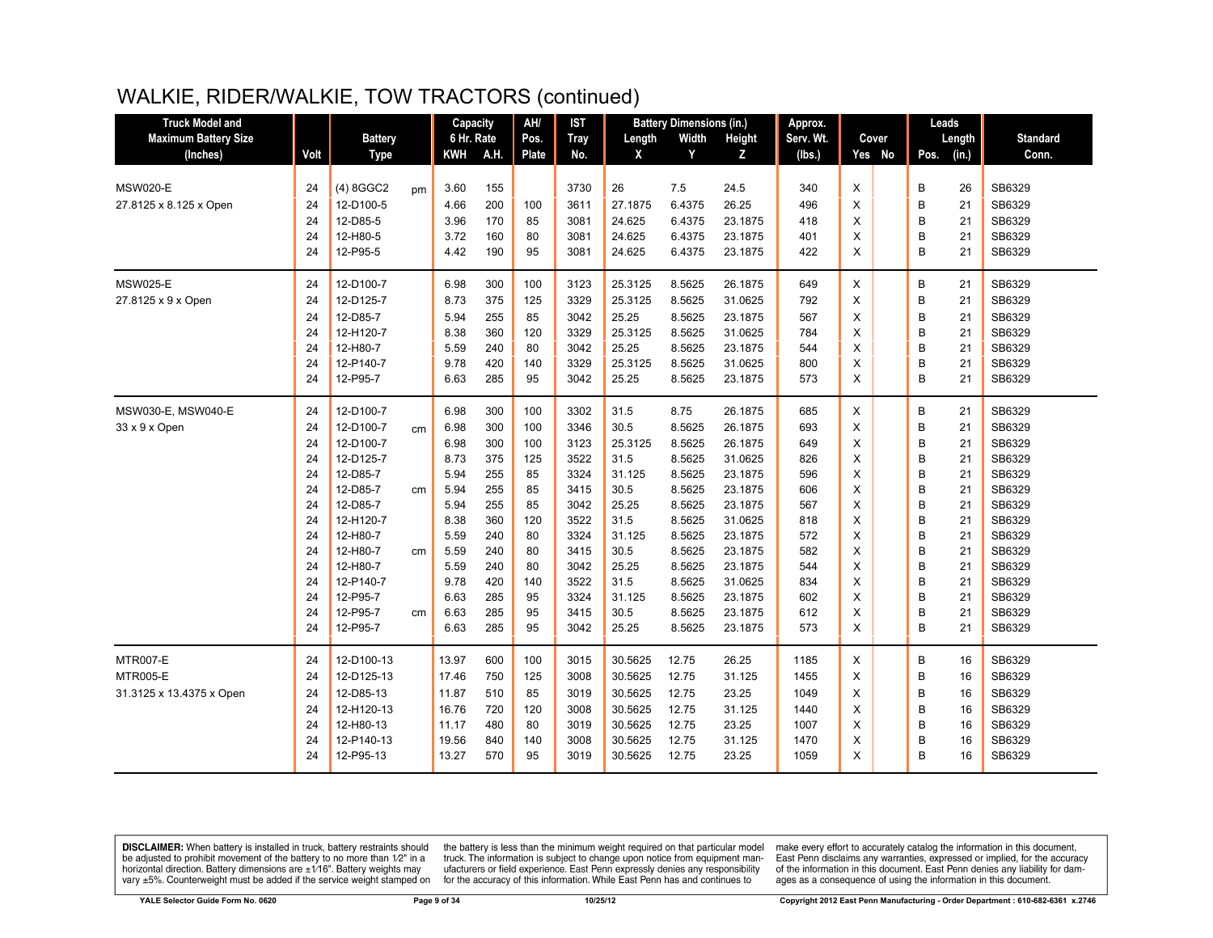# WALKIE, RIDER/WALKIE, TOW TRACTORS (continued)

| Truck Model and Maximum Battery Size (Inches) | Volt | Battery Type | | Capacity 6 Hr. Rate KWH | A.H. | AH/ Pos. Plate | IST Tray No. | Battery Dimensions (in.) Length X | Width Y | Height Z | Approx. Serv. Wt. (lbs.) | Cover Yes | No | Leads Pos. | Length (in.) | Standard Conn. |
|---|---|---|---|---|---|---|---|---|---|---|---|---|---|---|---|---|
| MSW020-E | 24 | (4) 8GGC2 | pm | 3.60 | 155 | | 3730 | 26 | 7.5 | 24.5 | 340 | X | | B | 26 | SB6329 |
| 27.8125 x 8.125 x Open | 24 | 12-D100-5 | | 4.66 | 200 | 100 | 3611 | 27.1875 | 6.4375 | 26.25 | 496 | X | | B | 21 | SB6329 |
| | 24 | 12-D85-5 | | 3.96 | 170 | 85 | 3081 | 24.625 | 6.4375 | 23.1875 | 418 | X | | B | 21 | SB6329 |
| | 24 | 12-H80-5 | | 3.72 | 160 | 80 | 3081 | 24.625 | 6.4375 | 23.1875 | 401 | X | | B | 21 | SB6329 |
| | 24 | 12-P95-5 | | 4.42 | 190 | 95 | 3081 | 24.625 | 6.4375 | 23.1875 | 422 | X | | B | 21 | SB6329 |
| MSW025-E | 24 | 12-D100-7 | | 6.98 | 300 | 100 | 3123 | 25.3125 | 8.5625 | 26.1875 | 649 | X | | B | 21 | SB6329 |
| 27.8125 x 9 x Open | 24 | 12-D125-7 | | 8.73 | 375 | 125 | 3329 | 25.3125 | 8.5625 | 31.0625 | 792 | X | | B | 21 | SB6329 |
| | 24 | 12-D85-7 | | 5.94 | 255 | 85 | 3042 | 25.25 | 8.5625 | 23.1875 | 567 | X | | B | 21 | SB6329 |
| | 24 | 12-H120-7 | | 8.38 | 360 | 120 | 3329 | 25.3125 | 8.5625 | 31.0625 | 784 | X | | B | 21 | SB6329 |
| | 24 | 12-H80-7 | | 5.59 | 240 | 80 | 3042 | 25.25 | 8.5625 | 23.1875 | 544 | X | | B | 21 | SB6329 |
| | 24 | 12-P140-7 | | 9.78 | 420 | 140 | 3329 | 25.3125 | 8.5625 | 31.0625 | 800 | X | | B | 21 | SB6329 |
| | 24 | 12-P95-7 | | 6.63 | 285 | 95 | 3042 | 25.25 | 8.5625 | 23.1875 | 573 | X | | B | 21 | SB6329 |
| MSW030-E, MSW040-E | 24 | 12-D100-7 | | 6.98 | 300 | 100 | 3302 | 31.5 | 8.75 | 26.1875 | 685 | X | | B | 21 | SB6329 |
| 33 x 9 x Open | 24 | 12-D100-7 | cm | 6.98 | 300 | 100 | 3346 | 30.5 | 8.5625 | 26.1875 | 693 | X | | B | 21 | SB6329 |
| | 24 | 12-D100-7 | | 6.98 | 300 | 100 | 3123 | 25.3125 | 8.5625 | 26.1875 | 649 | X | | B | 21 | SB6329 |
| | 24 | 12-D125-7 | | 8.73 | 375 | 125 | 3522 | 31.5 | 8.5625 | 31.0625 | 826 | X | | B | 21 | SB6329 |
| | 24 | 12-D85-7 | | 5.94 | 255 | 85 | 3324 | 31.125 | 8.5625 | 23.1875 | 596 | X | | B | 21 | SB6329 |
| | 24 | 12-D85-7 | cm | 5.94 | 255 | 85 | 3415 | 30.5 | 8.5625 | 23.1875 | 606 | X | | B | 21 | SB6329 |
| | 24 | 12-D85-7 | | 5.94 | 255 | 85 | 3042 | 25.25 | 8.5625 | 23.1875 | 567 | X | | B | 21 | SB6329 |
| | 24 | 12-H120-7 | | 8.38 | 360 | 120 | 3522 | 31.5 | 8.5625 | 31.0625 | 818 | X | | B | 21 | SB6329 |
| | 24 | 12-H80-7 | | 5.59 | 240 | 80 | 3324 | 31.125 | 8.5625 | 23.1875 | 572 | X | | B | 21 | SB6329 |
| | 24 | 12-H80-7 | cm | 5.59 | 240 | 80 | 3415 | 30.5 | 8.5625 | 23.1875 | 582 | X | | B | 21 | SB6329 |
| | 24 | 12-H80-7 | | 5.59 | 240 | 80 | 3042 | 25.25 | 8.5625 | 23.1875 | 544 | X | | B | 21 | SB6329 |
| | 24 | 12-P140-7 | | 9.78 | 420 | 140 | 3522 | 31.5 | 8.5625 | 31.0625 | 834 | X | | B | 21 | SB6329 |
| | 24 | 12-P95-7 | | 6.63 | 285 | 95 | 3324 | 31.125 | 8.5625 | 23.1875 | 602 | X | | B | 21 | SB6329 |
| | 24 | 12-P95-7 | cm | 6.63 | 285 | 95 | 3415 | 30.5 | 8.5625 | 23.1875 | 612 | X | | B | 21 | SB6329 |
| | 24 | 12-P95-7 | | 6.63 | 285 | 95 | 3042 | 25.25 | 8.5625 | 23.1875 | 573 | X | | B | 21 | SB6329 |
| MTR007-E | 24 | 12-D100-13 | | 13.97 | 600 | 100 | 3015 | 30.5625 | 12.75 | 26.25 | 1185 | X | | B | 16 | SB6329 |
| MTR005-E | 24 | 12-D125-13 | | 17.46 | 750 | 125 | 3008 | 30.5625 | 12.75 | 31.125 | 1455 | X | | B | 16 | SB6329 |
| 31.3125 x 13.4375 x Open | 24 | 12-D85-13 | | 11.87 | 510 | 85 | 3019 | 30.5625 | 12.75 | 23.25 | 1049 | X | | B | 16 | SB6329 |
| | 24 | 12-H120-13 | | 16.76 | 720 | 120 | 3008 | 30.5625 | 12.75 | 31.125 | 1440 | X | | B | 16 | SB6329 |
| | 24 | 12-H80-13 | | 11.17 | 480 | 80 | 3019 | 30.5625 | 12.75 | 23.25 | 1007 | X | | B | 16 | SB6329 |
| | 24 | 12-P140-13 | | 19.56 | 840 | 140 | 3008 | 30.5625 | 12.75 | 31.125 | 1470 | X | | B | 16 | SB6329 |
| | 24 | 12-P95-13 | | 13.27 | 570 | 95 | 3019 | 30.5625 | 12.75 | 23.25 | 1059 | X | | B | 16 | SB6329 |

**DISCLAIMER:** When battery is installed in truck, battery restraints should be adjusted to prohibit movement of the battery to no more than 1⁄2" in a horizontal direction. Battery dimensions are ±1⁄16". Battery weights may vary ±5%. Counterweight must be added if the service weight stamped on the battery is less than the minimum weight required on that particular model truck. The information is subject to change upon notice from equipment manufacturers or field experience. East Penn expressly denies any responsibility for the accuracy of this information. While East Penn has and continues to make every effort to accurately catalog the information in this document, East Penn disclaims any warranties, expressed or implied, for the accuracy of the information in this document. East Penn denies any liability for damages as a consequence of using the information in this document.

YALE Selector Guide Form No. 0620 — 10/25/12 — Copyright 2012 East Penn Manufacturing - Order Department : 610-682-6361 x.2746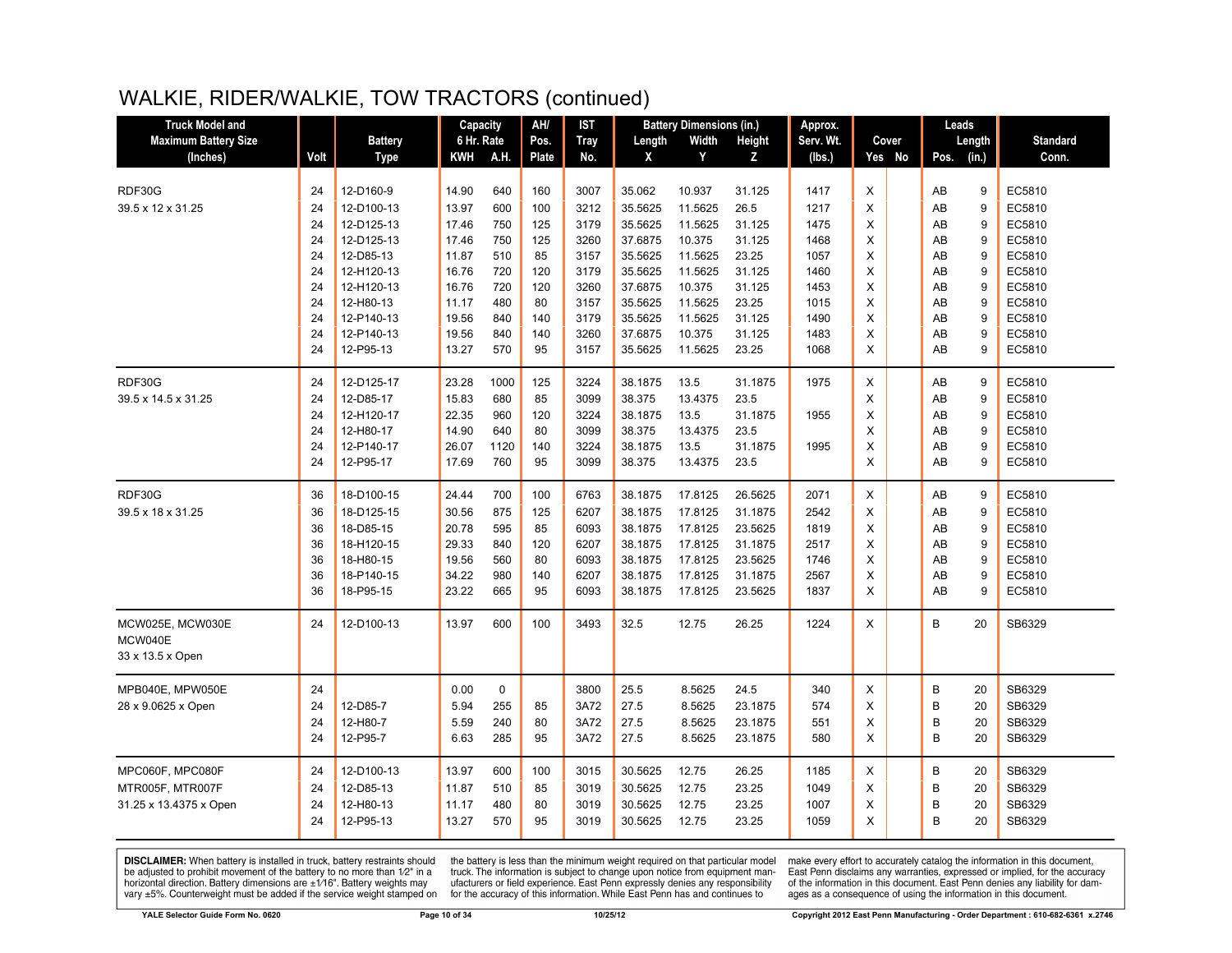# WALKIE, RIDER/WALKIE, TOW TRACTORS (continued)

| Truck Model and Maximum Battery Size (Inches) | Volt | Battery Type | Capacity 6 Hr. Rate | | AH/ Pos. Plate | IST Tray No. | Battery Dimensions (in.) | | | Approx. Serv. Wt. (lbs.) | Cover | | Leads | | Standard Conn. |
|---|---|---|---|---|---|---|---|---|---|---|---|---|---|---|---|
| | | | KWH | A.H. | | | Length X | Width Y | Height Z | | Yes | No | Pos. | Length (in.) | |
| RDF30G | 24 | 12-D160-9 | 14.90 | 640 | 160 | 3007 | 35.062 | 10.937 | 31.125 | 1417 | X | | AB | 9 | EC5810 |
| 39.5 x 12 x 31.25 | 24 | 12-D100-13 | 13.97 | 600 | 100 | 3212 | 35.5625 | 11.5625 | 26.5 | 1217 | X | | AB | 9 | EC5810 |
| | 24 | 12-D125-13 | 17.46 | 750 | 125 | 3179 | 35.5625 | 11.5625 | 31.125 | 1475 | X | | AB | 9 | EC5810 |
| | 24 | 12-D125-13 | 17.46 | 750 | 125 | 3260 | 37.6875 | 10.375 | 31.125 | 1468 | X | | AB | 9 | EC5810 |
| | 24 | 12-D85-13 | 11.87 | 510 | 85 | 3157 | 35.5625 | 11.5625 | 23.25 | 1057 | X | | AB | 9 | EC5810 |
| | 24 | 12-H120-13 | 16.76 | 720 | 120 | 3179 | 35.5625 | 11.5625 | 31.125 | 1460 | X | | AB | 9 | EC5810 |
| | 24 | 12-H120-13 | 16.76 | 720 | 120 | 3260 | 37.6875 | 10.375 | 31.125 | 1453 | X | | AB | 9 | EC5810 |
| | 24 | 12-H80-13 | 11.17 | 480 | 80 | 3157 | 35.5625 | 11.5625 | 23.25 | 1015 | X | | AB | 9 | EC5810 |
| | 24 | 12-P140-13 | 19.56 | 840 | 140 | 3179 | 35.5625 | 11.5625 | 31.125 | 1490 | X | | AB | 9 | EC5810 |
| | 24 | 12-P140-13 | 19.56 | 840 | 140 | 3260 | 37.6875 | 10.375 | 31.125 | 1483 | X | | AB | 9 | EC5810 |
| | 24 | 12-P95-13 | 13.27 | 570 | 95 | 3157 | 35.5625 | 11.5625 | 23.25 | 1068 | X | | AB | 9 | EC5810 |
| RDF30G | 24 | 12-D125-17 | 23.28 | 1000 | 125 | 3224 | 38.1875 | 13.5 | 31.1875 | 1975 | X | | AB | 9 | EC5810 |
| 39.5 x 14.5 x 31.25 | 24 | 12-D85-17 | 15.83 | 680 | 85 | 3099 | 38.375 | 13.4375 | 23.5 | | X | | AB | 9 | EC5810 |
| | 24 | 12-H120-17 | 22.35 | 960 | 120 | 3224 | 38.1875 | 13.5 | 31.1875 | 1955 | X | | AB | 9 | EC5810 |
| | 24 | 12-H80-17 | 14.90 | 640 | 80 | 3099 | 38.375 | 13.4375 | 23.5 | | X | | AB | 9 | EC5810 |
| | 24 | 12-P140-17 | 26.07 | 1120 | 140 | 3224 | 38.1875 | 13.5 | 31.1875 | 1995 | X | | AB | 9 | EC5810 |
| | 24 | 12-P95-17 | 17.69 | 760 | 95 | 3099 | 38.375 | 13.4375 | 23.5 | | X | | AB | 9 | EC5810 |
| RDF30G | 36 | 18-D100-15 | 24.44 | 700 | 100 | 6763 | 38.1875 | 17.8125 | 26.5625 | 2071 | X | | AB | 9 | EC5810 |
| 39.5 x 18 x 31.25 | 36 | 18-D125-15 | 30.56 | 875 | 125 | 6207 | 38.1875 | 17.8125 | 31.1875 | 2542 | X | | AB | 9 | EC5810 |
| | 36 | 18-D85-15 | 20.78 | 595 | 85 | 6093 | 38.1875 | 17.8125 | 23.5625 | 1819 | X | | AB | 9 | EC5810 |
| | 36 | 18-H120-15 | 29.33 | 840 | 120 | 6207 | 38.1875 | 17.8125 | 31.1875 | 2517 | X | | AB | 9 | EC5810 |
| | 36 | 18-H80-15 | 19.56 | 560 | 80 | 6093 | 38.1875 | 17.8125 | 23.5625 | 1746 | X | | AB | 9 | EC5810 |
| | 36 | 18-P140-15 | 34.22 | 980 | 140 | 6207 | 38.1875 | 17.8125 | 31.1875 | 2567 | X | | AB | 9 | EC5810 |
| | 36 | 18-P95-15 | 23.22 | 665 | 95 | 6093 | 38.1875 | 17.8125 | 23.5625 | 1837 | X | | AB | 9 | EC5810 |
| MCW025E, MCW030E MCW040E 33 x 13.5 x Open | 24 | 12-D100-13 | 13.97 | 600 | 100 | 3493 | 32.5 | 12.75 | 26.25 | 1224 | X | | B | 20 | SB6329 |
| MPB040E, MPW050E | 24 | | 0.00 | 0 | | 3800 | 25.5 | 8.5625 | 24.5 | 340 | X | | B | 20 | SB6329 |
| 28 x 9.0625 x Open | 24 | 12-D85-7 | 5.94 | 255 | 85 | 3A72 | 27.5 | 8.5625 | 23.1875 | 574 | X | | B | 20 | SB6329 |
| | 24 | 12-H80-7 | 5.59 | 240 | 80 | 3A72 | 27.5 | 8.5625 | 23.1875 | 551 | X | | B | 20 | SB6329 |
| | 24 | 12-P95-7 | 6.63 | 285 | 95 | 3A72 | 27.5 | 8.5625 | 23.1875 | 580 | X | | B | 20 | SB6329 |
| MPC060F, MPC080F | 24 | 12-D100-13 | 13.97 | 600 | 100 | 3015 | 30.5625 | 12.75 | 26.25 | 1185 | X | | B | 20 | SB6329 |
| MTR005F, MTR007F | 24 | 12-D85-13 | 11.87 | 510 | 85 | 3019 | 30.5625 | 12.75 | 23.25 | 1049 | X | | B | 20 | SB6329 |
| 31.25 x 13.4375 x Open | 24 | 12-H80-13 | 11.17 | 480 | 80 | 3019 | 30.5625 | 12.75 | 23.25 | 1007 | X | | B | 20 | SB6329 |
| | 24 | 12-P95-13 | 13.27 | 570 | 95 | 3019 | 30.5625 | 12.75 | 23.25 | 1059 | X | | B | 20 | SB6329 |

**DISCLAIMER:** When battery is installed in truck, battery restraints should be adjusted to prohibit movement of the battery to no more than 1⁄2" in a horizontal direction. Battery dimensions are ±1⁄16". Battery weights may vary ±5%. Counterweight must be added if the service weight stamped on the battery is less than the minimum weight required on that particular model truck. The information is subject to change upon notice from equipment manufacturers or field experience. East Penn expressly denies any responsibility for the accuracy of this information. While East Penn has and continues to make every effort to accurately catalog the information in this document, East Penn disclaims any warranties, expressed or implied, for the accuracy of the information in this document. East Penn denies any liability for damages as a consequence of using the information in this document.

YALE Selector Guide Form No. 0620 | 10/25/12 | Copyright 2012 East Penn Manufacturing - Order Department : 610-682-6361 x.2746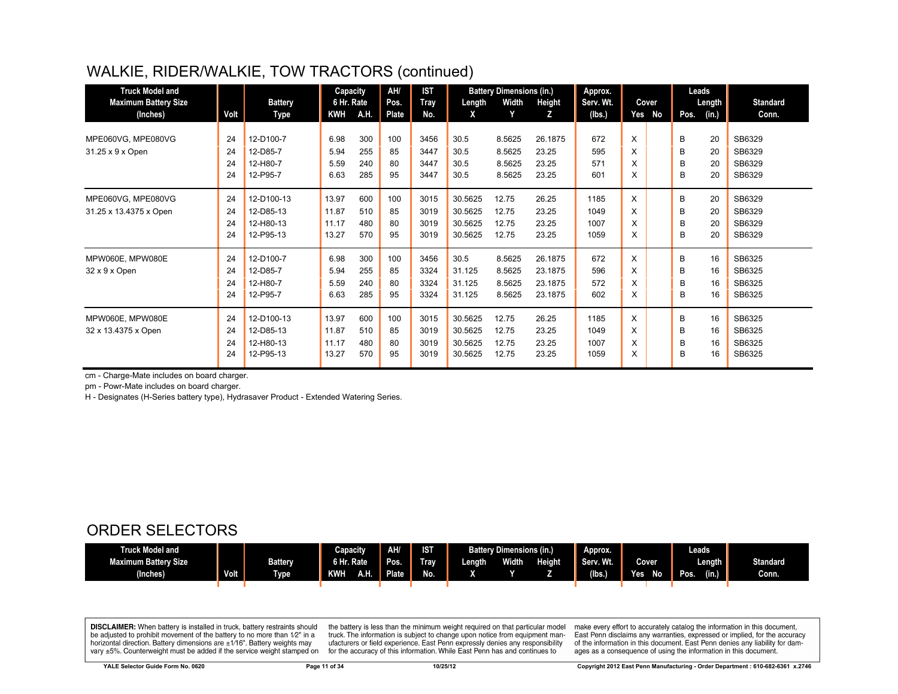## WALKIE, RIDER/WALKIE, TOW TRACTORS (continued)

| Truck Model and Maximum Battery Size (Inches) | Volt | Battery Type | Capacity 6 Hr. Rate | | AH/ Pos. Plate | IST Tray No. | Battery Dimensions (in.) | | | Approx. Serv. Wt. (lbs.) | Cover | | Leads | | Standard Conn. |
|---|---|---|---|---|---|---|---|---|---|---|---|---|---|---|---|
| | | | KWH | A.H. | | | Length X | Width Y | Height Z | | Yes | No | Pos. | Length (in.) | |
| MPE060VG, MPE080VG | 24 | 12-D100-7 | 6.98 | 300 | 100 | 3456 | 30.5 | 8.5625 | 26.1875 | 672 | X | | B | 20 | SB6329 |
| 31.25 x 9 x Open | 24 | 12-D85-7 | 5.94 | 255 | 85 | 3447 | 30.5 | 8.5625 | 23.25 | 595 | X | | B | 20 | SB6329 |
| | 24 | 12-H80-7 | 5.59 | 240 | 80 | 3447 | 30.5 | 8.5625 | 23.25 | 571 | X | | B | 20 | SB6329 |
| | 24 | 12-P95-7 | 6.63 | 285 | 95 | 3447 | 30.5 | 8.5625 | 23.25 | 601 | X | | B | 20 | SB6329 |
| MPE060VG, MPE080VG | 24 | 12-D100-13 | 13.97 | 600 | 100 | 3015 | 30.5625 | 12.75 | 26.25 | 1185 | X | | B | 20 | SB6329 |
| 31.25 x 13.4375 x Open | 24 | 12-D85-13 | 11.87 | 510 | 85 | 3019 | 30.5625 | 12.75 | 23.25 | 1049 | X | | B | 20 | SB6329 |
| | 24 | 12-H80-13 | 11.17 | 480 | 80 | 3019 | 30.5625 | 12.75 | 23.25 | 1007 | X | | B | 20 | SB6329 |
| | 24 | 12-P95-13 | 13.27 | 570 | 95 | 3019 | 30.5625 | 12.75 | 23.25 | 1059 | X | | B | 20 | SB6329 |
| MPW060E, MPW080E | 24 | 12-D100-7 | 6.98 | 300 | 100 | 3456 | 30.5 | 8.5625 | 26.1875 | 672 | X | | B | 16 | SB6325 |
| 32 x 9 x Open | 24 | 12-D85-7 | 5.94 | 255 | 85 | 3324 | 31.125 | 8.5625 | 23.1875 | 596 | X | | B | 16 | SB6325 |
| | 24 | 12-H80-7 | 5.59 | 240 | 80 | 3324 | 31.125 | 8.5625 | 23.1875 | 572 | X | | B | 16 | SB6325 |
| | 24 | 12-P95-7 | 6.63 | 285 | 95 | 3324 | 31.125 | 8.5625 | 23.1875 | 602 | X | | B | 16 | SB6325 |
| MPW060E, MPW080E | 24 | 12-D100-13 | 13.97 | 600 | 100 | 3015 | 30.5625 | 12.75 | 26.25 | 1185 | X | | B | 16 | SB6325 |
| 32 x 13.4375 x Open | 24 | 12-D85-13 | 11.87 | 510 | 85 | 3019 | 30.5625 | 12.75 | 23.25 | 1049 | X | | B | 16 | SB6325 |
| | 24 | 12-H80-13 | 11.17 | 480 | 80 | 3019 | 30.5625 | 12.75 | 23.25 | 1007 | X | | B | 16 | SB6325 |
| | 24 | 12-P95-13 | 13.27 | 570 | 95 | 3019 | 30.5625 | 12.75 | 23.25 | 1059 | X | | B | 16 | SB6325 |

cm - Charge-Mate includes on board charger.

pm - Powr-Mate includes on board charger.

H - Designates (H-Series battery type), Hydrasaver Product - Extended Watering Series.

## ORDER SELECTORS

| Truck Model and Maximum Battery Size (Inches) | Volt | Battery Type | Capacity 6 Hr. Rate | | AH/ Pos. Plate | IST Tray No. | Battery Dimensions (in.) | | | Approx. Serv. Wt. (lbs.) | Cover | | Leads | | Standard Conn. |
|---|---|---|---|---|---|---|---|---|---|---|---|---|---|---|---|
| | | | KWH | A.H. | | | Length X | Width Y | Height Z | | Yes | No | Pos. | Length (in.) | |

**DISCLAIMER:** When battery is installed in truck, battery restraints should be adjusted to prohibit movement of the battery to no more than 1⁄2" in a horizontal direction. Battery dimensions are ±1⁄16". Battery weights may vary ±5%. Counterweight must be added if the service weight stamped on the battery is less than the minimum weight required on that particular model truck. The information is subject to change upon notice from equipment manufacturers or field experience. East Penn expressly denies any responsibility for the accuracy of this information. While East Penn has and continues to make every effort to accurately catalog the information in this document, East Penn disclaims any warranties, expressed or implied, for the accuracy of the information in this document. East Penn denies any liability for damages as a consequence of using the information in this document.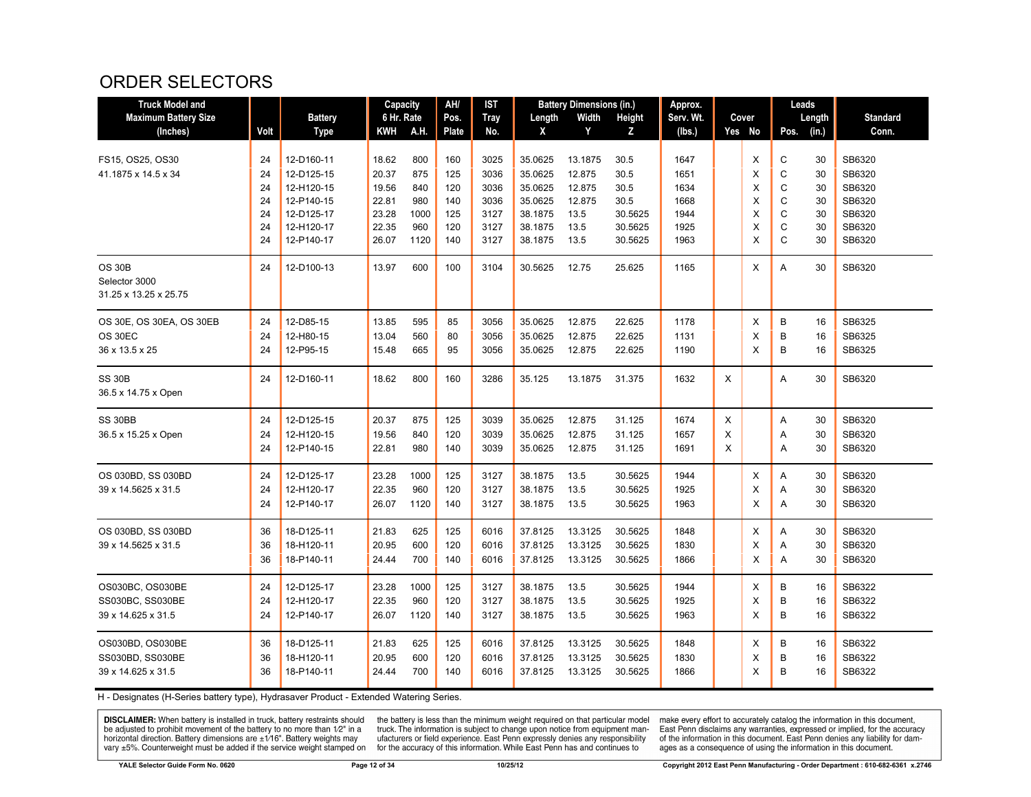# ORDER SELECTORS

| Truck Model and Maximum Battery Size (Inches) | Volt | Battery Type | Capacity 6 Hr. Rate KWH | A.H. | AH/ Pos. Plate | IST Tray No. | Battery Dimensions (in.) Length X | Width Y | Height Z | Approx. Serv. Wt. (lbs.) | Cover Yes | No | Leads Pos. | Length (in.) | Standard Conn. |
|---|---|---|---|---|---|---|---|---|---|---|---|---|---|---|---|
| FS15, OS25, OS30 | 24 | 12-D160-11 | 18.62 | 800 | 160 | 3025 | 35.0625 | 13.1875 | 30.5 | 1647 | | X | C | 30 | SB6320 |
| 41.1875 x 14.5 x 34 | 24 | 12-D125-15 | 20.37 | 875 | 125 | 3036 | 35.0625 | 12.875 | 30.5 | 1651 | | X | C | 30 | SB6320 |
| | 24 | 12-H120-15 | 19.56 | 840 | 120 | 3036 | 35.0625 | 12.875 | 30.5 | 1634 | | X | C | 30 | SB6320 |
| | 24 | 12-P140-15 | 22.81 | 980 | 140 | 3036 | 35.0625 | 12.875 | 30.5 | 1668 | | X | C | 30 | SB6320 |
| | 24 | 12-D125-17 | 23.28 | 1000 | 125 | 3127 | 38.1875 | 13.5 | 30.5625 | 1944 | | X | C | 30 | SB6320 |
| | 24 | 12-H120-17 | 22.35 | 960 | 120 | 3127 | 38.1875 | 13.5 | 30.5625 | 1925 | | X | C | 30 | SB6320 |
| | 24 | 12-P140-17 | 26.07 | 1120 | 140 | 3127 | 38.1875 | 13.5 | 30.5625 | 1963 | | X | C | 30 | SB6320 |
| OS 30B<br>Selector 3000<br>31.25 x 13.25 x 25.75 | 24 | 12-D100-13 | 13.97 | 600 | 100 | 3104 | 30.5625 | 12.75 | 25.625 | 1165 | | X | A | 30 | SB6320 |
| OS 30E, OS 30EA, OS 30EB | 24 | 12-D85-15 | 13.85 | 595 | 85 | 3056 | 35.0625 | 12.875 | 22.625 | 1178 | | X | B | 16 | SB6325 |
| OS 30EC | 24 | 12-H80-15 | 13.04 | 560 | 80 | 3056 | 35.0625 | 12.875 | 22.625 | 1131 | | X | B | 16 | SB6325 |
| 36 x 13.5 x 25 | 24 | 12-P95-15 | 15.48 | 665 | 95 | 3056 | 35.0625 | 12.875 | 22.625 | 1190 | | X | B | 16 | SB6325 |
| SS 30B<br>36.5 x 14.75 x Open | 24 | 12-D160-11 | 18.62 | 800 | 160 | 3286 | 35.125 | 13.1875 | 31.375 | 1632 | X | | A | 30 | SB6320 |
| SS 30BB | 24 | 12-D125-15 | 20.37 | 875 | 125 | 3039 | 35.0625 | 12.875 | 31.125 | 1674 | X | | A | 30 | SB6320 |
| 36.5 x 15.25 x Open | 24 | 12-H120-15 | 19.56 | 840 | 120 | 3039 | 35.0625 | 12.875 | 31.125 | 1657 | X | | A | 30 | SB6320 |
| | 24 | 12-P140-15 | 22.81 | 980 | 140 | 3039 | 35.0625 | 12.875 | 31.125 | 1691 | X | | A | 30 | SB6320 |
| OS 030BD, SS 030BD | 24 | 12-D125-17 | 23.28 | 1000 | 125 | 3127 | 38.1875 | 13.5 | 30.5625 | 1944 | | X | A | 30 | SB6320 |
| 39 x 14.5625 x 31.5 | 24 | 12-H120-17 | 22.35 | 960 | 120 | 3127 | 38.1875 | 13.5 | 30.5625 | 1925 | | X | A | 30 | SB6320 |
| | 24 | 12-P140-17 | 26.07 | 1120 | 140 | 3127 | 38.1875 | 13.5 | 30.5625 | 1963 | | X | A | 30 | SB6320 |
| OS 030BD, SS 030BD | 36 | 18-D125-11 | 21.83 | 625 | 125 | 6016 | 37.8125 | 13.3125 | 30.5625 | 1848 | | X | A | 30 | SB6320 |
| 39 x 14.5625 x 31.5 | 36 | 18-H120-11 | 20.95 | 600 | 120 | 6016 | 37.8125 | 13.3125 | 30.5625 | 1830 | | X | A | 30 | SB6320 |
| | 36 | 18-P140-11 | 24.44 | 700 | 140 | 6016 | 37.8125 | 13.3125 | 30.5625 | 1866 | | X | A | 30 | SB6320 |
| OS030BC, OS030BE | 24 | 12-D125-17 | 23.28 | 1000 | 125 | 3127 | 38.1875 | 13.5 | 30.5625 | 1944 | | X | B | 16 | SB6322 |
| SS030BC, SS030BE | 24 | 12-H120-17 | 22.35 | 960 | 120 | 3127 | 38.1875 | 13.5 | 30.5625 | 1925 | | X | B | 16 | SB6322 |
| 39 x 14.625 x 31.5 | 24 | 12-P140-17 | 26.07 | 1120 | 140 | 3127 | 38.1875 | 13.5 | 30.5625 | 1963 | | X | B | 16 | SB6322 |
| OS030BD, OS030BE | 36 | 18-D125-11 | 21.83 | 625 | 125 | 6016 | 37.8125 | 13.3125 | 30.5625 | 1848 | | X | B | 16 | SB6322 |
| SS030BD, SS030BE | 36 | 18-H120-11 | 20.95 | 600 | 120 | 6016 | 37.8125 | 13.3125 | 30.5625 | 1830 | | X | B | 16 | SB6322 |
| 39 x 14.625 x 31.5 | 36 | 18-P140-11 | 24.44 | 700 | 140 | 6016 | 37.8125 | 13.3125 | 30.5625 | 1866 | | X | B | 16 | SB6322 |

H - Designates (H-Series battery type), Hydrasaver Product - Extended Watering Series.

**DISCLAIMER:** When battery is installed in truck, battery restraints should be adjusted to prohibit movement of the battery to no more than 1⁄2" in a horizontal direction. Battery dimensions are ±1⁄16". Battery weights may vary ±5%. Counterweight must be added if the service weight stamped on the battery is less than the minimum weight required on that particular model truck. The information is subject to change upon notice from equipment manufacturers or field experience. East Penn expressly denies any responsibility for the accuracy of this information. While East Penn has and continues to make every effort to accurately catalog the information in this document, East Penn disclaims any warranties, expressed or implied, for the accuracy of the information in this document. East Penn denies any liability for damages as a consequence of using the information in this document.

YALE Selector Guide Form No. 0620 | 10/25/12 | Copyright 2012 East Penn Manufacturing - Order Department : 610-682-6361 x.2746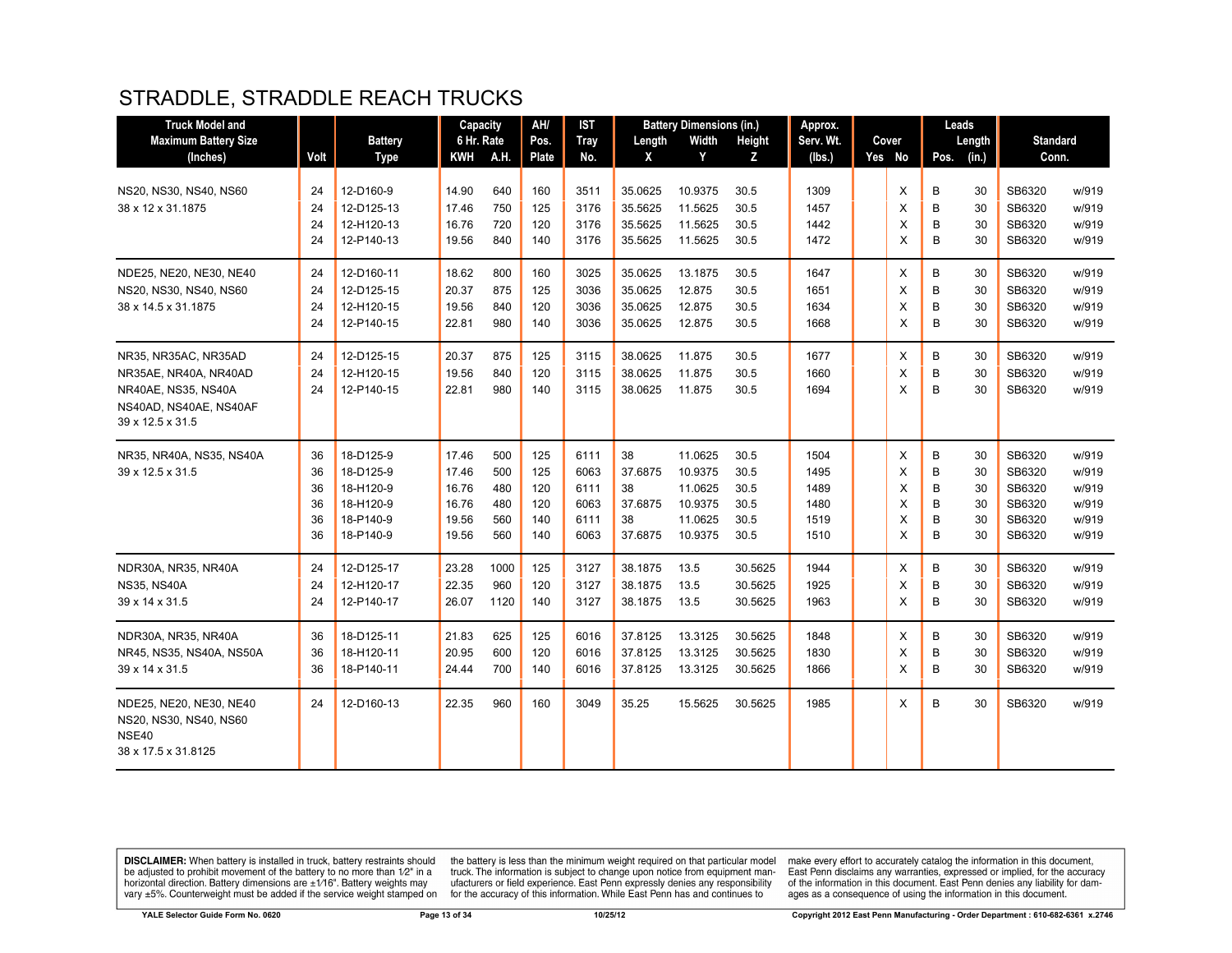# STRADDLE, STRADDLE REACH TRUCKS

| Truck Model and Maximum Battery Size (Inches) | Volt | Battery Type | Capacity 6 Hr. Rate KWH | A.H. | AH/ Pos. Plate | IST Tray No. | Battery Dimensions (in.) Length X | Width Y | Height Z | Approx. Serv. Wt. (lbs.) | Cover Yes | No | Leads Pos. | Length (in.) | Standard Conn. | |
|---|---|---|---|---|---|---|---|---|---|---|---|---|---|---|---|---|
| NS20, NS30, NS40, NS60 | 24 | 12-D160-9 | 14.90 | 640 | 160 | 3511 | 35.0625 | 10.9375 | 30.5 | 1309 | | X | B | 30 | SB6320 | w/919 |
| 38 x 12 x 31.1875 | 24 | 12-D125-13 | 17.46 | 750 | 125 | 3176 | 35.5625 | 11.5625 | 30.5 | 1457 | | X | B | 30 | SB6320 | w/919 |
| | 24 | 12-H120-13 | 16.76 | 720 | 120 | 3176 | 35.5625 | 11.5625 | 30.5 | 1442 | | X | B | 30 | SB6320 | w/919 |
| | 24 | 12-P140-13 | 19.56 | 840 | 140 | 3176 | 35.5625 | 11.5625 | 30.5 | 1472 | | X | B | 30 | SB6320 | w/919 |
| NDE25, NE20, NE30, NE40 | 24 | 12-D160-11 | 18.62 | 800 | 160 | 3025 | 35.0625 | 13.1875 | 30.5 | 1647 | | X | B | 30 | SB6320 | w/919 |
| NS20, NS30, NS40, NS60 | 24 | 12-D125-15 | 20.37 | 875 | 125 | 3036 | 35.0625 | 12.875 | 30.5 | 1651 | | X | B | 30 | SB6320 | w/919 |
| 38 x 14.5 x 31.1875 | 24 | 12-H120-15 | 19.56 | 840 | 120 | 3036 | 35.0625 | 12.875 | 30.5 | 1634 | | X | B | 30 | SB6320 | w/919 |
| | 24 | 12-P140-15 | 22.81 | 980 | 140 | 3036 | 35.0625 | 12.875 | 30.5 | 1668 | | X | B | 30 | SB6320 | w/919 |
| NR35, NR35AC, NR35AD | 24 | 12-D125-15 | 20.37 | 875 | 125 | 3115 | 38.0625 | 11.875 | 30.5 | 1677 | | X | B | 30 | SB6320 | w/919 |
| NR35AE, NR40A, NR40AD | 24 | 12-H120-15 | 19.56 | 840 | 120 | 3115 | 38.0625 | 11.875 | 30.5 | 1660 | | X | B | 30 | SB6320 | w/919 |
| NR40AE, NS35, NS40A | 24 | 12-P140-15 | 22.81 | 980 | 140 | 3115 | 38.0625 | 11.875 | 30.5 | 1694 | | X | B | 30 | SB6320 | w/919 |
| NS40AD, NS40AE, NS40AF | | | | | | | | | | | | | | | | |
| 39 x 12.5 x 31.5 | | | | | | | | | | | | | | | | |
| NR35, NR40A, NS35, NS40A | 36 | 18-D125-9 | 17.46 | 500 | 125 | 6111 | 38 | 11.0625 | 30.5 | 1504 | | X | B | 30 | SB6320 | w/919 |
| 39 x 12.5 x 31.5 | 36 | 18-D125-9 | 17.46 | 500 | 125 | 6063 | 37.6875 | 10.9375 | 30.5 | 1495 | | X | B | 30 | SB6320 | w/919 |
| | 36 | 18-H120-9 | 16.76 | 480 | 120 | 6111 | 38 | 11.0625 | 30.5 | 1489 | | X | B | 30 | SB6320 | w/919 |
| | 36 | 18-H120-9 | 16.76 | 480 | 120 | 6063 | 37.6875 | 10.9375 | 30.5 | 1480 | | X | B | 30 | SB6320 | w/919 |
| | 36 | 18-P140-9 | 19.56 | 560 | 140 | 6111 | 38 | 11.0625 | 30.5 | 1519 | | X | B | 30 | SB6320 | w/919 |
| | 36 | 18-P140-9 | 19.56 | 560 | 140 | 6063 | 37.6875 | 10.9375 | 30.5 | 1510 | | X | B | 30 | SB6320 | w/919 |
| NDR30A, NR35, NR40A | 24 | 12-D125-17 | 23.28 | 1000 | 125 | 3127 | 38.1875 | 13.5 | 30.5625 | 1944 | | X | B | 30 | SB6320 | w/919 |
| NS35, NS40A | 24 | 12-H120-17 | 22.35 | 960 | 120 | 3127 | 38.1875 | 13.5 | 30.5625 | 1925 | | X | B | 30 | SB6320 | w/919 |
| 39 x 14 x 31.5 | 24 | 12-P140-17 | 26.07 | 1120 | 140 | 3127 | 38.1875 | 13.5 | 30.5625 | 1963 | | X | B | 30 | SB6320 | w/919 |
| NDR30A, NR35, NR40A | 36 | 18-D125-11 | 21.83 | 625 | 125 | 6016 | 37.8125 | 13.3125 | 30.5625 | 1848 | | X | B | 30 | SB6320 | w/919 |
| NR45, NS35, NS40A, NS50A | 36 | 18-H120-11 | 20.95 | 600 | 120 | 6016 | 37.8125 | 13.3125 | 30.5625 | 1830 | | X | B | 30 | SB6320 | w/919 |
| 39 x 14 x 31.5 | 36 | 18-P140-11 | 24.44 | 700 | 140 | 6016 | 37.8125 | 13.3125 | 30.5625 | 1866 | | X | B | 30 | SB6320 | w/919 |
| NDE25, NE20, NE30, NE40 | 24 | 12-D160-13 | 22.35 | 960 | 160 | 3049 | 35.25 | 15.5625 | 30.5625 | 1985 | | X | B | 30 | SB6320 | w/919 |
| NS20, NS30, NS40, NS60 | | | | | | | | | | | | | | | | |
| NSE40 | | | | | | | | | | | | | | | | |
| 38 x 17.5 x 31.8125 | | | | | | | | | | | | | | | | |

**DISCLAIMER:** When battery is installed in truck, battery restraints should be adjusted to prohibit movement of the battery to no more than 1/2" in a horizontal direction. Battery dimensions are ±1/16". Battery weights may vary ±5%. Counterweight must be added if the service weight stamped on the battery is less than the minimum weight required on that particular model truck. The information is subject to change upon notice from equipment manufacturers or field experience. East Penn expressly denies any responsibility for the accuracy of this information. While East Penn has and continues to make every effort to accurately catalog the information in this document, East Penn disclaims any warranties, expressed or implied, for the accuracy of the information in this document. East Penn denies any liability for damages as a consequence of using the information in this document.

YALE Selector Guide Form No. 0620 — 10/25/12 — Copyright 2012 East Penn Manufacturing - Order Department : 610-682-6361 x.2746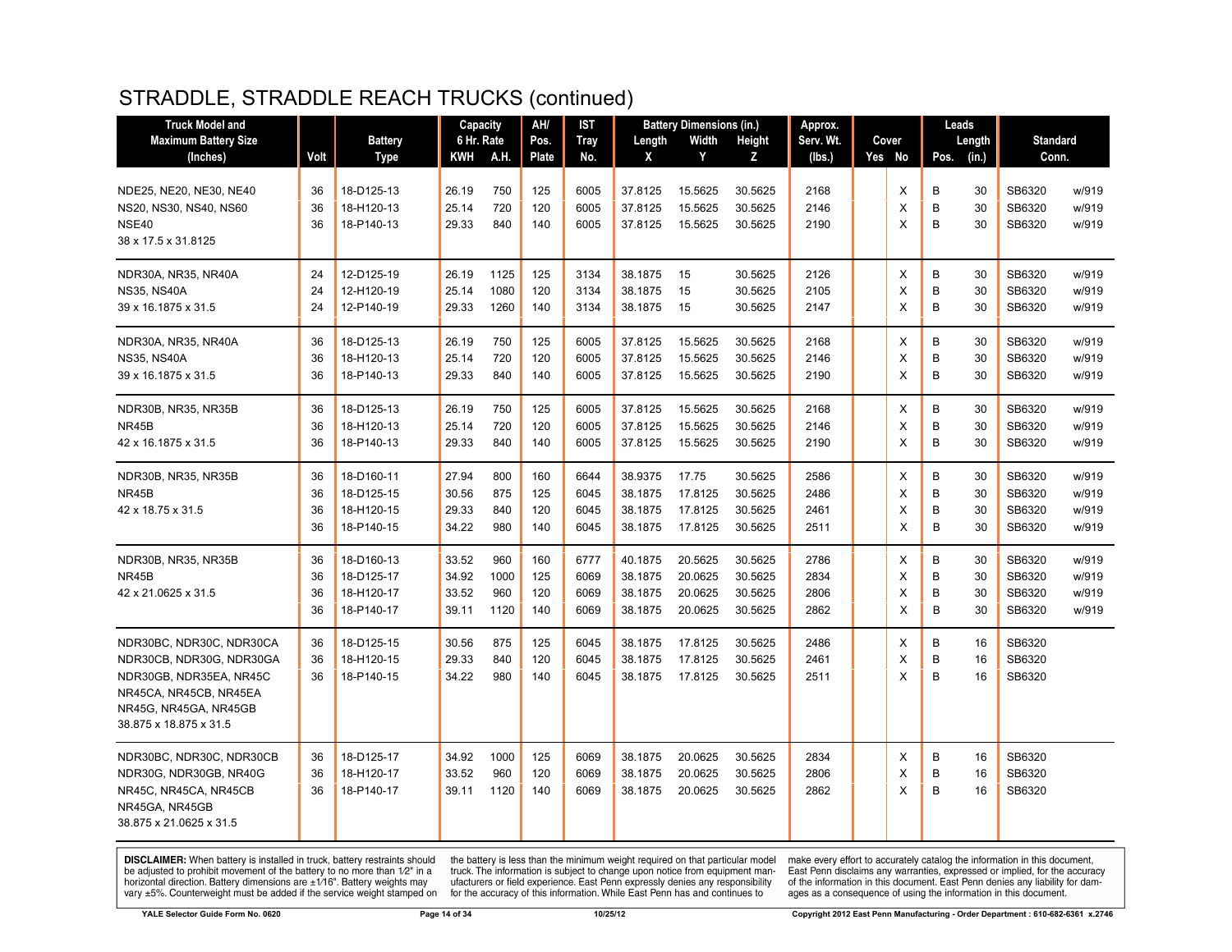# STRADDLE, STRADDLE REACH TRUCKS (continued)

| Truck Model and Maximum Battery Size (Inches) | Volt | Battery Type | Capacity 6 Hr. Rate KWH | A.H. | AH/ Pos. Plate | IST Tray No. | Battery Dimensions (in.) Length X | Width Y | Height Z | Approx. Serv. Wt. (lbs.) | Cover Yes | No | Leads Pos. | Length (in.) | Standard Conn. | |
|---|---|---|---|---|---|---|---|---|---|---|---|---|---|---|---|---|
| NDE25, NE20, NE30, NE40 | 36 | 18-D125-13 | 26.19 | 750 | 125 | 6005 | 37.8125 | 15.5625 | 30.5625 | 2168 | | X | B | 30 | SB6320 | w/919 |
| NS20, NS30, NS40, NS60 | 36 | 18-H120-13 | 25.14 | 720 | 120 | 6005 | 37.8125 | 15.5625 | 30.5625 | 2146 | | X | B | 30 | SB6320 | w/919 |
| NSE40 | 36 | 18-P140-13 | 29.33 | 840 | 140 | 6005 | 37.8125 | 15.5625 | 30.5625 | 2190 | | X | B | 30 | SB6320 | w/919 |
| 38 x 17.5 x 31.8125 | | | | | | | | | | | | | | | | |
| NDR30A, NR35, NR40A | 24 | 12-D125-19 | 26.19 | 1125 | 125 | 3134 | 38.1875 | 15 | 30.5625 | 2126 | | X | B | 30 | SB6320 | w/919 |
| NS35, NS40A | 24 | 12-H120-19 | 25.14 | 1080 | 120 | 3134 | 38.1875 | 15 | 30.5625 | 2105 | | X | B | 30 | SB6320 | w/919 |
| 39 x 16.1875 x 31.5 | 24 | 12-P140-19 | 29.33 | 1260 | 140 | 3134 | 38.1875 | 15 | 30.5625 | 2147 | | X | B | 30 | SB6320 | w/919 |
| NDR30A, NR35, NR40A | 36 | 18-D125-13 | 26.19 | 750 | 125 | 6005 | 37.8125 | 15.5625 | 30.5625 | 2168 | | X | B | 30 | SB6320 | w/919 |
| NS35, NS40A | 36 | 18-H120-13 | 25.14 | 720 | 120 | 6005 | 37.8125 | 15.5625 | 30.5625 | 2146 | | X | B | 30 | SB6320 | w/919 |
| 39 x 16.1875 x 31.5 | 36 | 18-P140-13 | 29.33 | 840 | 140 | 6005 | 37.8125 | 15.5625 | 30.5625 | 2190 | | X | B | 30 | SB6320 | w/919 |
| NDR30B, NR35, NR35B | 36 | 18-D125-13 | 26.19 | 750 | 125 | 6005 | 37.8125 | 15.5625 | 30.5625 | 2168 | | X | B | 30 | SB6320 | w/919 |
| NR45B | 36 | 18-H120-13 | 25.14 | 720 | 120 | 6005 | 37.8125 | 15.5625 | 30.5625 | 2146 | | X | B | 30 | SB6320 | w/919 |
| 42 x 16.1875 x 31.5 | 36 | 18-P140-13 | 29.33 | 840 | 140 | 6005 | 37.8125 | 15.5625 | 30.5625 | 2190 | | X | B | 30 | SB6320 | w/919 |
| NDR30B, NR35, NR35B | 36 | 18-D160-11 | 27.94 | 800 | 160 | 6644 | 38.9375 | 17.75 | 30.5625 | 2586 | | X | B | 30 | SB6320 | w/919 |
| NR45B | 36 | 18-D125-15 | 30.56 | 875 | 125 | 6045 | 38.1875 | 17.8125 | 30.5625 | 2486 | | X | B | 30 | SB6320 | w/919 |
| 42 x 18.75 x 31.5 | 36 | 18-H120-15 | 29.33 | 840 | 120 | 6045 | 38.1875 | 17.8125 | 30.5625 | 2461 | | X | B | 30 | SB6320 | w/919 |
| | 36 | 18-P140-15 | 34.22 | 980 | 140 | 6045 | 38.1875 | 17.8125 | 30.5625 | 2511 | | X | B | 30 | SB6320 | w/919 |
| NDR30B, NR35, NR35B | 36 | 18-D160-13 | 33.52 | 960 | 160 | 6777 | 40.1875 | 20.5625 | 30.5625 | 2786 | | X | B | 30 | SB6320 | w/919 |
| NR45B | 36 | 18-D125-17 | 34.92 | 1000 | 125 | 6069 | 38.1875 | 20.0625 | 30.5625 | 2834 | | X | B | 30 | SB6320 | w/919 |
| 42 x 21.0625 x 31.5 | 36 | 18-H120-17 | 33.52 | 960 | 120 | 6069 | 38.1875 | 20.0625 | 30.5625 | 2806 | | X | B | 30 | SB6320 | w/919 |
| | 36 | 18-P140-17 | 39.11 | 1120 | 140 | 6069 | 38.1875 | 20.0625 | 30.5625 | 2862 | | X | B | 30 | SB6320 | w/919 |
| NDR30BC, NDR30C, NDR30CA | 36 | 18-D125-15 | 30.56 | 875 | 125 | 6045 | 38.1875 | 17.8125 | 30.5625 | 2486 | | X | B | 16 | SB6320 | |
| NDR30CB, NDR30G, NDR30GA | 36 | 18-H120-15 | 29.33 | 840 | 120 | 6045 | 38.1875 | 17.8125 | 30.5625 | 2461 | | X | B | 16 | SB6320 | |
| NDR30GB, NDR35EA, NR45C | 36 | 18-P140-15 | 34.22 | 980 | 140 | 6045 | 38.1875 | 17.8125 | 30.5625 | 2511 | | X | B | 16 | SB6320 | |
| NR45CA, NR45CB, NR45EA | | | | | | | | | | | | | | | | |
| NR45G, NR45GA, NR45GB | | | | | | | | | | | | | | | | |
| 38.875 x 18.875 x 31.5 | | | | | | | | | | | | | | | | |
| NDR30BC, NDR30C, NDR30CB | 36 | 18-D125-17 | 34.92 | 1000 | 125 | 6069 | 38.1875 | 20.0625 | 30.5625 | 2834 | | X | B | 16 | SB6320 | |
| NDR30G, NDR30GB, NR40G | 36 | 18-H120-17 | 33.52 | 960 | 120 | 6069 | 38.1875 | 20.0625 | 30.5625 | 2806 | | X | B | 16 | SB6320 | |
| NR45C, NR45CA, NR45CB | 36 | 18-P140-17 | 39.11 | 1120 | 140 | 6069 | 38.1875 | 20.0625 | 30.5625 | 2862 | | X | B | 16 | SB6320 | |
| NR45GA, NR45GB | | | | | | | | | | | | | | | | |
| 38.875 x 21.0625 x 31.5 | | | | | | | | | | | | | | | | |

**DISCLAIMER:** When battery is installed in truck, battery restraints should be adjusted to prohibit movement of the battery to no more than 1⁄2" in a horizontal direction. Battery dimensions are ±1⁄16". Battery weights may vary ±5%. Counterweight must be added if the service weight stamped on the battery is less than the minimum weight required on that particular model truck. The information is subject to change upon notice from equipment manufacturers or field experience. East Penn expressly denies any responsibility for the accuracy of this information. While East Penn has and continues to make every effort to accurately catalog the information in this document, East Penn disclaims any warranties, expressed or implied, for the accuracy of the information in this document. East Penn denies any liability for damages as a consequence of using the information in this document.

YALE Selector Guide Form No. 0620 | 10/25/12 | Copyright 2012 East Penn Manufacturing - Order Department : 610-682-6361 x.2746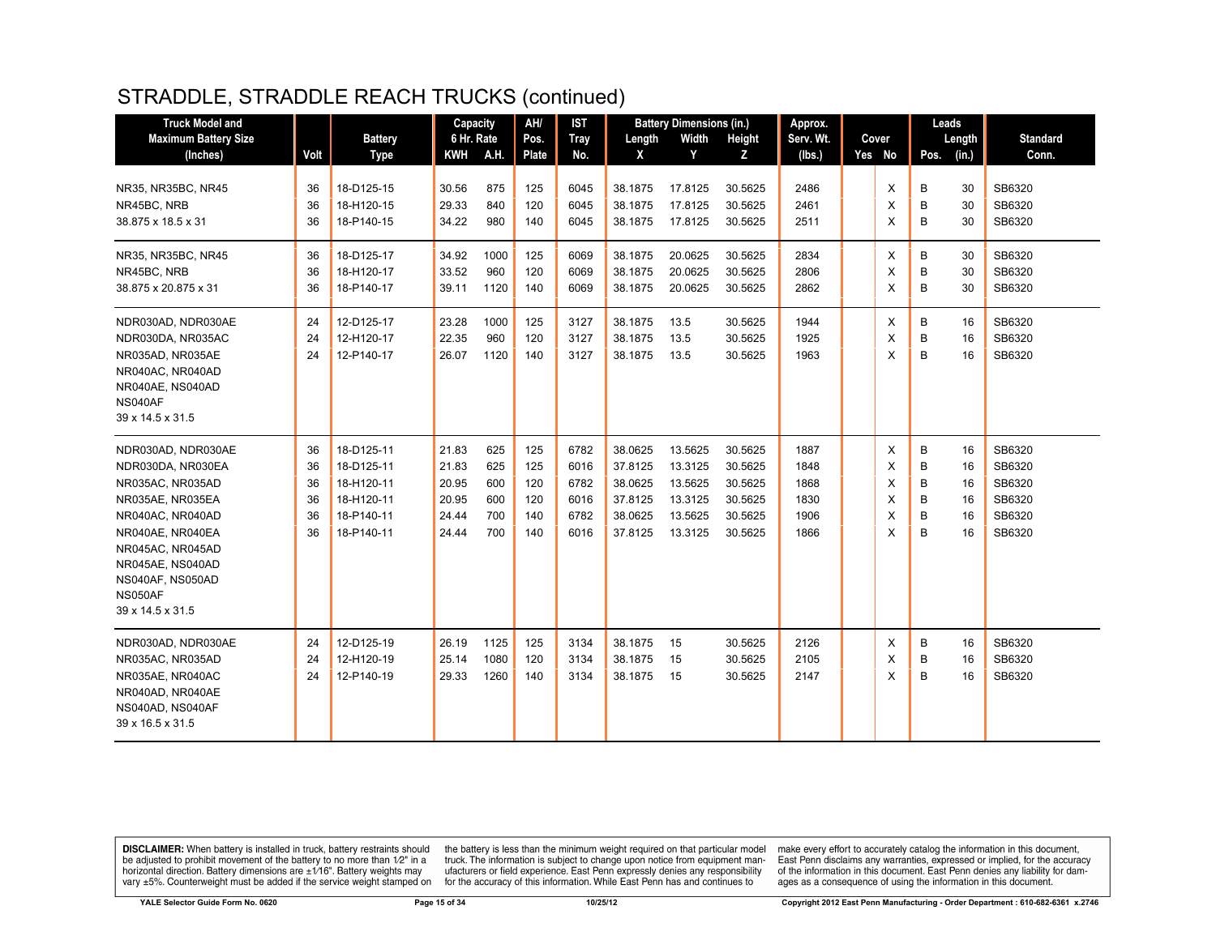# STRADDLE, STRADDLE REACH TRUCKS (continued)

| Truck Model and Maximum Battery Size (Inches) | Volt | Battery Type | Capacity 6 Hr. Rate | | AH/ Pos. Plate | IST Tray No. | Battery Dimensions (in.) | | | Approx. Serv. Wt. (lbs.) | Cover | | Leads | | Standard Conn. |
|---|---|---|---|---|---|---|---|---|---|---|---|---|---|---|---|
| | | | KWH | A.H. | | | Length X | Width Y | Height Z | | Yes | No | Pos. | Length (in.) | |
| NR35, NR35BC, NR45 | 36 | 18-D125-15 | 30.56 | 875 | 125 | 6045 | 38.1875 | 17.8125 | 30.5625 | 2486 | | X | B | 30 | SB6320 |
| NR45BC, NRB | 36 | 18-H120-15 | 29.33 | 840 | 120 | 6045 | 38.1875 | 17.8125 | 30.5625 | 2461 | | X | B | 30 | SB6320 |
| 38.875 x 18.5 x 31 | 36 | 18-P140-15 | 34.22 | 980 | 140 | 6045 | 38.1875 | 17.8125 | 30.5625 | 2511 | | X | B | 30 | SB6320 |
| NR35, NR35BC, NR45 | 36 | 18-D125-17 | 34.92 | 1000 | 125 | 6069 | 38.1875 | 20.0625 | 30.5625 | 2834 | | X | B | 30 | SB6320 |
| NR45BC, NRB | 36 | 18-H120-17 | 33.52 | 960 | 120 | 6069 | 38.1875 | 20.0625 | 30.5625 | 2806 | | X | B | 30 | SB6320 |
| 38.875 x 20.875 x 31 | 36 | 18-P140-17 | 39.11 | 1120 | 140 | 6069 | 38.1875 | 20.0625 | 30.5625 | 2862 | | X | B | 30 | SB6320 |
| NDR030AD, NDR030AE | 24 | 12-D125-17 | 23.28 | 1000 | 125 | 3127 | 38.1875 | 13.5 | 30.5625 | 1944 | | X | B | 16 | SB6320 |
| NDR030DA, NR035AC | 24 | 12-H120-17 | 22.35 | 960 | 120 | 3127 | 38.1875 | 13.5 | 30.5625 | 1925 | | X | B | 16 | SB6320 |
| NR035AD, NR035AE | 24 | 12-P140-17 | 26.07 | 1120 | 140 | 3127 | 38.1875 | 13.5 | 30.5625 | 1963 | | X | B | 16 | SB6320 |
| NR040AC, NR040AD | | | | | | | | | | | | | | | |
| NR040AE, NS040AD | | | | | | | | | | | | | | | |
| NS040AF | | | | | | | | | | | | | | | |
| 39 x 14.5 x 31.5 | | | | | | | | | | | | | | | |
| NDR030AD, NDR030AE | 36 | 18-D125-11 | 21.83 | 625 | 125 | 6782 | 38.0625 | 13.5625 | 30.5625 | 1887 | | X | B | 16 | SB6320 |
| NDR030DA, NR030EA | 36 | 18-D125-11 | 21.83 | 625 | 125 | 6016 | 37.8125 | 13.3125 | 30.5625 | 1848 | | X | B | 16 | SB6320 |
| NR035AC, NR035AD | 36 | 18-H120-11 | 20.95 | 600 | 120 | 6782 | 38.0625 | 13.5625 | 30.5625 | 1868 | | X | B | 16 | SB6320 |
| NR035AE, NR035EA | 36 | 18-H120-11 | 20.95 | 600 | 120 | 6016 | 37.8125 | 13.3125 | 30.5625 | 1830 | | X | B | 16 | SB6320 |
| NR040AC, NR040AD | 36 | 18-P140-11 | 24.44 | 700 | 140 | 6782 | 38.0625 | 13.5625 | 30.5625 | 1906 | | X | B | 16 | SB6320 |
| NR040AE, NR040EA | 36 | 18-P140-11 | 24.44 | 700 | 140 | 6016 | 37.8125 | 13.3125 | 30.5625 | 1866 | | X | B | 16 | SB6320 |
| NR045AC, NR045AD | | | | | | | | | | | | | | | |
| NR045AE, NS040AD | | | | | | | | | | | | | | | |
| NS040AF, NS050AD | | | | | | | | | | | | | | | |
| NS050AF | | | | | | | | | | | | | | | |
| 39 x 14.5 x 31.5 | | | | | | | | | | | | | | | |
| NDR030AD, NDR030AE | 24 | 12-D125-19 | 26.19 | 1125 | 125 | 3134 | 38.1875 | 15 | 30.5625 | 2126 | | X | B | 16 | SB6320 |
| NR035AC, NR035AD | 24 | 12-H120-19 | 25.14 | 1080 | 120 | 3134 | 38.1875 | 15 | 30.5625 | 2105 | | X | B | 16 | SB6320 |
| NR035AE, NR040AC | 24 | 12-P140-19 | 29.33 | 1260 | 140 | 3134 | 38.1875 | 15 | 30.5625 | 2147 | | X | B | 16 | SB6320 |
| NR040AD, NR040AE | | | | | | | | | | | | | | | |
| NS040AD, NS040AF | | | | | | | | | | | | | | | |
| 39 x 16.5 x 31.5 | | | | | | | | | | | | | | | |

**DISCLAIMER:** When battery is installed in truck, battery restraints should be adjusted to prohibit movement of the battery to no more than 1⁄2" in a horizontal direction. Battery dimensions are ±1⁄16". Battery weights may vary ±5%. Counterweight must be added if the service weight stamped on the battery is less than the minimum weight required on that particular model truck. The information is subject to change upon notice from equipment manufacturers or field experience. East Penn expressly denies any responsibility for the accuracy of this information. While East Penn has and continues to make every effort to accurately catalog the information in this document, East Penn disclaims any warranties, expressed or implied, for the accuracy of the information in this document. East Penn denies any liability for damages as a consequence of using the information in this document.

YALE Selector Guide Form No. 0620 | 10/25/12 | Copyright 2012 East Penn Manufacturing - Order Department : 610-682-6361 x.2746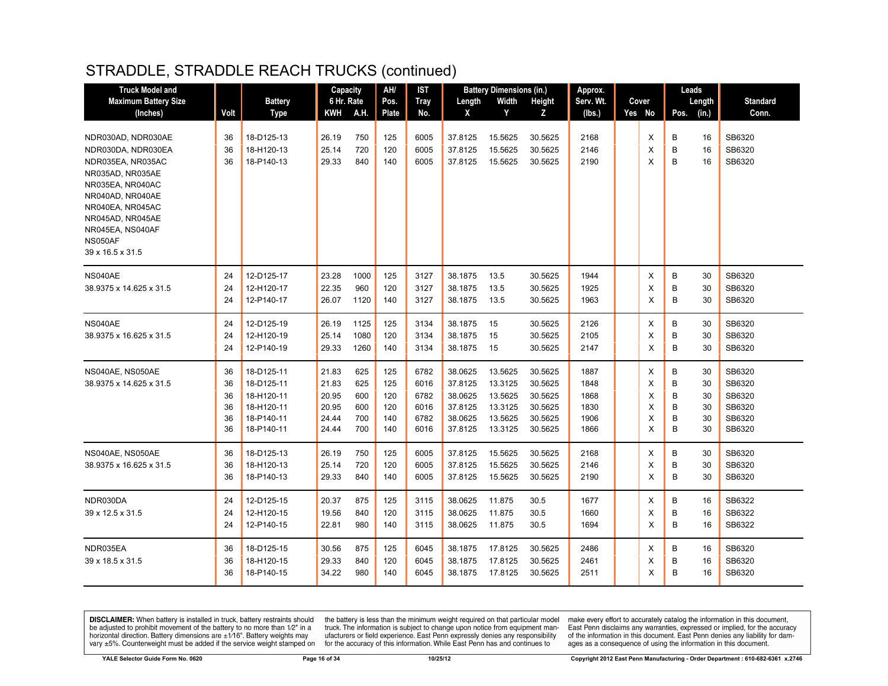# STRADDLE, STRADDLE REACH TRUCKS (continued)

| Truck Model and Maximum Battery Size (Inches) | Volt | Battery Type | Capacity 6 Hr. Rate KWH | A.H. | AH/ Pos. Plate | IST Tray No. | Battery Dimensions (in.) Length X | Width Y | Height Z | Approx. Serv. Wt. (lbs.) | Cover Yes | No | Leads Pos. | Length (in.) | Standard Conn. |
|---|---|---|---|---|---|---|---|---|---|---|---|---|---|---|---|
| NDR030AD, NDR030AE | 36 | 18-D125-13 | 26.19 | 750 | 125 | 6005 | 37.8125 | 15.5625 | 30.5625 | 2168 | | X | B | 16 | SB6320 |
| NDR030DA, NDR030EA | 36 | 18-H120-13 | 25.14 | 720 | 120 | 6005 | 37.8125 | 15.5625 | 30.5625 | 2146 | | X | B | 16 | SB6320 |
| NDR035EA, NR035AC | 36 | 18-P140-13 | 29.33 | 840 | 140 | 6005 | 37.8125 | 15.5625 | 30.5625 | 2190 | | X | B | 16 | SB6320 |
| NR035AD, NR035AE | | | | | | | | | | | | | | | |
| NR035EA, NR040AC | | | | | | | | | | | | | | | |
| NR040AD, NR040AE | | | | | | | | | | | | | | | |
| NR040EA, NR045AC | | | | | | | | | | | | | | | |
| NR045AD, NR045AE | | | | | | | | | | | | | | | |
| NR045EA, NS040AF | | | | | | | | | | | | | | | |
| NS050AF | | | | | | | | | | | | | | | |
| 39 x 16.5 x 31.5 | | | | | | | | | | | | | | | |
| NS040AE | 24 | 12-D125-17 | 23.28 | 1000 | 125 | 3127 | 38.1875 | 13.5 | 30.5625 | 1944 | | X | B | 30 | SB6320 |
| 38.9375 x 14.625 x 31.5 | 24 | 12-H120-17 | 22.35 | 960 | 120 | 3127 | 38.1875 | 13.5 | 30.5625 | 1925 | | X | B | 30 | SB6320 |
| | 24 | 12-P140-17 | 26.07 | 1120 | 140 | 3127 | 38.1875 | 13.5 | 30.5625 | 1963 | | X | B | 30 | SB6320 |
| NS040AE | 24 | 12-D125-19 | 26.19 | 1125 | 125 | 3134 | 38.1875 | 15 | 30.5625 | 2126 | | X | B | 30 | SB6320 |
| 38.9375 x 16.625 x 31.5 | 24 | 12-H120-19 | 25.14 | 1080 | 120 | 3134 | 38.1875 | 15 | 30.5625 | 2105 | | X | B | 30 | SB6320 |
| | 24 | 12-P140-19 | 29.33 | 1260 | 140 | 3134 | 38.1875 | 15 | 30.5625 | 2147 | | X | B | 30 | SB6320 |
| NS040AE, NS050AE | 36 | 18-D125-11 | 21.83 | 625 | 125 | 6782 | 38.0625 | 13.5625 | 30.5625 | 1887 | | X | B | 30 | SB6320 |
| 38.9375 x 14.625 x 31.5 | 36 | 18-D125-11 | 21.83 | 625 | 125 | 6016 | 37.8125 | 13.3125 | 30.5625 | 1848 | | X | B | 30 | SB6320 |
| | 36 | 18-H120-11 | 20.95 | 600 | 120 | 6782 | 38.0625 | 13.5625 | 30.5625 | 1868 | | X | B | 30 | SB6320 |
| | 36 | 18-H120-11 | 20.95 | 600 | 120 | 6016 | 37.8125 | 13.3125 | 30.5625 | 1830 | | X | B | 30 | SB6320 |
| | 36 | 18-P140-11 | 24.44 | 700 | 140 | 6782 | 38.0625 | 13.5625 | 30.5625 | 1906 | | X | B | 30 | SB6320 |
| | 36 | 18-P140-11 | 24.44 | 700 | 140 | 6016 | 37.8125 | 13.3125 | 30.5625 | 1866 | | X | B | 30 | SB6320 |
| NS040AE, NS050AE | 36 | 18-D125-13 | 26.19 | 750 | 125 | 6005 | 37.8125 | 15.5625 | 30.5625 | 2168 | | X | B | 30 | SB6320 |
| 38.9375 x 16.625 x 31.5 | 36 | 18-H120-13 | 25.14 | 720 | 120 | 6005 | 37.8125 | 15.5625 | 30.5625 | 2146 | | X | B | 30 | SB6320 |
| | 36 | 18-P140-13 | 29.33 | 840 | 140 | 6005 | 37.8125 | 15.5625 | 30.5625 | 2190 | | X | B | 30 | SB6320 |
| NDR030DA | 24 | 12-D125-15 | 20.37 | 875 | 125 | 3115 | 38.0625 | 11.875 | 30.5 | 1677 | | X | B | 16 | SB6322 |
| 39 x 12.5 x 31.5 | 24 | 12-H120-15 | 19.56 | 840 | 120 | 3115 | 38.0625 | 11.875 | 30.5 | 1660 | | X | B | 16 | SB6322 |
| | 24 | 12-P140-15 | 22.81 | 980 | 140 | 3115 | 38.0625 | 11.875 | 30.5 | 1694 | | X | B | 16 | SB6322 |
| NDR035EA | 36 | 18-D125-15 | 30.56 | 875 | 125 | 6045 | 38.1875 | 17.8125 | 30.5625 | 2486 | | X | B | 16 | SB6320 |
| 39 x 18.5 x 31.5 | 36 | 18-H120-15 | 29.33 | 840 | 120 | 6045 | 38.1875 | 17.8125 | 30.5625 | 2461 | | X | B | 16 | SB6320 |
| | 36 | 18-P140-15 | 34.22 | 980 | 140 | 6045 | 38.1875 | 17.8125 | 30.5625 | 2511 | | X | B | 16 | SB6320 |

**DISCLAIMER:** When battery is installed in truck, battery restraints should be adjusted to prohibit movement of the battery to no more than 1⁄2" in a horizontal direction. Battery dimensions are ±1⁄16". Battery weights may vary ±5%. Counterweight must be added if the service weight stamped on the battery is less than the minimum weight required on that particular model truck. The information is subject to change upon notice from equipment manufacturers or field experience. East Penn expressly denies any responsibility for the accuracy of this information. While East Penn has and continues to make every effort to accurately catalog the information in this document, East Penn disclaims any warranties, expressed or implied, for the accuracy of the information in this document. East Penn denies any liability for damages as a consequence of using the information in this document.

YALE Selector Guide Form No. 0620 10/25/12 Copyright 2012 East Penn Manufacturing - Order Department : 610-682-6361 x.2746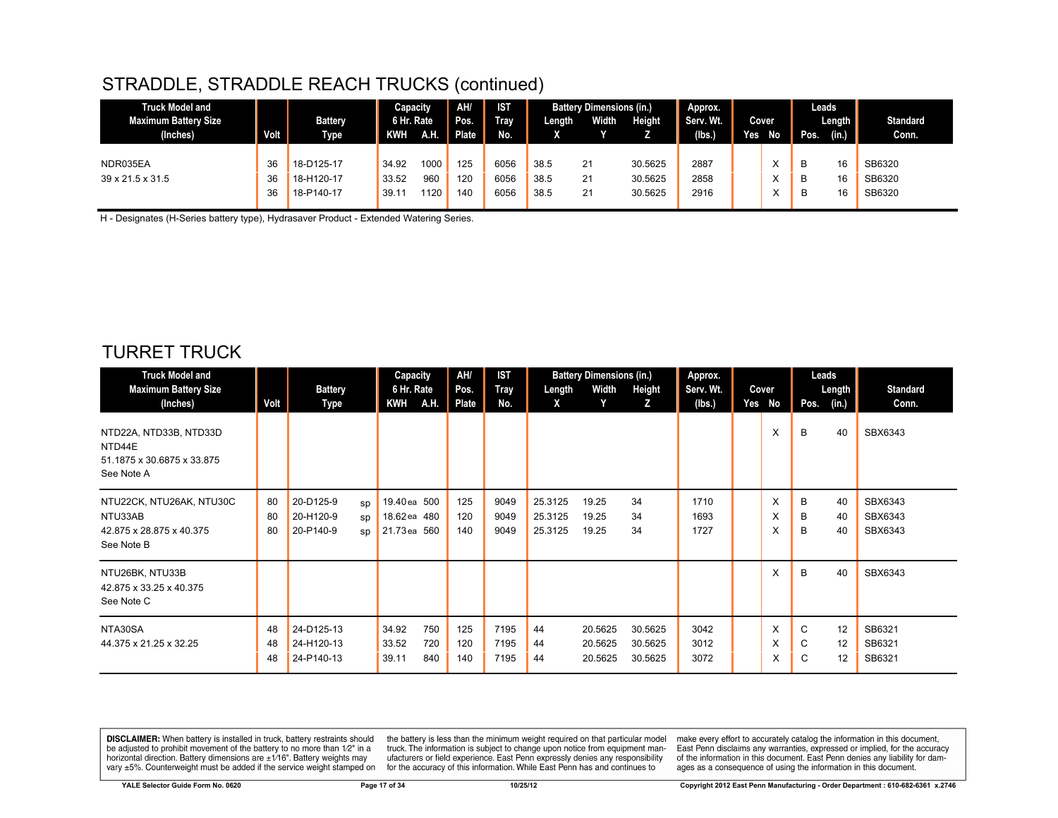## STRADDLE, STRADDLE REACH TRUCKS (continued)

| Truck Model and Maximum Battery Size (Inches) | Volt | Battery Type | | Capacity 6 Hr. Rate KWH | A.H. | AH/ Pos. Plate | IST Tray No. | Battery Dimensions (in.) Length X | Width Y | Height Z | Approx. Serv. Wt. (lbs.) | Cover Yes | No | Leads Pos. | Length (in.) | Standard Conn. |
|---|---|---|---|---|---|---|---|---|---|---|---|---|---|---|---|---|
| NDR035EA | 36 | 18-D125-17 | | 34.92 | 1000 | 125 | 6056 | 38.5 | 21 | 30.5625 | 2887 | | X | B | 16 | SB6320 |
| 39 x 21.5 x 31.5 | 36 | 18-H120-17 | | 33.52 | 960 | 120 | 6056 | 38.5 | 21 | 30.5625 | 2858 | | X | B | 16 | SB6320 |
| | 36 | 18-P140-17 | | 39.11 | 1120 | 140 | 6056 | 38.5 | 21 | 30.5625 | 2916 | | X | B | 16 | SB6320 |

H - Designates (H-Series battery type), Hydrasaver Product - Extended Watering Series.

## TURRET TRUCK

| Truck Model and Maximum Battery Size (Inches) | Volt | Battery Type | | Capacity 6 Hr. Rate KWH | A.H. | AH/ Pos. Plate | IST Tray No. | Battery Dimensions (in.) Length X | Width Y | Height Z | Approx. Serv. Wt. (lbs.) | Cover Yes | No | Leads Pos. | Length (in.) | Standard Conn. |
|---|---|---|---|---|---|---|---|---|---|---|---|---|---|---|---|---|
| NTD22A, NTD33B, NTD33D NTD44E 51.1875 x 30.6875 x 33.875 See Note A | | | | | | | | | | | | | X | B | 40 | SBX6343 |
| NTU22CK, NTU26AK, NTU30C | 80 | 20-D125-9 | sp | 19.40 ea | 500 | 125 | 9049 | 25.3125 | 19.25 | 34 | 1710 | | X | B | 40 | SBX6343 |
| NTU33AB | 80 | 20-H120-9 | sp | 18.62 ea | 480 | 120 | 9049 | 25.3125 | 19.25 | 34 | 1693 | | X | B | 40 | SBX6343 |
| 42.875 x 28.875 x 40.375 See Note B | 80 | 20-P140-9 | sp | 21.73 ea | 560 | 140 | 9049 | 25.3125 | 19.25 | 34 | 1727 | | X | B | 40 | SBX6343 |
| NTU26BK, NTU33B 42.875 x 33.25 x 40.375 See Note C | | | | | | | | | | | | | X | B | 40 | SBX6343 |
| NTA30SA | 48 | 24-D125-13 | | 34.92 | 750 | 125 | 7195 | 44 | 20.5625 | 30.5625 | 3042 | | X | C | 12 | SB6321 |
| 44.375 x 21.25 x 32.25 | 48 | 24-H120-13 | | 33.52 | 720 | 120 | 7195 | 44 | 20.5625 | 30.5625 | 3012 | | X | C | 12 | SB6321 |
| | 48 | 24-P140-13 | | 39.11 | 840 | 140 | 7195 | 44 | 20.5625 | 30.5625 | 3072 | | X | C | 12 | SB6321 |

**DISCLAIMER:** When battery is installed in truck, battery restraints should be adjusted to prohibit movement of the battery to no more than 1⁄2" in a horizontal direction. Battery dimensions are ±1⁄16". Battery weights may vary ±5%. Counterweight must be added if the service weight stamped on the battery is less than the minimum weight required on that particular model truck. The information is subject to change upon notice from equipment manufacturers or field experience. East Penn expressly denies any responsibility for the accuracy of this information. While East Penn has and continues to make every effort to accurately catalog the information in this document, East Penn disclaims any warranties, expressed or implied, for the accuracy of the information in this document. East Penn denies any liability for damages as a consequence of using the information in this document.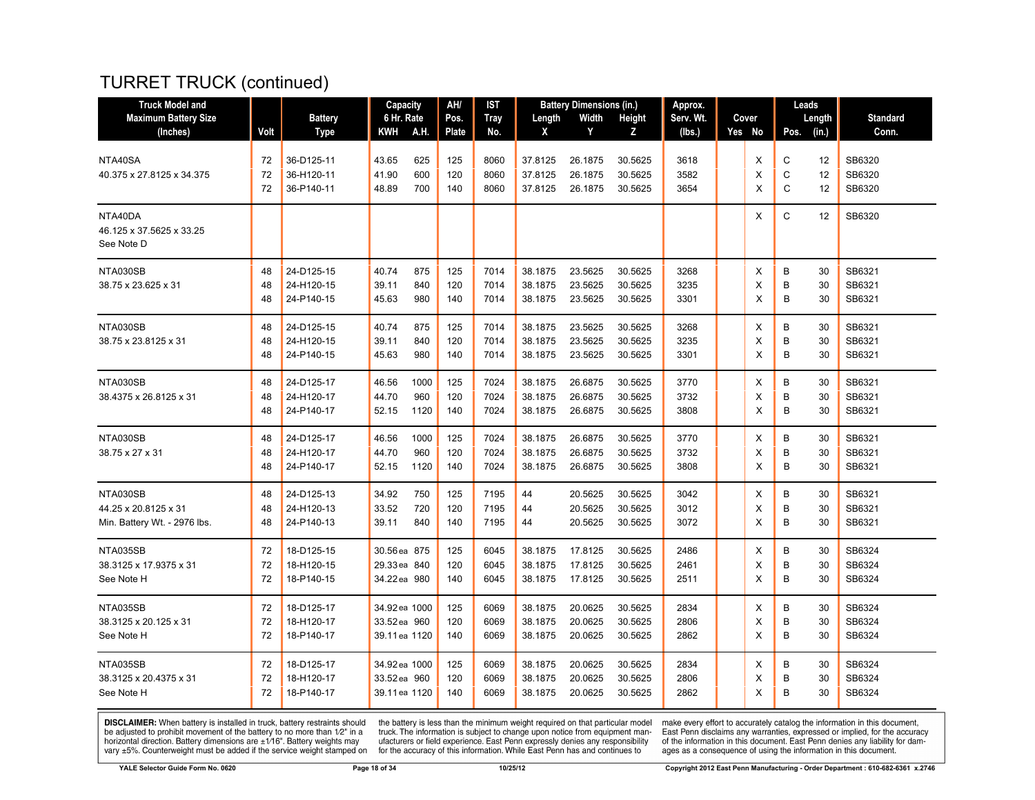# TURRET TRUCK (continued)

| Truck Model and Maximum Battery Size (Inches) | Volt | Battery Type | Capacity 6 Hr. Rate KWH | A.H. | AH/ Pos. Plate | IST Tray No. | Battery Dimensions (in.) Length X | Width Y | Height Z | Approx. Serv. Wt. (lbs.) | Cover Yes | No | Leads Pos. | Length (in.) | Standard Conn. |
|---|---|---|---|---|---|---|---|---|---|---|---|---|---|---|---|
| NTA40SA | 72 | 36-D125-11 | 43.65 | 625 | 125 | 8060 | 37.8125 | 26.1875 | 30.5625 | 3618 | | X | C | 12 | SB6320 |
| 40.375 x 27.8125 x 34.375 | 72 | 36-H120-11 | 41.90 | 600 | 120 | 8060 | 37.8125 | 26.1875 | 30.5625 | 3582 | | X | C | 12 | SB6320 |
| | 72 | 36-P140-11 | 48.89 | 700 | 140 | 8060 | 37.8125 | 26.1875 | 30.5625 | 3654 | | X | C | 12 | SB6320 |
| NTA40DA | | | | | | | | | | | | X | C | 12 | SB6320 |
| 46.125 x 37.5625 x 33.25 | | | | | | | | | | | | | | | |
| See Note D | | | | | | | | | | | | | | | |
| NTA030SB | 48 | 24-D125-15 | 40.74 | 875 | 125 | 7014 | 38.1875 | 23.5625 | 30.5625 | 3268 | | X | B | 30 | SB6321 |
| 38.75 x 23.625 x 31 | 48 | 24-H120-15 | 39.11 | 840 | 120 | 7014 | 38.1875 | 23.5625 | 30.5625 | 3235 | | X | B | 30 | SB6321 |
| | 48 | 24-P140-15 | 45.63 | 980 | 140 | 7014 | 38.1875 | 23.5625 | 30.5625 | 3301 | | X | B | 30 | SB6321 |
| NTA030SB | 48 | 24-D125-15 | 40.74 | 875 | 125 | 7014 | 38.1875 | 23.5625 | 30.5625 | 3268 | | X | B | 30 | SB6321 |
| 38.75 x 23.8125 x 31 | 48 | 24-H120-15 | 39.11 | 840 | 120 | 7014 | 38.1875 | 23.5625 | 30.5625 | 3235 | | X | B | 30 | SB6321 |
| | 48 | 24-P140-15 | 45.63 | 980 | 140 | 7014 | 38.1875 | 23.5625 | 30.5625 | 3301 | | X | B | 30 | SB6321 |
| NTA030SB | 48 | 24-D125-17 | 46.56 | 1000 | 125 | 7024 | 38.1875 | 26.6875 | 30.5625 | 3770 | | X | B | 30 | SB6321 |
| 38.4375 x 26.8125 x 31 | 48 | 24-H120-17 | 44.70 | 960 | 120 | 7024 | 38.1875 | 26.6875 | 30.5625 | 3732 | | X | B | 30 | SB6321 |
| | 48 | 24-P140-17 | 52.15 | 1120 | 140 | 7024 | 38.1875 | 26.6875 | 30.5625 | 3808 | | X | B | 30 | SB6321 |
| NTA030SB | 48 | 24-D125-17 | 46.56 | 1000 | 125 | 7024 | 38.1875 | 26.6875 | 30.5625 | 3770 | | X | B | 30 | SB6321 |
| 38.75 x 27 x 31 | 48 | 24-H120-17 | 44.70 | 960 | 120 | 7024 | 38.1875 | 26.6875 | 30.5625 | 3732 | | X | B | 30 | SB6321 |
| | 48 | 24-P140-17 | 52.15 | 1120 | 140 | 7024 | 38.1875 | 26.6875 | 30.5625 | 3808 | | X | B | 30 | SB6321 |
| NTA030SB | 48 | 24-D125-13 | 34.92 | 750 | 125 | 7195 | 44 | 20.5625 | 30.5625 | 3042 | | X | B | 30 | SB6321 |
| 44.25 x 20.8125 x 31 | 48 | 24-H120-13 | 33.52 | 720 | 120 | 7195 | 44 | 20.5625 | 30.5625 | 3012 | | X | B | 30 | SB6321 |
| Min. Battery Wt. - 2976 lbs. | 48 | 24-P140-13 | 39.11 | 840 | 140 | 7195 | 44 | 20.5625 | 30.5625 | 3072 | | X | B | 30 | SB6321 |
| NTA035SB | 72 | 18-D125-15 | 30.56ea | 875 | 125 | 6045 | 38.1875 | 17.8125 | 30.5625 | 2486 | | X | B | 30 | SB6324 |
| 38.3125 x 17.9375 x 31 | 72 | 18-H120-15 | 29.33ea | 840 | 120 | 6045 | 38.1875 | 17.8125 | 30.5625 | 2461 | | X | B | 30 | SB6324 |
| See Note H | 72 | 18-P140-15 | 34.22ea | 980 | 140 | 6045 | 38.1875 | 17.8125 | 30.5625 | 2511 | | X | B | 30 | SB6324 |
| NTA035SB | 72 | 18-D125-17 | 34.92ea | 1000 | 125 | 6069 | 38.1875 | 20.0625 | 30.5625 | 2834 | | X | B | 30 | SB6324 |
| 38.3125 x 20.125 x 31 | 72 | 18-H120-17 | 33.52ea | 960 | 120 | 6069 | 38.1875 | 20.0625 | 30.5625 | 2806 | | X | B | 30 | SB6324 |
| See Note H | 72 | 18-P140-17 | 39.11ea | 1120 | 140 | 6069 | 38.1875 | 20.0625 | 30.5625 | 2862 | | X | B | 30 | SB6324 |
| NTA035SB | 72 | 18-D125-17 | 34.92ea | 1000 | 125 | 6069 | 38.1875 | 20.0625 | 30.5625 | 2834 | | X | B | 30 | SB6324 |
| 38.3125 x 20.4375 x 31 | 72 | 18-H120-17 | 33.52ea | 960 | 120 | 6069 | 38.1875 | 20.0625 | 30.5625 | 2806 | | X | B | 30 | SB6324 |
| See Note H | 72 | 18-P140-17 | 39.11ea | 1120 | 140 | 6069 | 38.1875 | 20.0625 | 30.5625 | 2862 | | X | B | 30 | SB6324 |

**DISCLAIMER:** When battery is installed in truck, battery restraints should be adjusted to prohibit movement of the battery to no more than 1⁄2" in a horizontal direction. Battery dimensions are ±1⁄16". Battery weights may vary ±5%. Counterweight must be added if the service weight stamped on the battery is less than the minimum weight required on that particular model truck. The information is subject to change upon notice from equipment manufacturers or field experience. East Penn expressly denies any responsibility for the accuracy of this information. While East Penn has and continues to make every effort to accurately catalog the information in this document, East Penn disclaims any warranties, expressed or implied, for the accuracy of the information in this document. East Penn denies any liability for damages as a consequence of using the information in this document.

YALE Selector Guide Form No. 0620 — 10/25/12 — Copyright 2012 East Penn Manufacturing - Order Department : 610-682-6361 x.2746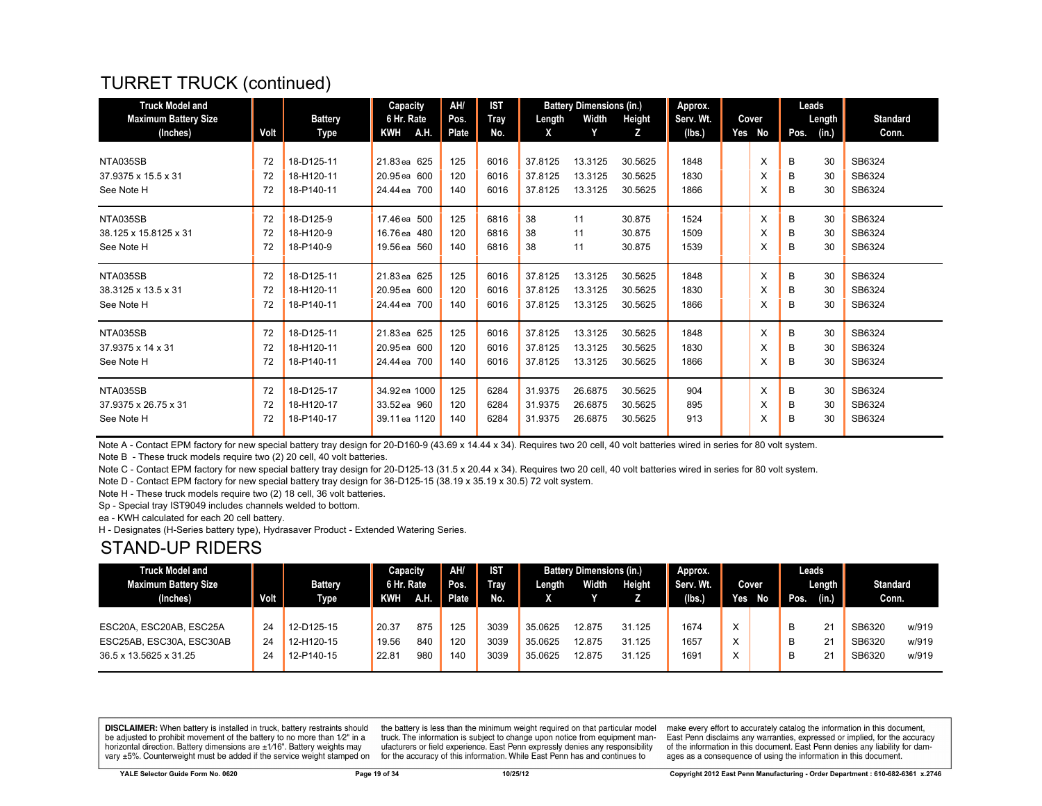## TURRET TRUCK (continued)

| Truck Model and Maximum Battery Size (Inches) | Volt | Battery Type | Capacity 6 Hr. Rate KWH | A.H. | AH/ Pos. Plate | IST Tray No. | Battery Dimensions (in.) Length X | Width Y | Height Z | Approx. Serv. Wt. (lbs.) | Cover Yes | No | Leads Pos. | Length (in.) | Standard Conn. |
|---|---|---|---|---|---|---|---|---|---|---|---|---|---|---|---|
| NTA035SB | 72 | 18-D125-11 | 21.83ea | 625 | 125 | 6016 | 37.8125 | 13.3125 | 30.5625 | 1848 | | X | B | 30 | SB6324 |
| 37.9375 x 15.5 x 31 | 72 | 18-H120-11 | 20.95ea | 600 | 120 | 6016 | 37.8125 | 13.3125 | 30.5625 | 1830 | | X | B | 30 | SB6324 |
| See Note H | 72 | 18-P140-11 | 24.44ea | 700 | 140 | 6016 | 37.8125 | 13.3125 | 30.5625 | 1866 | | X | B | 30 | SB6324 |
| NTA035SB | 72 | 18-D125-9 | 17.46ea | 500 | 125 | 6816 | 38 | 11 | 30.875 | 1524 | | X | B | 30 | SB6324 |
| 38.125 x 15.8125 x 31 | 72 | 18-H120-9 | 16.76ea | 480 | 120 | 6816 | 38 | 11 | 30.875 | 1509 | | X | B | 30 | SB6324 |
| See Note H | 72 | 18-P140-9 | 19.56ea | 560 | 140 | 6816 | 38 | 11 | 30.875 | 1539 | | X | B | 30 | SB6324 |
| NTA035SB | 72 | 18-D125-11 | 21.83ea | 625 | 125 | 6016 | 37.8125 | 13.3125 | 30.5625 | 1848 | | X | B | 30 | SB6324 |
| 38.3125 x 13.5 x 31 | 72 | 18-H120-11 | 20.95ea | 600 | 120 | 6016 | 37.8125 | 13.3125 | 30.5625 | 1830 | | X | B | 30 | SB6324 |
| See Note H | 72 | 18-P140-11 | 24.44ea | 700 | 140 | 6016 | 37.8125 | 13.3125 | 30.5625 | 1866 | | X | B | 30 | SB6324 |
| NTA035SB | 72 | 18-D125-11 | 21.83ea | 625 | 125 | 6016 | 37.8125 | 13.3125 | 30.5625 | 1848 | | X | B | 30 | SB6324 |
| 37.9375 x 14 x 31 | 72 | 18-H120-11 | 20.95ea | 600 | 120 | 6016 | 37.8125 | 13.3125 | 30.5625 | 1830 | | X | B | 30 | SB6324 |
| See Note H | 72 | 18-P140-11 | 24.44ea | 700 | 140 | 6016 | 37.8125 | 13.3125 | 30.5625 | 1866 | | X | B | 30 | SB6324 |
| NTA035SB | 72 | 18-D125-17 | 34.92ea | 1000 | 125 | 6284 | 31.9375 | 26.6875 | 30.5625 | 904 | | X | B | 30 | SB6324 |
| 37.9375 x 26.75 x 31 | 72 | 18-H120-17 | 33.52ea | 960 | 120 | 6284 | 31.9375 | 26.6875 | 30.5625 | 895 | | X | B | 30 | SB6324 |
| See Note H | 72 | 18-P140-17 | 39.11ea | 1120 | 140 | 6284 | 31.9375 | 26.6875 | 30.5625 | 913 | | X | B | 30 | SB6324 |

Note A - Contact EPM factory for new special battery tray design for 20-D160-9 (43.69 x 14.44 x 34). Requires two 20 cell, 40 volt batteries wired in series for 80 volt system.

Note B - These truck models require two (2) 20 cell, 40 volt batteries.

Note C - Contact EPM factory for new special battery tray design for 20-D125-13 (31.5 x 20.44 x 34). Requires two 20 cell, 40 volt batteries wired in series for 80 volt system.

Note D - Contact EPM factory for new special battery tray design for 36-D125-15 (38.19 x 35.19 x 30.5) 72 volt system.

Note H - These truck models require two (2) 18 cell, 36 volt batteries.

Sp - Special tray IST9049 includes channels welded to bottom.

ea - KWH calculated for each 20 cell battery.

H - Designates (H-Series battery type), Hydrasaver Product - Extended Watering Series.

## STAND-UP RIDERS

| Truck Model and Maximum Battery Size (Inches) | Volt | Battery Type | Capacity 6 Hr. Rate KWH | A.H. | AH/ Pos. Plate | IST Tray No. | Battery Dimensions (in.) Length X | Width Y | Height Z | Approx. Serv. Wt. (lbs.) | Cover Yes | No | Leads Pos. | Length (in.) | Standard Conn. |
|---|---|---|---|---|---|---|---|---|---|---|---|---|---|---|---|
| ESC20A, ESC20AB, ESC25A | 24 | 12-D125-15 | 20.37 | 875 | 125 | 3039 | 35.0625 | 12.875 | 31.125 | 1674 | X | | B | 21 | SB6320 w/919 |
| ESC25AB, ESC30A, ESC30AB | 24 | 12-H120-15 | 19.56 | 840 | 120 | 3039 | 35.0625 | 12.875 | 31.125 | 1657 | X | | B | 21 | SB6320 w/919 |
| 36.5 x 13.5625 x 31.25 | 24 | 12-P140-15 | 22.81 | 980 | 140 | 3039 | 35.0625 | 12.875 | 31.125 | 1691 | X | | B | 21 | SB6320 w/919 |

**DISCLAIMER:** When battery is installed in truck, battery restraints should be adjusted to prohibit movement of the battery to no more than 1⁄2" in a horizontal direction. Battery dimensions are ±1⁄16". Battery weights may vary ±5%. Counterweight must be added if the service weight stamped on the battery is less than the minimum weight required on that particular model truck. The information is subject to change upon notice from equipment manufacturers or field experience. East Penn expressly denies any responsibility for the accuracy of this information. While East Penn has and continues to make every effort to accurately catalog the information in this document, East Penn disclaims any warranties, expressed or implied, for the accuracy of the information in this document. East Penn denies any liability for damages as a consequence of using the information in this document.

YALE Selector Guide Form No. 0620 | 10/25/12 | Copyright 2012 East Penn Manufacturing - Order Department : 610-682-6361 x.2746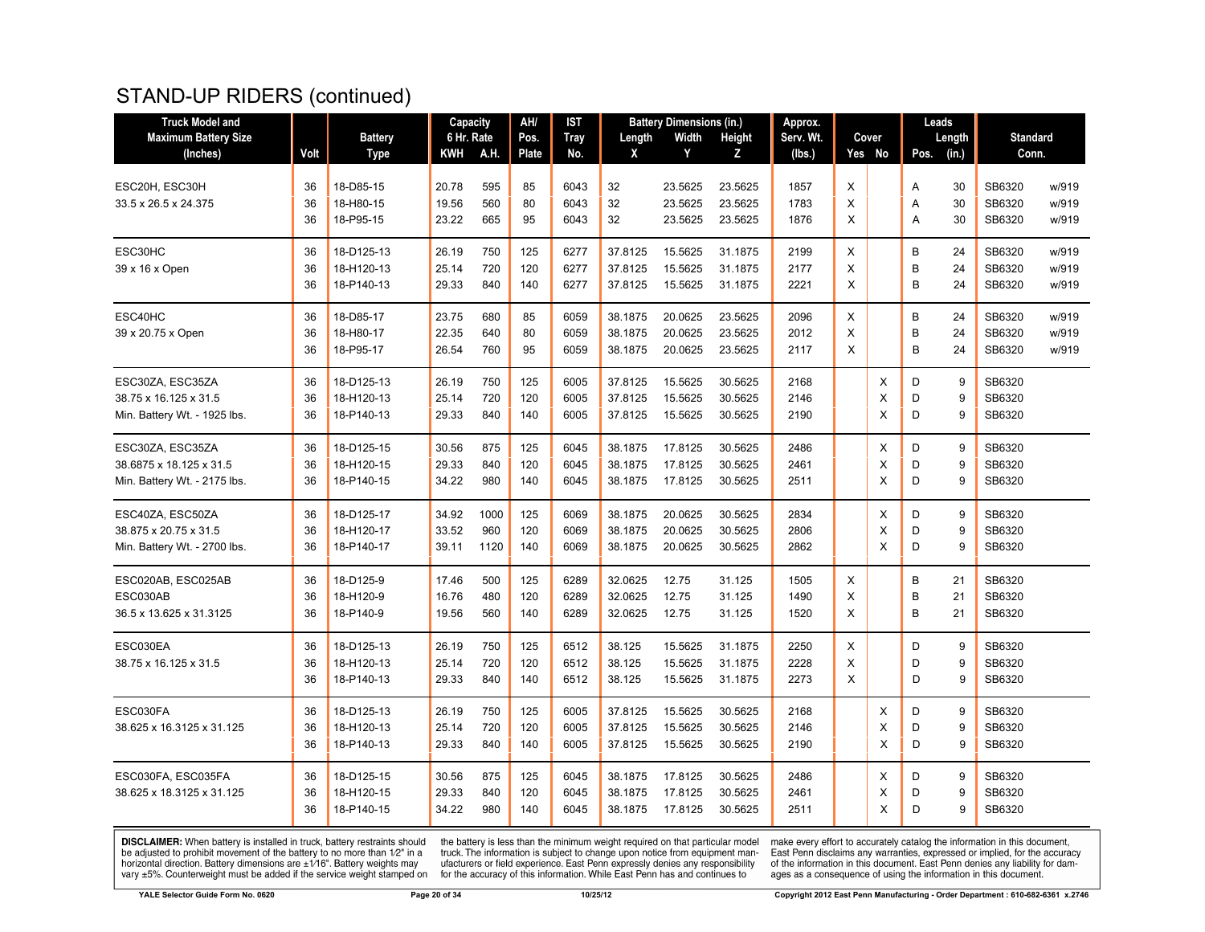# STAND-UP RIDERS (continued)

| Truck Model and Maximum Battery Size (Inches) | Volt | Battery Type | Capacity 6 Hr. Rate KWH | A.H. | AH/ Pos. Plate | IST Tray No. | Battery Dimensions (in.) Length X | Width Y | Height Z | Approx. Serv. Wt. (lbs.) | Cover Yes | No | Leads Pos. | Length (in.) | Standard Conn. | |
|---|---|---|---|---|---|---|---|---|---|---|---|---|---|---|---|---|
| ESC20H, ESC30H | 36 | 18-D85-15 | 20.78 | 595 | 85 | 6043 | 32 | 23.5625 | 23.5625 | 1857 | X | | A | 30 | SB6320 | w/919 |
| 33.5 x 26.5 x 24.375 | 36 | 18-H80-15 | 19.56 | 560 | 80 | 6043 | 32 | 23.5625 | 23.5625 | 1783 | X | | A | 30 | SB6320 | w/919 |
| | 36 | 18-P95-15 | 23.22 | 665 | 95 | 6043 | 32 | 23.5625 | 23.5625 | 1876 | X | | A | 30 | SB6320 | w/919 |
| ESC30HC | 36 | 18-D125-13 | 26.19 | 750 | 125 | 6277 | 37.8125 | 15.5625 | 31.1875 | 2199 | X | | B | 24 | SB6320 | w/919 |
| 39 x 16 x Open | 36 | 18-H120-13 | 25.14 | 720 | 120 | 6277 | 37.8125 | 15.5625 | 31.1875 | 2177 | X | | B | 24 | SB6320 | w/919 |
| | 36 | 18-P140-13 | 29.33 | 840 | 140 | 6277 | 37.8125 | 15.5625 | 31.1875 | 2221 | X | | B | 24 | SB6320 | w/919 |
| ESC40HC | 36 | 18-D85-17 | 23.75 | 680 | 85 | 6059 | 38.1875 | 20.0625 | 23.5625 | 2096 | X | | B | 24 | SB6320 | w/919 |
| 39 x 20.75 x Open | 36 | 18-H80-17 | 22.35 | 640 | 80 | 6059 | 38.1875 | 20.0625 | 23.5625 | 2012 | X | | B | 24 | SB6320 | w/919 |
| | 36 | 18-P95-17 | 26.54 | 760 | 95 | 6059 | 38.1875 | 20.0625 | 23.5625 | 2117 | X | | B | 24 | SB6320 | w/919 |
| ESC30ZA, ESC35ZA | 36 | 18-D125-13 | 26.19 | 750 | 125 | 6005 | 37.8125 | 15.5625 | 30.5625 | 2168 | | X | D | 9 | SB6320 | |
| 38.75 x 16.125 x 31.5 | 36 | 18-H120-13 | 25.14 | 720 | 120 | 6005 | 37.8125 | 15.5625 | 30.5625 | 2146 | | X | D | 9 | SB6320 | |
| Min. Battery Wt. - 1925 lbs. | 36 | 18-P140-13 | 29.33 | 840 | 140 | 6005 | 37.8125 | 15.5625 | 30.5625 | 2190 | | X | D | 9 | SB6320 | |
| ESC30ZA, ESC35ZA | 36 | 18-D125-15 | 30.56 | 875 | 125 | 6045 | 38.1875 | 17.8125 | 30.5625 | 2486 | | X | D | 9 | SB6320 | |
| 38.6875 x 18.125 x 31.5 | 36 | 18-H120-15 | 29.33 | 840 | 120 | 6045 | 38.1875 | 17.8125 | 30.5625 | 2461 | | X | D | 9 | SB6320 | |
| Min. Battery Wt. - 2175 lbs. | 36 | 18-P140-15 | 34.22 | 980 | 140 | 6045 | 38.1875 | 17.8125 | 30.5625 | 2511 | | X | D | 9 | SB6320 | |
| ESC40ZA, ESC50ZA | 36 | 18-D125-17 | 34.92 | 1000 | 125 | 6069 | 38.1875 | 20.0625 | 30.5625 | 2834 | | X | D | 9 | SB6320 | |
| 38.875 x 20.75 x 31.5 | 36 | 18-H120-17 | 33.52 | 960 | 120 | 6069 | 38.1875 | 20.0625 | 30.5625 | 2806 | | X | D | 9 | SB6320 | |
| Min. Battery Wt. - 2700 lbs. | 36 | 18-P140-17 | 39.11 | 1120 | 140 | 6069 | 38.1875 | 20.0625 | 30.5625 | 2862 | | X | D | 9 | SB6320 | |
| ESC020AB, ESC025AB | 36 | 18-D125-9 | 17.46 | 500 | 125 | 6289 | 32.0625 | 12.75 | 31.125 | 1505 | X | | B | 21 | SB6320 | |
| ESC030AB | 36 | 18-H120-9 | 16.76 | 480 | 120 | 6289 | 32.0625 | 12.75 | 31.125 | 1490 | X | | B | 21 | SB6320 | |
| 36.5 x 13.625 x 31.3125 | 36 | 18-P140-9 | 19.56 | 560 | 140 | 6289 | 32.0625 | 12.75 | 31.125 | 1520 | X | | B | 21 | SB6320 | |
| ESC030EA | 36 | 18-D125-13 | 26.19 | 750 | 125 | 6512 | 38.125 | 15.5625 | 31.1875 | 2250 | X | | D | 9 | SB6320 | |
| 38.75 x 16.125 x 31.5 | 36 | 18-H120-13 | 25.14 | 720 | 120 | 6512 | 38.125 | 15.5625 | 31.1875 | 2228 | X | | D | 9 | SB6320 | |
| | 36 | 18-P140-13 | 29.33 | 840 | 140 | 6512 | 38.125 | 15.5625 | 31.1875 | 2273 | X | | D | 9 | SB6320 | |
| ESC030FA | 36 | 18-D125-13 | 26.19 | 750 | 125 | 6005 | 37.8125 | 15.5625 | 30.5625 | 2168 | | X | D | 9 | SB6320 | |
| 38.625 x 16.3125 x 31.125 | 36 | 18-H120-13 | 25.14 | 720 | 120 | 6005 | 37.8125 | 15.5625 | 30.5625 | 2146 | | X | D | 9 | SB6320 | |
| | 36 | 18-P140-13 | 29.33 | 840 | 140 | 6005 | 37.8125 | 15.5625 | 30.5625 | 2190 | | X | D | 9 | SB6320 | |
| ESC030FA, ESC035FA | 36 | 18-D125-15 | 30.56 | 875 | 125 | 6045 | 38.1875 | 17.8125 | 30.5625 | 2486 | | X | D | 9 | SB6320 | |
| 38.625 x 18.3125 x 31.125 | 36 | 18-H120-15 | 29.33 | 840 | 120 | 6045 | 38.1875 | 17.8125 | 30.5625 | 2461 | | X | D | 9 | SB6320 | |
| | 36 | 18-P140-15 | 34.22 | 980 | 140 | 6045 | 38.1875 | 17.8125 | 30.5625 | 2511 | | X | D | 9 | SB6320 | |

**DISCLAIMER:** When battery is installed in truck, battery restraints should be adjusted to prohibit movement of the battery to no more than 1⁄2" in a horizontal direction. Battery dimensions are ±1⁄16". Battery weights may vary ±5%. Counterweight must be added if the service weight stamped on the battery is less than the minimum weight required on that particular model truck. The information is subject to change upon notice from equipment manufacturers or field experience. East Penn expressly denies any responsibility for the accuracy of this information. While East Penn has and continues to make every effort to accurately catalog the information in this document, East Penn disclaims any warranties, expressed or implied, for the accuracy of the information in this document. East Penn denies any liability for damages as a consequence of using the information in this document.

YALE Selector Guide Form No. 0620 | 10/25/12 | Copyright 2012 East Penn Manufacturing - Order Department : 610-682-6361 x.2746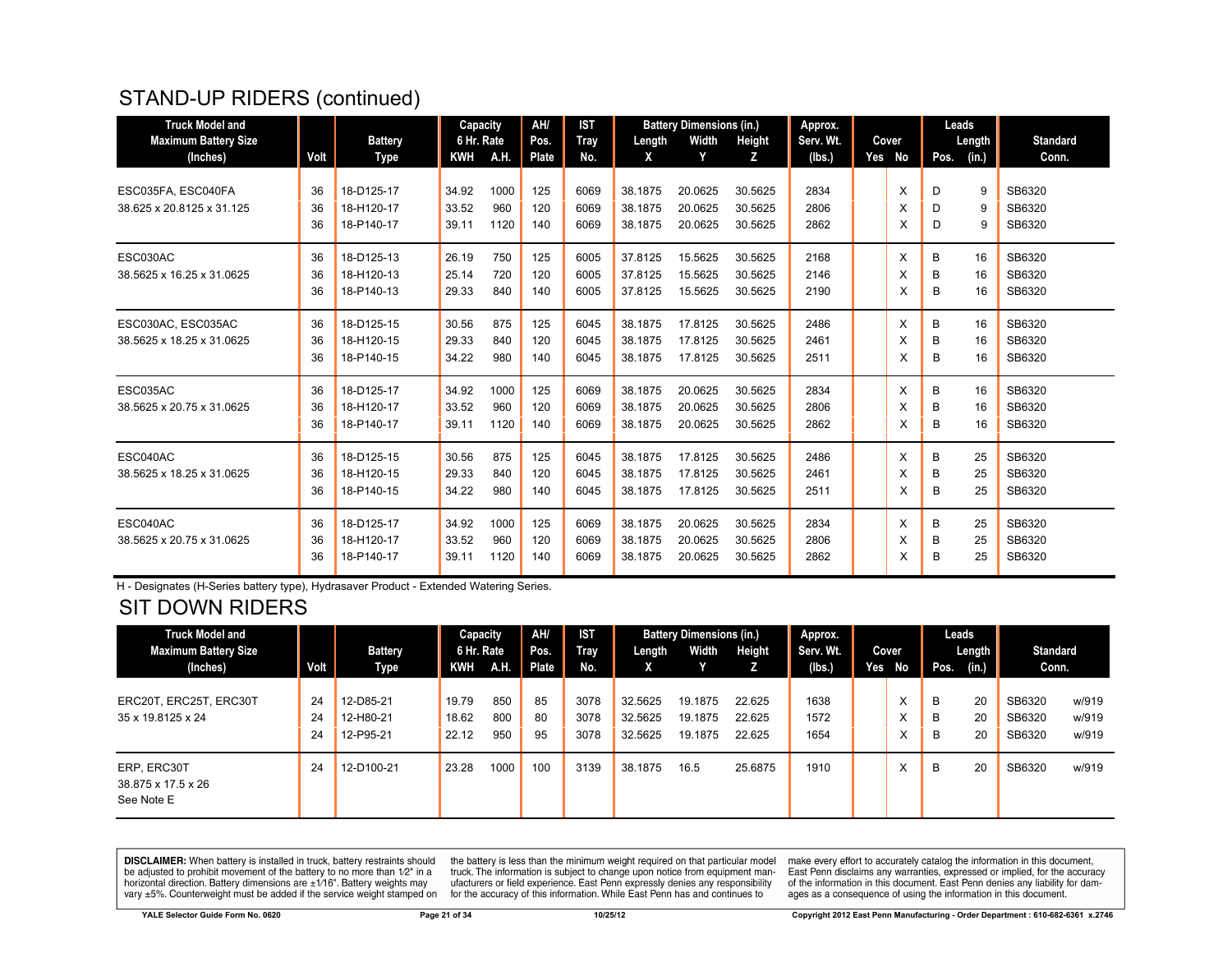## STAND-UP RIDERS (continued)

| Truck Model and Maximum Battery Size (Inches) | Volt | Battery Type | Capacity 6 Hr. Rate KWH | A.H. | AH/ Pos. Plate | IST Tray No. | Battery Dimensions (in.) Length X | Width Y | Height Z | Approx. Serv. Wt. (lbs.) | Cover Yes | No | Leads Pos. | Length (in.) | Standard Conn. |
|---|---|---|---|---|---|---|---|---|---|---|---|---|---|---|---|
| ESC035FA, ESC040FA | 36 | 18-D125-17 | 34.92 | 1000 | 125 | 6069 | 38.1875 | 20.0625 | 30.5625 | 2834 | | X | D | 9 | SB6320 |
| 38.625 x 20.8125 x 31.125 | 36 | 18-H120-17 | 33.52 | 960 | 120 | 6069 | 38.1875 | 20.0625 | 30.5625 | 2806 | | X | D | 9 | SB6320 |
| | 36 | 18-P140-17 | 39.11 | 1120 | 140 | 6069 | 38.1875 | 20.0625 | 30.5625 | 2862 | | X | D | 9 | SB6320 |
| ESC030AC | 36 | 18-D125-13 | 26.19 | 750 | 125 | 6005 | 37.8125 | 15.5625 | 30.5625 | 2168 | | X | B | 16 | SB6320 |
| 38.5625 x 16.25 x 31.0625 | 36 | 18-H120-13 | 25.14 | 720 | 120 | 6005 | 37.8125 | 15.5625 | 30.5625 | 2146 | | X | B | 16 | SB6320 |
| | 36 | 18-P140-13 | 29.33 | 840 | 140 | 6005 | 37.8125 | 15.5625 | 30.5625 | 2190 | | X | B | 16 | SB6320 |
| ESC030AC, ESC035AC | 36 | 18-D125-15 | 30.56 | 875 | 125 | 6045 | 38.1875 | 17.8125 | 30.5625 | 2486 | | X | B | 16 | SB6320 |
| 38.5625 x 18.25 x 31.0625 | 36 | 18-H120-15 | 29.33 | 840 | 120 | 6045 | 38.1875 | 17.8125 | 30.5625 | 2461 | | X | B | 16 | SB6320 |
| | 36 | 18-P140-15 | 34.22 | 980 | 140 | 6045 | 38.1875 | 17.8125 | 30.5625 | 2511 | | X | B | 16 | SB6320 |
| ESC035AC | 36 | 18-D125-17 | 34.92 | 1000 | 125 | 6069 | 38.1875 | 20.0625 | 30.5625 | 2834 | | X | B | 16 | SB6320 |
| 38.5625 x 20.75 x 31.0625 | 36 | 18-H120-17 | 33.52 | 960 | 120 | 6069 | 38.1875 | 20.0625 | 30.5625 | 2806 | | X | B | 16 | SB6320 |
| | 36 | 18-P140-17 | 39.11 | 1120 | 140 | 6069 | 38.1875 | 20.0625 | 30.5625 | 2862 | | X | B | 16 | SB6320 |
| ESC040AC | 36 | 18-D125-15 | 30.56 | 875 | 125 | 6045 | 38.1875 | 17.8125 | 30.5625 | 2486 | | X | B | 25 | SB6320 |
| 38.5625 x 18.25 x 31.0625 | 36 | 18-H120-15 | 29.33 | 840 | 120 | 6045 | 38.1875 | 17.8125 | 30.5625 | 2461 | | X | B | 25 | SB6320 |
| | 36 | 18-P140-15 | 34.22 | 980 | 140 | 6045 | 38.1875 | 17.8125 | 30.5625 | 2511 | | X | B | 25 | SB6320 |
| ESC040AC | 36 | 18-D125-17 | 34.92 | 1000 | 125 | 6069 | 38.1875 | 20.0625 | 30.5625 | 2834 | | X | B | 25 | SB6320 |
| 38.5625 x 20.75 x 31.0625 | 36 | 18-H120-17 | 33.52 | 960 | 120 | 6069 | 38.1875 | 20.0625 | 30.5625 | 2806 | | X | B | 25 | SB6320 |
| | 36 | 18-P140-17 | 39.11 | 1120 | 140 | 6069 | 38.1875 | 20.0625 | 30.5625 | 2862 | | X | B | 25 | SB6320 |

H - Designates (H-Series battery type), Hydrasaver Product - Extended Watering Series.

## SIT DOWN RIDERS

| Truck Model and Maximum Battery Size (Inches) | Volt | Battery Type | Capacity 6 Hr. Rate KWH | A.H. | AH/ Pos. Plate | IST Tray No. | Battery Dimensions (in.) Length X | Width Y | Height Z | Approx. Serv. Wt. (lbs.) | Cover Yes | No | Leads Pos. | Length (in.) | Standard Conn. |
|---|---|---|---|---|---|---|---|---|---|---|---|---|---|---|---|
| ERC20T, ERC25T, ERC30T | 24 | 12-D85-21 | 19.79 | 850 | 85 | 3078 | 32.5625 | 19.1875 | 22.625 | 1638 | | X | B | 20 | SB6320 w/919 |
| 35 x 19.8125 x 24 | 24 | 12-H80-21 | 18.62 | 800 | 80 | 3078 | 32.5625 | 19.1875 | 22.625 | 1572 | | X | B | 20 | SB6320 w/919 |
| | 24 | 12-P95-21 | 22.12 | 950 | 95 | 3078 | 32.5625 | 19.1875 | 22.625 | 1654 | | X | B | 20 | SB6320 w/919 |
| ERP, ERC30T 38.875 x 17.5 x 26 See Note E | 24 | 12-D100-21 | 23.28 | 1000 | 100 | 3139 | 38.1875 | 16.5 | 25.6875 | 1910 | | X | B | 20 | SB6320 w/919 |

**DISCLAIMER:** When battery is installed in truck, battery restraints should be adjusted to prohibit movement of the battery to no more than 1⁄2" in a horizontal direction. Battery dimensions are ±1⁄16". Battery weights may vary ±5%. Counterweight must be added if the service weight stamped on the battery is less than the minimum weight required on that particular model truck. The information is subject to change upon notice from equipment manufacturers or field experience. East Penn expressly denies any responsibility for the accuracy of this information. While East Penn has and continues to make every effort to accurately catalog the information in this document, East Penn disclaims any warranties, expressed or implied, for the accuracy of the information in this document. East Penn denies any liability for damages as a consequence of using the information in this document.

YALE Selector Guide Form No. 0620 | 10/25/12 | Copyright 2012 East Penn Manufacturing - Order Department : 610-682-6361 x.2746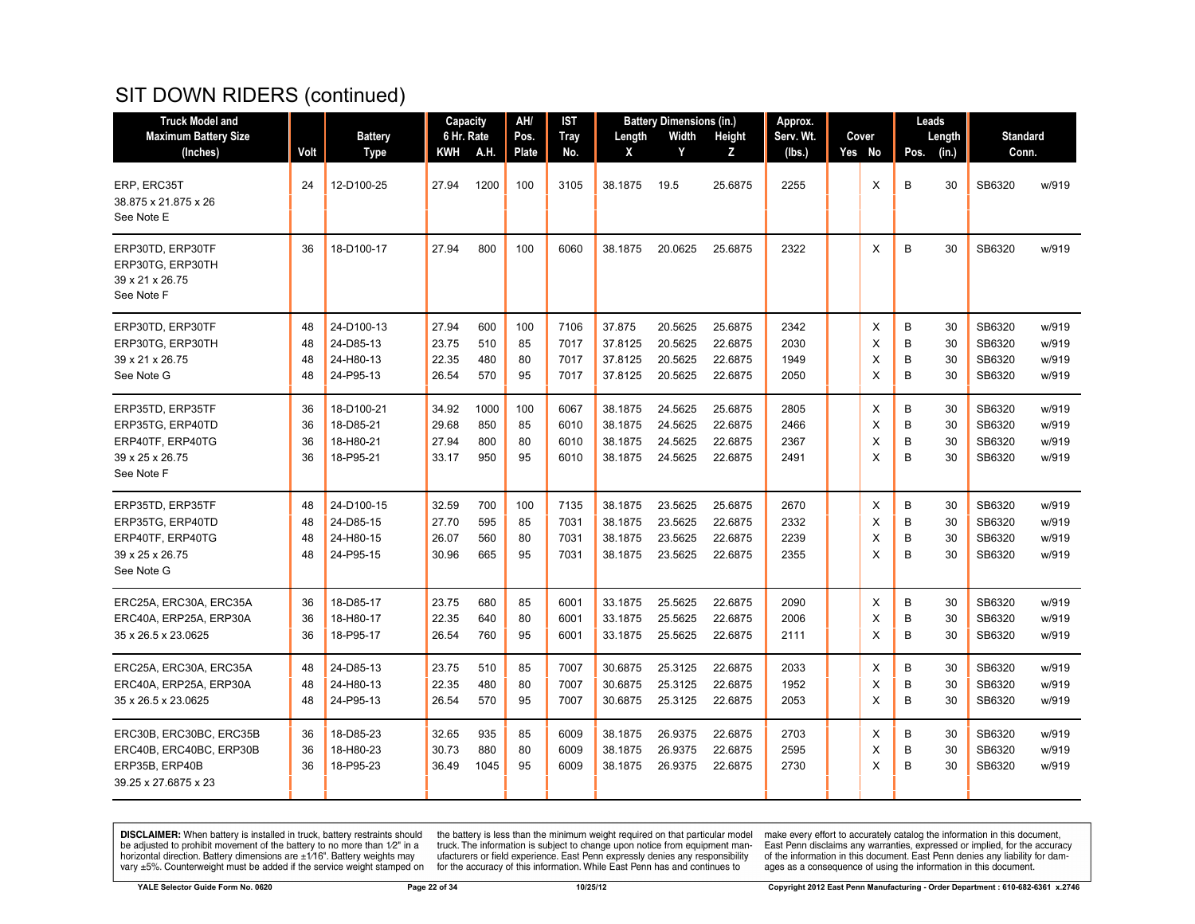# SIT DOWN RIDERS (continued)

| Truck Model and Maximum Battery Size (Inches) | Volt | Battery Type | Capacity 6 Hr. Rate KWH | A.H. | AH/ Pos. Plate | IST Tray No. | Battery Dimensions (in.) Length X | Width Y | Height Z | Approx. Serv. Wt. (lbs.) | Cover Yes | No | Leads Pos. | Length (in.) | Standard Conn. | |
|---|---|---|---|---|---|---|---|---|---|---|---|---|---|---|---|---|
| ERP, ERC35T<br>38.875 x 21.875 x 26<br>See Note E | 24 | 12-D100-25 | 27.94 | 1200 | 100 | 3105 | 38.1875 | 19.5 | 25.6875 | 2255 | | X | B | 30 | SB6320 | w/919 |
| ERP30TD, ERP30TF<br>ERP30TG, ERP30TH<br>39 x 21 x 26.75<br>See Note F | 36 | 18-D100-17 | 27.94 | 800 | 100 | 6060 | 38.1875 | 20.0625 | 25.6875 | 2322 | | X | B | 30 | SB6320 | w/919 |
| ERP30TD, ERP30TF | 48 | 24-D100-13 | 27.94 | 600 | 100 | 7106 | 37.875 | 20.5625 | 25.6875 | 2342 | | X | B | 30 | SB6320 | w/919 |
| ERP30TG, ERP30TH | 48 | 24-D85-13 | 23.75 | 510 | 85 | 7017 | 37.8125 | 20.5625 | 22.6875 | 2030 | | X | B | 30 | SB6320 | w/919 |
| 39 x 21 x 26.75 | 48 | 24-H80-13 | 22.35 | 480 | 80 | 7017 | 37.8125 | 20.5625 | 22.6875 | 1949 | | X | B | 30 | SB6320 | w/919 |
| See Note G | 48 | 24-P95-13 | 26.54 | 570 | 95 | 7017 | 37.8125 | 20.5625 | 22.6875 | 2050 | | X | B | 30 | SB6320 | w/919 |
| ERP35TD, ERP35TF | 36 | 18-D100-21 | 34.92 | 1000 | 100 | 6067 | 38.1875 | 24.5625 | 25.6875 | 2805 | | X | B | 30 | SB6320 | w/919 |
| ERP35TG, ERP40TD | 36 | 18-D85-21 | 29.68 | 850 | 85 | 6010 | 38.1875 | 24.5625 | 22.6875 | 2466 | | X | B | 30 | SB6320 | w/919 |
| ERP40TF, ERP40TG | 36 | 18-H80-21 | 27.94 | 800 | 80 | 6010 | 38.1875 | 24.5625 | 22.6875 | 2367 | | X | B | 30 | SB6320 | w/919 |
| 39 x 25 x 26.75<br>See Note F | 36 | 18-P95-21 | 33.17 | 950 | 95 | 6010 | 38.1875 | 24.5625 | 22.6875 | 2491 | | X | B | 30 | SB6320 | w/919 |
| ERP35TD, ERP35TF | 48 | 24-D100-15 | 32.59 | 700 | 100 | 7135 | 38.1875 | 23.5625 | 25.6875 | 2670 | | X | B | 30 | SB6320 | w/919 |
| ERP35TG, ERP40TD | 48 | 24-D85-15 | 27.70 | 595 | 85 | 7031 | 38.1875 | 23.5625 | 22.6875 | 2332 | | X | B | 30 | SB6320 | w/919 |
| ERP40TF, ERP40TG | 48 | 24-H80-15 | 26.07 | 560 | 80 | 7031 | 38.1875 | 23.5625 | 22.6875 | 2239 | | X | B | 30 | SB6320 | w/919 |
| 39 x 25 x 26.75<br>See Note G | 48 | 24-P95-15 | 30.96 | 665 | 95 | 7031 | 38.1875 | 23.5625 | 22.6875 | 2355 | | X | B | 30 | SB6320 | w/919 |
| ERC25A, ERC30A, ERC35A | 36 | 18-D85-17 | 23.75 | 680 | 85 | 6001 | 33.1875 | 25.5625 | 22.6875 | 2090 | | X | B | 30 | SB6320 | w/919 |
| ERC40A, ERP25A, ERP30A | 36 | 18-H80-17 | 22.35 | 640 | 80 | 6001 | 33.1875 | 25.5625 | 22.6875 | 2006 | | X | B | 30 | SB6320 | w/919 |
| 35 x 26.5 x 23.0625 | 36 | 18-P95-17 | 26.54 | 760 | 95 | 6001 | 33.1875 | 25.5625 | 22.6875 | 2111 | | X | B | 30 | SB6320 | w/919 |
| ERC25A, ERC30A, ERC35A | 48 | 24-D85-13 | 23.75 | 510 | 85 | 7007 | 30.6875 | 25.3125 | 22.6875 | 2033 | | X | B | 30 | SB6320 | w/919 |
| ERC40A, ERP25A, ERP30A | 48 | 24-H80-13 | 22.35 | 480 | 80 | 7007 | 30.6875 | 25.3125 | 22.6875 | 1952 | | X | B | 30 | SB6320 | w/919 |
| 35 x 26.5 x 23.0625 | 48 | 24-P95-13 | 26.54 | 570 | 95 | 7007 | 30.6875 | 25.3125 | 22.6875 | 2053 | | X | B | 30 | SB6320 | w/919 |
| ERC30B, ERC30BC, ERC35B | 36 | 18-D85-23 | 32.65 | 935 | 85 | 6009 | 38.1875 | 26.9375 | 22.6875 | 2703 | | X | B | 30 | SB6320 | w/919 |
| ERC40B, ERC40BC, ERP30B | 36 | 18-H80-23 | 30.73 | 880 | 80 | 6009 | 38.1875 | 26.9375 | 22.6875 | 2595 | | X | B | 30 | SB6320 | w/919 |
| ERP35B, ERP40B<br>39.25 x 27.6875 x 23 | 36 | 18-P95-23 | 36.49 | 1045 | 95 | 6009 | 38.1875 | 26.9375 | 22.6875 | 2730 | | X | B | 30 | SB6320 | w/919 |

**DISCLAIMER:** When battery is installed in truck, battery restraints should be adjusted to prohibit movement of the battery to no more than 1⁄2" in a horizontal direction. Battery dimensions are ±1⁄16". Battery weights may vary ±5%. Counterweight must be added if the service weight stamped on the battery is less than the minimum weight required on that particular model truck. The information is subject to change upon notice from equipment manufacturers or field experience. East Penn expressly denies any responsibility for the accuracy of this information. While East Penn has and continues to make every effort to accurately catalog the information in this document, East Penn disclaims any warranties, expressed or implied, for the accuracy of the information in this document. East Penn denies any liability for damages as a consequence of using the information in this document.

YALE Selector Guide Form No. 0620 — 10/25/12 — Copyright 2012 East Penn Manufacturing - Order Department : 610-682-6361 x.2746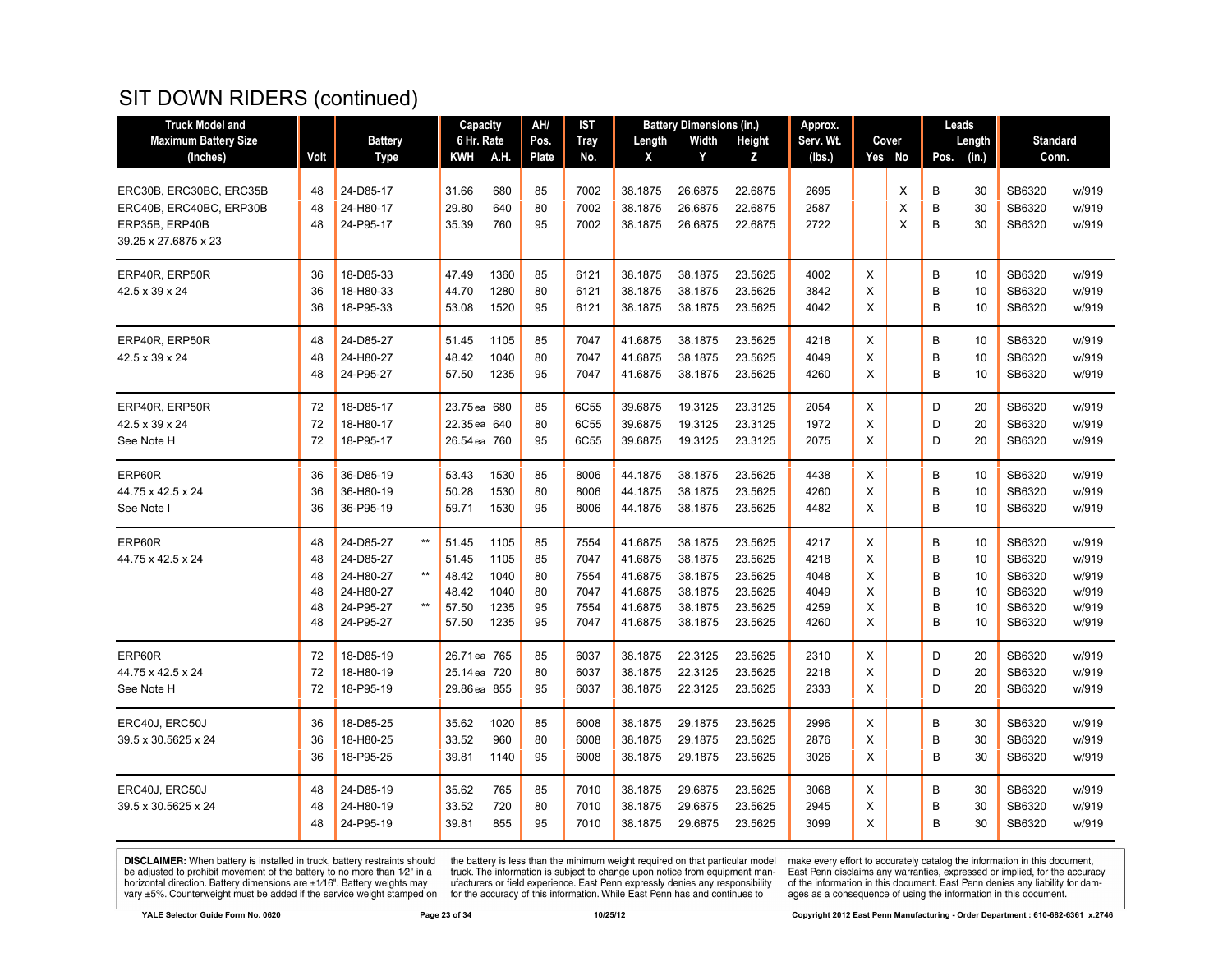# SIT DOWN RIDERS (continued)

| Truck Model and Maximum Battery Size (Inches) | Volt | Battery Type | | Capacity 6 Hr. Rate KWH | A.H. | AH/ Pos. Plate | IST Tray No. | Battery Dimensions (in.) Length X | Width Y | Height Z | Approx. Serv. Wt. (lbs.) | Cover Yes | No | Leads Pos. | Length (in.) | Standard Conn. | |
|---|---|---|---|---|---|---|---|---|---|---|---|---|---|---|---|---|---|
| ERC30B, ERC30BC, ERC35B | 48 | 24-D85-17 | | 31.66 | 680 | 85 | 7002 | 38.1875 | 26.6875 | 22.6875 | 2695 | | X | B | 30 | SB6320 | w/919 |
| ERC40B, ERC40BC, ERP30B | 48 | 24-H80-17 | | 29.80 | 640 | 80 | 7002 | 38.1875 | 26.6875 | 22.6875 | 2587 | | X | B | 30 | SB6320 | w/919 |
| ERP35B, ERP40B | 48 | 24-P95-17 | | 35.39 | 760 | 95 | 7002 | 38.1875 | 26.6875 | 22.6875 | 2722 | | X | B | 30 | SB6320 | w/919 |
| 39.25 x 27.6875 x 23 | | | | | | | | | | | | | | | | | |
| ERP40R, ERP50R | 36 | 18-D85-33 | | 47.49 | 1360 | 85 | 6121 | 38.1875 | 38.1875 | 23.5625 | 4002 | X | | B | 10 | SB6320 | w/919 |
| 42.5 x 39 x 24 | 36 | 18-H80-33 | | 44.70 | 1280 | 80 | 6121 | 38.1875 | 38.1875 | 23.5625 | 3842 | X | | B | 10 | SB6320 | w/919 |
| | 36 | 18-P95-33 | | 53.08 | 1520 | 95 | 6121 | 38.1875 | 38.1875 | 23.5625 | 4042 | X | | B | 10 | SB6320 | w/919 |
| ERP40R, ERP50R | 48 | 24-D85-27 | | 51.45 | 1105 | 85 | 7047 | 41.6875 | 38.1875 | 23.5625 | 4218 | X | | B | 10 | SB6320 | w/919 |
| 42.5 x 39 x 24 | 48 | 24-H80-27 | | 48.42 | 1040 | 80 | 7047 | 41.6875 | 38.1875 | 23.5625 | 4049 | X | | B | 10 | SB6320 | w/919 |
| | 48 | 24-P95-27 | | 57.50 | 1235 | 95 | 7047 | 41.6875 | 38.1875 | 23.5625 | 4260 | X | | B | 10 | SB6320 | w/919 |
| ERP40R, ERP50R | 72 | 18-D85-17 | | 23.75 ea | 680 | 85 | 6C55 | 39.6875 | 19.3125 | 23.3125 | 2054 | X | | D | 20 | SB6320 | w/919 |
| 42.5 x 39 x 24 | 72 | 18-H80-17 | | 22.35 ea | 640 | 80 | 6C55 | 39.6875 | 19.3125 | 23.3125 | 1972 | X | | D | 20 | SB6320 | w/919 |
| See Note H | 72 | 18-P95-17 | | 26.54 ea | 760 | 95 | 6C55 | 39.6875 | 19.3125 | 23.3125 | 2075 | X | | D | 20 | SB6320 | w/919 |
| ERP60R | 36 | 36-D85-19 | | 53.43 | 1530 | 85 | 8006 | 44.1875 | 38.1875 | 23.5625 | 4438 | X | | B | 10 | SB6320 | w/919 |
| 44.75 x 42.5 x 24 | 36 | 36-H80-19 | | 50.28 | 1530 | 80 | 8006 | 44.1875 | 38.1875 | 23.5625 | 4260 | X | | B | 10 | SB6320 | w/919 |
| See Note I | 36 | 36-P95-19 | | 59.71 | 1530 | 95 | 8006 | 44.1875 | 38.1875 | 23.5625 | 4482 | X | | B | 10 | SB6320 | w/919 |
| ERP60R | 48 | 24-D85-27 | ** | 51.45 | 1105 | 85 | 7554 | 41.6875 | 38.1875 | 23.5625 | 4217 | X | | B | 10 | SB6320 | w/919 |
| 44.75 x 42.5 x 24 | 48 | 24-D85-27 | | 51.45 | 1105 | 85 | 7047 | 41.6875 | 38.1875 | 23.5625 | 4218 | X | | B | 10 | SB6320 | w/919 |
| | 48 | 24-H80-27 | ** | 48.42 | 1040 | 80 | 7554 | 41.6875 | 38.1875 | 23.5625 | 4048 | X | | B | 10 | SB6320 | w/919 |
| | 48 | 24-H80-27 | | 48.42 | 1040 | 80 | 7047 | 41.6875 | 38.1875 | 23.5625 | 4049 | X | | B | 10 | SB6320 | w/919 |
| | 48 | 24-P95-27 | ** | 57.50 | 1235 | 95 | 7554 | 41.6875 | 38.1875 | 23.5625 | 4259 | X | | B | 10 | SB6320 | w/919 |
| | 48 | 24-P95-27 | | 57.50 | 1235 | 95 | 7047 | 41.6875 | 38.1875 | 23.5625 | 4260 | X | | B | 10 | SB6320 | w/919 |
| ERP60R | 72 | 18-D85-19 | | 26.71 ea | 765 | 85 | 6037 | 38.1875 | 22.3125 | 23.5625 | 2310 | X | | D | 20 | SB6320 | w/919 |
| 44.75 x 42.5 x 24 | 72 | 18-H80-19 | | 25.14 ea | 720 | 80 | 6037 | 38.1875 | 22.3125 | 23.5625 | 2218 | X | | D | 20 | SB6320 | w/919 |
| See Note H | 72 | 18-P95-19 | | 29.86 ea | 855 | 95 | 6037 | 38.1875 | 22.3125 | 23.5625 | 2333 | X | | D | 20 | SB6320 | w/919 |
| ERC40J, ERC50J | 36 | 18-D85-25 | | 35.62 | 1020 | 85 | 6008 | 38.1875 | 29.1875 | 23.5625 | 2996 | X | | B | 30 | SB6320 | w/919 |
| 39.5 x 30.5625 x 24 | 36 | 18-H80-25 | | 33.52 | 960 | 80 | 6008 | 38.1875 | 29.1875 | 23.5625 | 2876 | X | | B | 30 | SB6320 | w/919 |
| | 36 | 18-P95-25 | | 39.81 | 1140 | 95 | 6008 | 38.1875 | 29.1875 | 23.5625 | 3026 | X | | B | 30 | SB6320 | w/919 |
| ERC40J, ERC50J | 48 | 24-D85-19 | | 35.62 | 765 | 85 | 7010 | 38.1875 | 29.6875 | 23.5625 | 3068 | X | | B | 30 | SB6320 | w/919 |
| 39.5 x 30.5625 x 24 | 48 | 24-H80-19 | | 33.52 | 720 | 80 | 7010 | 38.1875 | 29.6875 | 23.5625 | 2945 | X | | B | 30 | SB6320 | w/919 |
| | 48 | 24-P95-19 | | 39.81 | 855 | 95 | 7010 | 38.1875 | 29.6875 | 23.5625 | 3099 | X | | B | 30 | SB6320 | w/919 |

**DISCLAIMER:** When battery is installed in truck, battery restraints should be adjusted to prohibit movement of the battery to no more than 1⁄2" in a horizontal direction. Battery dimensions are ±1⁄16". Battery weights may vary ±5%. Counterweight must be added if the service weight stamped on the battery is less than the minimum weight required on that particular model truck. The information is subject to change upon notice from equipment manufacturers or field experience. East Penn expressly denies any responsibility for the accuracy of this information. While East Penn has and continues to make every effort to accurately catalog the information in this document, East Penn disclaims any warranties, expressed or implied, for the accuracy of the information in this document. East Penn denies any liability for damages as a consequence of using the information in this document.

YALE Selector Guide Form No. 0620 — 10/25/12 — Copyright 2012 East Penn Manufacturing - Order Department : 610-682-6361 x.2746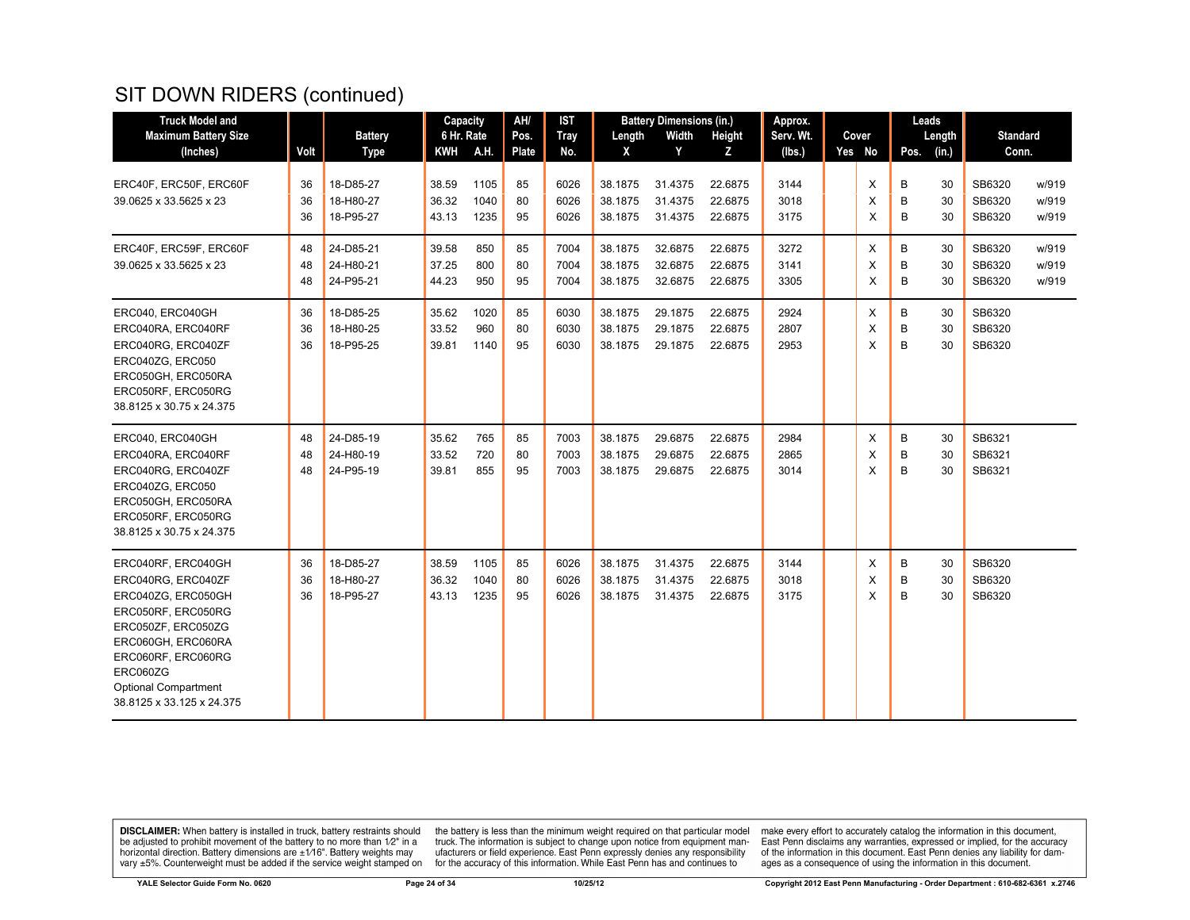# SIT DOWN RIDERS (continued)

| Truck Model and Maximum Battery Size (Inches) | Volt | Battery Type | Capacity 6 Hr. Rate KWH | A.H. | AH/ Pos. Plate | IST Tray No. | Battery Dimensions (in.) Length X | Width Y | Height Z | Approx. Serv. Wt. (lbs.) | Cover Yes | No | Leads Pos. | Length (in.) | Standard Conn. | |
|---|---|---|---|---|---|---|---|---|---|---|---|---|---|---|---|---|
| ERC40F, ERC50F, ERC60F | 36 | 18-D85-27 | 38.59 | 1105 | 85 | 6026 | 38.1875 | 31.4375 | 22.6875 | 3144 | | X | B | 30 | SB6320 | w/919 |
| 39.0625 x 33.5625 x 23 | 36 | 18-H80-27 | 36.32 | 1040 | 80 | 6026 | 38.1875 | 31.4375 | 22.6875 | 3018 | | X | B | 30 | SB6320 | w/919 |
| | 36 | 18-P95-27 | 43.13 | 1235 | 95 | 6026 | 38.1875 | 31.4375 | 22.6875 | 3175 | | X | B | 30 | SB6320 | w/919 |
| ERC40F, ERC59F, ERC60F | 48 | 24-D85-21 | 39.58 | 850 | 85 | 7004 | 38.1875 | 32.6875 | 22.6875 | 3272 | | X | B | 30 | SB6320 | w/919 |
| 39.0625 x 33.5625 x 23 | 48 | 24-H80-21 | 37.25 | 800 | 80 | 7004 | 38.1875 | 32.6875 | 22.6875 | 3141 | | X | B | 30 | SB6320 | w/919 |
| | 48 | 24-P95-21 | 44.23 | 950 | 95 | 7004 | 38.1875 | 32.6875 | 22.6875 | 3305 | | X | B | 30 | SB6320 | w/919 |
| ERC040, ERC040GH | 36 | 18-D85-25 | 35.62 | 1020 | 85 | 6030 | 38.1875 | 29.1875 | 22.6875 | 2924 | | X | B | 30 | SB6320 | |
| ERC040RA, ERC040RF | 36 | 18-H80-25 | 33.52 | 960 | 80 | 6030 | 38.1875 | 29.1875 | 22.6875 | 2807 | | X | B | 30 | SB6320 | |
| ERC040RG, ERC040ZF | 36 | 18-P95-25 | 39.81 | 1140 | 95 | 6030 | 38.1875 | 29.1875 | 22.6875 | 2953 | | X | B | 30 | SB6320 | |
| ERC040ZG, ERC050 | | | | | | | | | | | | | | | | |
| ERC050GH, ERC050RA | | | | | | | | | | | | | | | | |
| ERC050RF, ERC050RG | | | | | | | | | | | | | | | | |
| 38.8125 x 30.75 x 24.375 | | | | | | | | | | | | | | | | |
| ERC040, ERC040GH | 48 | 24-D85-19 | 35.62 | 765 | 85 | 7003 | 38.1875 | 29.6875 | 22.6875 | 2984 | | X | B | 30 | SB6321 | |
| ERC040RA, ERC040RF | 48 | 24-H80-19 | 33.52 | 720 | 80 | 7003 | 38.1875 | 29.6875 | 22.6875 | 2865 | | X | B | 30 | SB6321 | |
| ERC040RG, ERC040ZF | 48 | 24-P95-19 | 39.81 | 855 | 95 | 7003 | 38.1875 | 29.6875 | 22.6875 | 3014 | | X | B | 30 | SB6321 | |
| ERC040ZG, ERC050 | | | | | | | | | | | | | | | | |
| ERC050GH, ERC050RA | | | | | | | | | | | | | | | | |
| ERC050RF, ERC050RG | | | | | | | | | | | | | | | | |
| 38.8125 x 30.75 x 24.375 | | | | | | | | | | | | | | | | |
| ERC040RF, ERC040GH | 36 | 18-D85-27 | 38.59 | 1105 | 85 | 6026 | 38.1875 | 31.4375 | 22.6875 | 3144 | | X | B | 30 | SB6320 | |
| ERC040RG, ERC040ZF | 36 | 18-H80-27 | 36.32 | 1040 | 80 | 6026 | 38.1875 | 31.4375 | 22.6875 | 3018 | | X | B | 30 | SB6320 | |
| ERC040ZG, ERC050GH | 36 | 18-P95-27 | 43.13 | 1235 | 95 | 6026 | 38.1875 | 31.4375 | 22.6875 | 3175 | | X | B | 30 | SB6320 | |
| ERC050RF, ERC050RG | | | | | | | | | | | | | | | | |
| ERC050ZF, ERC050ZG | | | | | | | | | | | | | | | | |
| ERC060GH, ERC060RA | | | | | | | | | | | | | | | | |
| ERC060RF, ERC060RG | | | | | | | | | | | | | | | | |
| ERC060ZG | | | | | | | | | | | | | | | | |
| Optional Compartment | | | | | | | | | | | | | | | | |
| 38.8125 x 33.125 x 24.375 | | | | | | | | | | | | | | | | |

**DISCLAIMER:** When battery is installed in truck, battery restraints should be adjusted to prohibit movement of the battery to no more than 1⁄2" in a horizontal direction. Battery dimensions are ±1⁄16". Battery weights may vary ±5%. Counterweight must be added if the service weight stamped on the battery is less than the minimum weight required on that particular model truck. The information is subject to change upon notice from equipment manufacturers or field experience. East Penn expressly denies any responsibility for the accuracy of this information. While East Penn has and continues to make every effort to accurately catalog the information in this document, East Penn disclaims any warranties, expressed or implied, for the accuracy of the information in this document. East Penn denies any liability for damages as a consequence of using the information in this document.

YALE Selector Guide Form No. 0620 | 10/25/12 | Copyright 2012 East Penn Manufacturing - Order Department : 610-682-6361 x.2746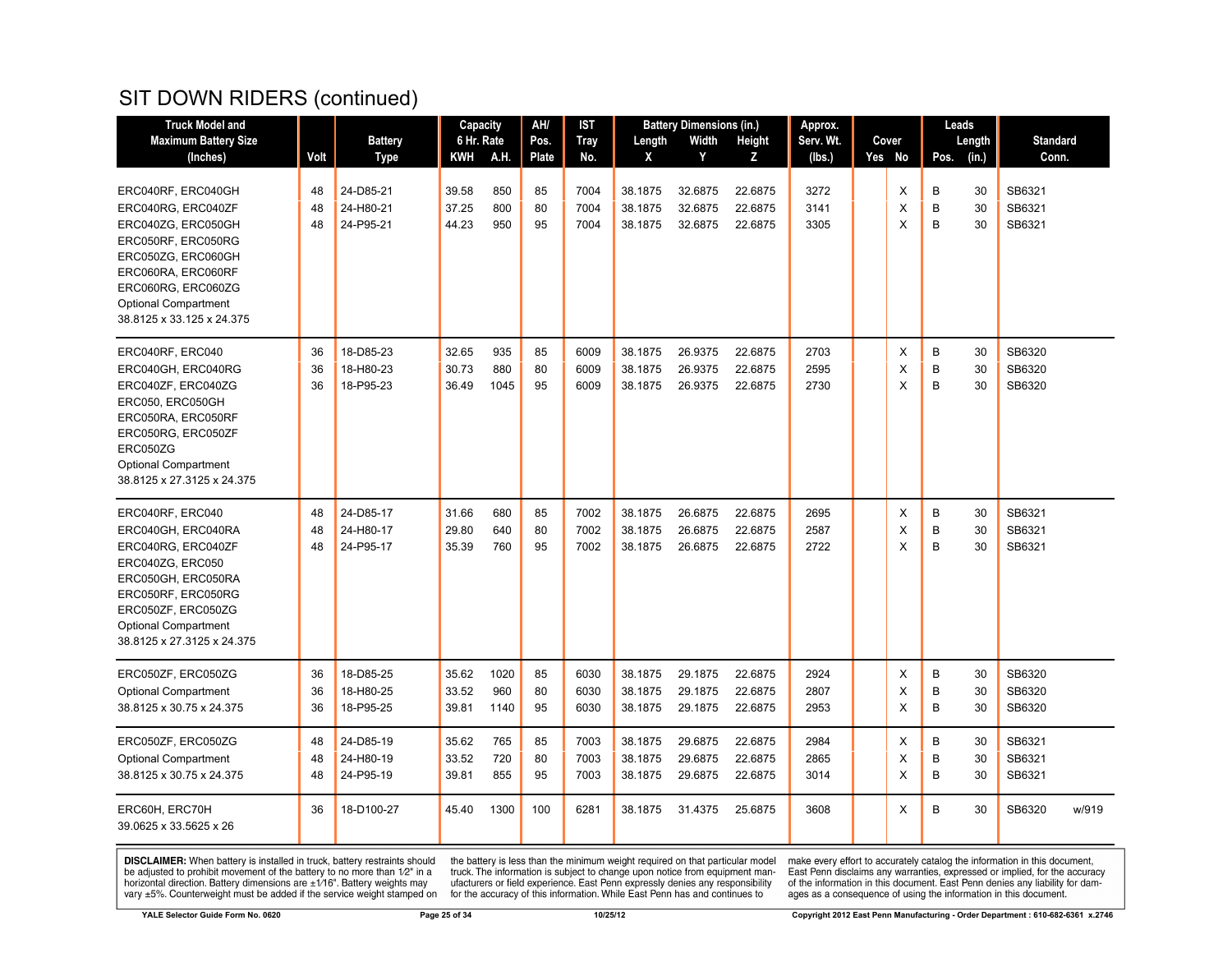# SIT DOWN RIDERS (continued)

| Truck Model and Maximum Battery Size (Inches) | Volt | Battery Type | Capacity 6 Hr. Rate KWH | A.H. | AH/ Pos. Plate | IST Tray No. | Battery Dimensions (in.) Length X | Width Y | Height Z | Approx. Serv. Wt. (lbs.) | Cover Yes | No | Leads Pos. | Length (in.) | Standard Conn. |
|---|---|---|---|---|---|---|---|---|---|---|---|---|---|---|---|
| ERC040RF, ERC040GH | 48 | 24-D85-21 | 39.58 | 850 | 85 | 7004 | 38.1875 | 32.6875 | 22.6875 | 3272 | | X | B | 30 | SB6321 |
| ERC040RG, ERC040ZF | 48 | 24-H80-21 | 37.25 | 800 | 80 | 7004 | 38.1875 | 32.6875 | 22.6875 | 3141 | | X | B | 30 | SB6321 |
| ERC040ZG, ERC050GH | 48 | 24-P95-21 | 44.23 | 950 | 95 | 7004 | 38.1875 | 32.6875 | 22.6875 | 3305 | | X | B | 30 | SB6321 |
| ERC050RF, ERC050RG | | | | | | | | | | | | | | | |
| ERC050ZG, ERC060GH | | | | | | | | | | | | | | | |
| ERC060RA, ERC060RF | | | | | | | | | | | | | | | |
| ERC060RG, ERC060ZG | | | | | | | | | | | | | | | |
| Optional Compartment | | | | | | | | | | | | | | | |
| 38.8125 x 33.125 x 24.375 | | | | | | | | | | | | | | | |
| ERC040RF, ERC040 | 36 | 18-D85-23 | 32.65 | 935 | 85 | 6009 | 38.1875 | 26.9375 | 22.6875 | 2703 | | X | B | 30 | SB6320 |
| ERC040GH, ERC040RG | 36 | 18-H80-23 | 30.73 | 880 | 80 | 6009 | 38.1875 | 26.9375 | 22.6875 | 2595 | | X | B | 30 | SB6320 |
| ERC040ZF, ERC040ZG | 36 | 18-P95-23 | 36.49 | 1045 | 95 | 6009 | 38.1875 | 26.9375 | 22.6875 | 2730 | | X | B | 30 | SB6320 |
| ERC050, ERC050GH | | | | | | | | | | | | | | | |
| ERC050RA, ERC050RF | | | | | | | | | | | | | | | |
| ERC050RG, ERC050ZF | | | | | | | | | | | | | | | |
| ERC050ZG | | | | | | | | | | | | | | | |
| Optional Compartment | | | | | | | | | | | | | | | |
| 38.8125 x 27.3125 x 24.375 | | | | | | | | | | | | | | | |
| ERC040RF, ERC040 | 48 | 24-D85-17 | 31.66 | 680 | 85 | 7002 | 38.1875 | 26.6875 | 22.6875 | 2695 | | X | B | 30 | SB6321 |
| ERC040GH, ERC040RA | 48 | 24-H80-17 | 29.80 | 640 | 80 | 7002 | 38.1875 | 26.6875 | 22.6875 | 2587 | | X | B | 30 | SB6321 |
| ERC040RG, ERC040ZF | 48 | 24-P95-17 | 35.39 | 760 | 95 | 7002 | 38.1875 | 26.6875 | 22.6875 | 2722 | | X | B | 30 | SB6321 |
| ERC040ZG, ERC050 | | | | | | | | | | | | | | | |
| ERC050GH, ERC050RA | | | | | | | | | | | | | | | |
| ERC050RF, ERC050RG | | | | | | | | | | | | | | | |
| ERC050ZF, ERC050ZG | | | | | | | | | | | | | | | |
| Optional Compartment | | | | | | | | | | | | | | | |
| 38.8125 x 27.3125 x 24.375 | | | | | | | | | | | | | | | |
| ERC050ZF, ERC050ZG | 36 | 18-D85-25 | 35.62 | 1020 | 85 | 6030 | 38.1875 | 29.1875 | 22.6875 | 2924 | | X | B | 30 | SB6320 |
| Optional Compartment | 36 | 18-H80-25 | 33.52 | 960 | 80 | 6030 | 38.1875 | 29.1875 | 22.6875 | 2807 | | X | B | 30 | SB6320 |
| 38.8125 x 30.75 x 24.375 | 36 | 18-P95-25 | 39.81 | 1140 | 95 | 6030 | 38.1875 | 29.1875 | 22.6875 | 2953 | | X | B | 30 | SB6320 |
| ERC050ZF, ERC050ZG | 48 | 24-D85-19 | 35.62 | 765 | 85 | 7003 | 38.1875 | 29.6875 | 22.6875 | 2984 | | X | B | 30 | SB6321 |
| Optional Compartment | 48 | 24-H80-19 | 33.52 | 720 | 80 | 7003 | 38.1875 | 29.6875 | 22.6875 | 2865 | | X | B | 30 | SB6321 |
| 38.8125 x 30.75 x 24.375 | 48 | 24-P95-19 | 39.81 | 855 | 95 | 7003 | 38.1875 | 29.6875 | 22.6875 | 3014 | | X | B | 30 | SB6321 |
| ERC60H, ERC70H | 36 | 18-D100-27 | 45.40 | 1300 | 100 | 6281 | 38.1875 | 31.4375 | 25.6875 | 3608 | | X | B | 30 | SB6320 w/919 |
| 39.0625 x 33.5625 x 26 | | | | | | | | | | | | | | | |

**DISCLAIMER:** When battery is installed in truck, battery restraints should be adjusted to prohibit movement of the battery to no more than 1⁄2" in a horizontal direction. Battery dimensions are ±1⁄16". Battery weights may vary ±5%. Counterweight must be added if the service weight stamped on the battery is less than the minimum weight required on that particular model truck. The information is subject to change upon notice from equipment manufacturers or field experience. East Penn expressly denies any responsibility for the accuracy of this information. While East Penn has and continues to make every effort to accurately catalog the information in this document, East Penn disclaims any warranties, expressed or implied, for the accuracy of the information in this document. East Penn denies any liability for damages as a consequence of using the information in this document.

YALE Selector Guide Form No. 0620 | 10/25/12 | Copyright 2012 East Penn Manufacturing - Order Department : 610-682-6361 x.2746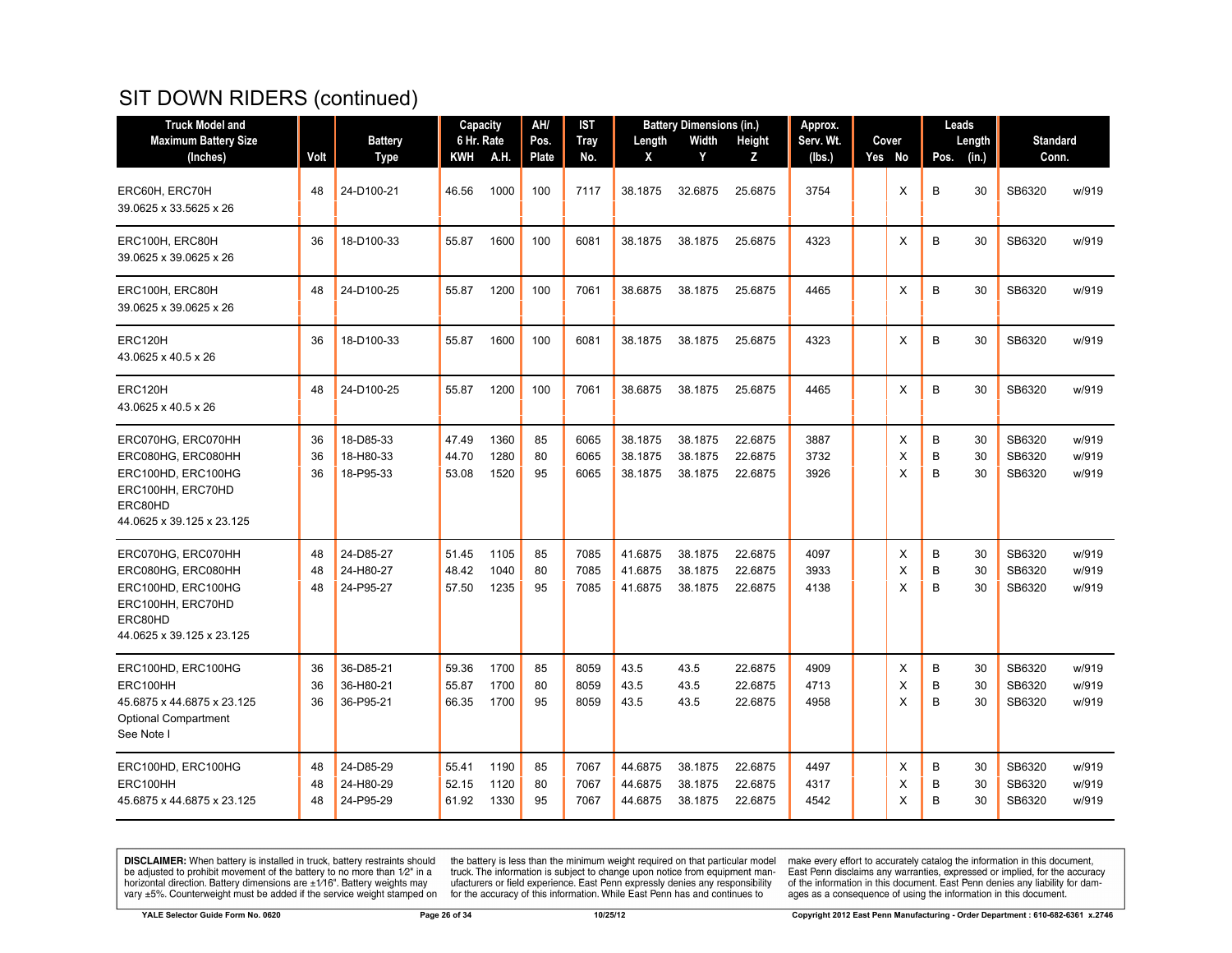# SIT DOWN RIDERS (continued)

| Truck Model and Maximum Battery Size (Inches) | Volt | Battery Type | Capacity 6 Hr. Rate KWH | A.H. | AH/ Pos. Plate | IST Tray No. | Battery Dimensions (in.) Length X | Width Y | Height Z | Approx. Serv. Wt. (lbs.) | Cover Yes | No | Leads Pos. | Length (in.) | Standard Conn. | |
|---|---|---|---|---|---|---|---|---|---|---|---|---|---|---|---|---|
| ERC60H, ERC70H<br>39.0625 x 33.5625 x 26 | 48 | 24-D100-21 | 46.56 | 1000 | 100 | 7117 | 38.1875 | 32.6875 | 25.6875 | 3754 | | X | B | 30 | SB6320 | w/919 |
| ERC100H, ERC80H<br>39.0625 x 39.0625 x 26 | 36 | 18-D100-33 | 55.87 | 1600 | 100 | 6081 | 38.1875 | 38.1875 | 25.6875 | 4323 | | X | B | 30 | SB6320 | w/919 |
| ERC100H, ERC80H<br>39.0625 x 39.0625 x 26 | 48 | 24-D100-25 | 55.87 | 1200 | 100 | 7061 | 38.6875 | 38.1875 | 25.6875 | 4465 | | X | B | 30 | SB6320 | w/919 |
| ERC120H<br>43.0625 x 40.5 x 26 | 36 | 18-D100-33 | 55.87 | 1600 | 100 | 6081 | 38.1875 | 38.1875 | 25.6875 | 4323 | | X | B | 30 | SB6320 | w/919 |
| ERC120H<br>43.0625 x 40.5 x 26 | 48 | 24-D100-25 | 55.87 | 1200 | 100 | 7061 | 38.6875 | 38.1875 | 25.6875 | 4465 | | X | B | 30 | SB6320 | w/919 |
| ERC070HG, ERC070HH | 36 | 18-D85-33 | 47.49 | 1360 | 85 | 6065 | 38.1875 | 38.1875 | 22.6875 | 3887 | | X | B | 30 | SB6320 | w/919 |
| ERC080HG, ERC080HH | 36 | 18-H80-33 | 44.70 | 1280 | 80 | 6065 | 38.1875 | 38.1875 | 22.6875 | 3732 | | X | B | 30 | SB6320 | w/919 |
| ERC100HD, ERC100HG<br>ERC100HH, ERC70HD<br>ERC80HD<br>44.0625 x 39.125 x 23.125 | 36 | 18-P95-33 | 53.08 | 1520 | 95 | 6065 | 38.1875 | 38.1875 | 22.6875 | 3926 | | X | B | 30 | SB6320 | w/919 |
| ERC070HG, ERC070HH | 48 | 24-D85-27 | 51.45 | 1105 | 85 | 7085 | 41.6875 | 38.1875 | 22.6875 | 4097 | | X | B | 30 | SB6320 | w/919 |
| ERC080HG, ERC080HH | 48 | 24-H80-27 | 48.42 | 1040 | 80 | 7085 | 41.6875 | 38.1875 | 22.6875 | 3933 | | X | B | 30 | SB6320 | w/919 |
| ERC100HD, ERC100HG<br>ERC100HH, ERC70HD<br>ERC80HD<br>44.0625 x 39.125 x 23.125 | 48 | 24-P95-27 | 57.50 | 1235 | 95 | 7085 | 41.6875 | 38.1875 | 22.6875 | 4138 | | X | B | 30 | SB6320 | w/919 |
| ERC100HD, ERC100HG | 36 | 36-D85-21 | 59.36 | 1700 | 85 | 8059 | 43.5 | 43.5 | 22.6875 | 4909 | | X | B | 30 | SB6320 | w/919 |
| ERC100HH | 36 | 36-H80-21 | 55.87 | 1700 | 80 | 8059 | 43.5 | 43.5 | 22.6875 | 4713 | | X | B | 30 | SB6320 | w/919 |
| 45.6875 x 44.6875 x 23.125<br>Optional Compartment<br>See Note I | 36 | 36-P95-21 | 66.35 | 1700 | 95 | 8059 | 43.5 | 43.5 | 22.6875 | 4958 | | X | B | 30 | SB6320 | w/919 |
| ERC100HD, ERC100HG | 48 | 24-D85-29 | 55.41 | 1190 | 85 | 7067 | 44.6875 | 38.1875 | 22.6875 | 4497 | | X | B | 30 | SB6320 | w/919 |
| ERC100HH | 48 | 24-H80-29 | 52.15 | 1120 | 80 | 7067 | 44.6875 | 38.1875 | 22.6875 | 4317 | | X | B | 30 | SB6320 | w/919 |
| 45.6875 x 44.6875 x 23.125 | 48 | 24-P95-29 | 61.92 | 1330 | 95 | 7067 | 44.6875 | 38.1875 | 22.6875 | 4542 | | X | B | 30 | SB6320 | w/919 |

**DISCLAIMER:** When battery is installed in truck, battery restraints should be adjusted to prohibit movement of the battery to no more than 1⁄2" in a horizontal direction. Battery dimensions are ±1⁄16". Battery weights may vary ±5%. Counterweight must be added if the service weight stamped on the battery is less than the minimum weight required on that particular model truck. The information is subject to change upon notice from equipment manufacturers or field experience. East Penn expressly denies any responsibility for the accuracy of this information. While East Penn has and continues to make every effort to accurately catalog the information in this document, East Penn disclaims any warranties, expressed or implied, for the accuracy of the information in this document. East Penn denies any liability for damages as a consequence of using the information in this document.

YALE Selector Guide Form No. 0620 | 10/25/12 | Copyright 2012 East Penn Manufacturing - Order Department : 610-682-6361 x.2746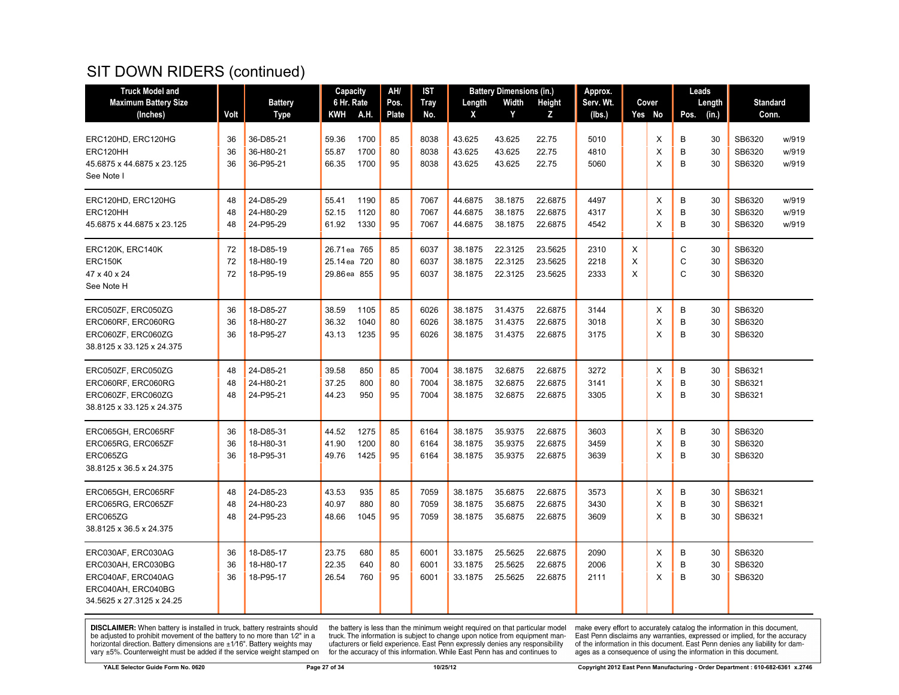# SIT DOWN RIDERS (continued)

| Truck Model and Maximum Battery Size (Inches) | Volt | Battery Type | Capacity 6 Hr. Rate KWH | A.H. | AH/ Pos. Plate | IST Tray No. | Battery Dimensions (in.) Length X | Width Y | Height Z | Approx. Serv. Wt. (lbs.) | Cover Yes | No | Leads Pos. | Length (in.) | Standard Conn. | |
|---|---|---|---|---|---|---|---|---|---|---|---|---|---|---|---|---|
| ERC120HD, ERC120HG | 36 | 36-D85-21 | 59.36 | 1700 | 85 | 8038 | 43.625 | 43.625 | 22.75 | 5010 | | X | B | 30 | SB6320 | w/919 |
| ERC120HH | 36 | 36-H80-21 | 55.87 | 1700 | 80 | 8038 | 43.625 | 43.625 | 22.75 | 4810 | | X | B | 30 | SB6320 | w/919 |
| 45.6875 x 44.6875 x 23.125 | 36 | 36-P95-21 | 66.35 | 1700 | 95 | 8038 | 43.625 | 43.625 | 22.75 | 5060 | | X | B | 30 | SB6320 | w/919 |
| See Note I | | | | | | | | | | | | | | | | |
| ERC120HD, ERC120HG | 48 | 24-D85-29 | 55.41 | 1190 | 85 | 7067 | 44.6875 | 38.1875 | 22.6875 | 4497 | | X | B | 30 | SB6320 | w/919 |
| ERC120HH | 48 | 24-H80-29 | 52.15 | 1120 | 80 | 7067 | 44.6875 | 38.1875 | 22.6875 | 4317 | | X | B | 30 | SB6320 | w/919 |
| 45.6875 x 44.6875 x 23.125 | 48 | 24-P95-29 | 61.92 | 1330 | 95 | 7067 | 44.6875 | 38.1875 | 22.6875 | 4542 | | X | B | 30 | SB6320 | w/919 |
| ERC120K, ERC140K | 72 | 18-D85-19 | 26.71ea | 765 | 85 | 6037 | 38.1875 | 22.3125 | 23.5625 | 2310 | X | | C | 30 | SB6320 | |
| ERC150K | 72 | 18-H80-19 | 25.14ea | 720 | 80 | 6037 | 38.1875 | 22.3125 | 23.5625 | 2218 | X | | C | 30 | SB6320 | |
| 47 x 40 x 24 | 72 | 18-P95-19 | 29.86ea | 855 | 95 | 6037 | 38.1875 | 22.3125 | 23.5625 | 2333 | X | | C | 30 | SB6320 | |
| See Note H | | | | | | | | | | | | | | | | |
| ERC050ZF, ERC050ZG | 36 | 18-D85-27 | 38.59 | 1105 | 85 | 6026 | 38.1875 | 31.4375 | 22.6875 | 3144 | | X | B | 30 | SB6320 | |
| ERC060RF, ERC060RG | 36 | 18-H80-27 | 36.32 | 1040 | 80 | 6026 | 38.1875 | 31.4375 | 22.6875 | 3018 | | X | B | 30 | SB6320 | |
| ERC060ZF, ERC060ZG | 36 | 18-P95-27 | 43.13 | 1235 | 95 | 6026 | 38.1875 | 31.4375 | 22.6875 | 3175 | | X | B | 30 | SB6320 | |
| 38.8125 x 33.125 x 24.375 | | | | | | | | | | | | | | | | |
| ERC050ZF, ERC050ZG | 48 | 24-D85-21 | 39.58 | 850 | 85 | 7004 | 38.1875 | 32.6875 | 22.6875 | 3272 | | X | B | 30 | SB6321 | |
| ERC060RF, ERC060RG | 48 | 24-H80-21 | 37.25 | 800 | 80 | 7004 | 38.1875 | 32.6875 | 22.6875 | 3141 | | X | B | 30 | SB6321 | |
| ERC060ZF, ERC060ZG | 48 | 24-P95-21 | 44.23 | 950 | 95 | 7004 | 38.1875 | 32.6875 | 22.6875 | 3305 | | X | B | 30 | SB6321 | |
| 38.8125 x 33.125 x 24.375 | | | | | | | | | | | | | | | | |
| ERC065GH, ERC065RF | 36 | 18-D85-31 | 44.52 | 1275 | 85 | 6164 | 38.1875 | 35.9375 | 22.6875 | 3603 | | X | B | 30 | SB6320 | |
| ERC065RG, ERC065ZF | 36 | 18-H80-31 | 41.90 | 1200 | 80 | 6164 | 38.1875 | 35.9375 | 22.6875 | 3459 | | X | B | 30 | SB6320 | |
| ERC065ZG | 36 | 18-P95-31 | 49.76 | 1425 | 95 | 6164 | 38.1875 | 35.9375 | 22.6875 | 3639 | | X | B | 30 | SB6320 | |
| 38.8125 x 36.5 x 24.375 | | | | | | | | | | | | | | | | |
| ERC065GH, ERC065RF | 48 | 24-D85-23 | 43.53 | 935 | 85 | 7059 | 38.1875 | 35.6875 | 22.6875 | 3573 | | X | B | 30 | SB6321 | |
| ERC065RG, ERC065ZF | 48 | 24-H80-23 | 40.97 | 880 | 80 | 7059 | 38.1875 | 35.6875 | 22.6875 | 3430 | | X | B | 30 | SB6321 | |
| ERC065ZG | 48 | 24-P95-23 | 48.66 | 1045 | 95 | 7059 | 38.1875 | 35.6875 | 22.6875 | 3609 | | X | B | 30 | SB6321 | |
| 38.8125 x 36.5 x 24.375 | | | | | | | | | | | | | | | | |
| ERC030AF, ERC030AG | 36 | 18-D85-17 | 23.75 | 680 | 85 | 6001 | 33.1875 | 25.5625 | 22.6875 | 2090 | | X | B | 30 | SB6320 | |
| ERC030AH, ERC030BG | 36 | 18-H80-17 | 22.35 | 640 | 80 | 6001 | 33.1875 | 25.5625 | 22.6875 | 2006 | | X | B | 30 | SB6320 | |
| ERC040AF, ERC040AG | 36 | 18-P95-17 | 26.54 | 760 | 95 | 6001 | 33.1875 | 25.5625 | 22.6875 | 2111 | | X | B | 30 | SB6320 | |
| ERC040AH, ERC040BG | | | | | | | | | | | | | | | | |
| 34.5625 x 27.3125 x 24.25 | | | | | | | | | | | | | | | | |

**DISCLAIMER:** When battery is installed in truck, battery restraints should be adjusted to prohibit movement of the battery to no more than 1⁄2" in a horizontal direction. Battery dimensions are ±1⁄16". Battery weights may vary ±5%. Counterweight must be added if the service weight stamped on the battery is less than the minimum weight required on that particular model truck. The information is subject to change upon notice from equipment manufacturers or field experience. East Penn expressly denies any responsibility for the accuracy of this information. While East Penn has and continues to make every effort to accurately catalog the information in this document, East Penn disclaims any warranties, expressed or implied, for the accuracy of the information in this document. East Penn denies any liability for damages as a consequence of using the information in this document.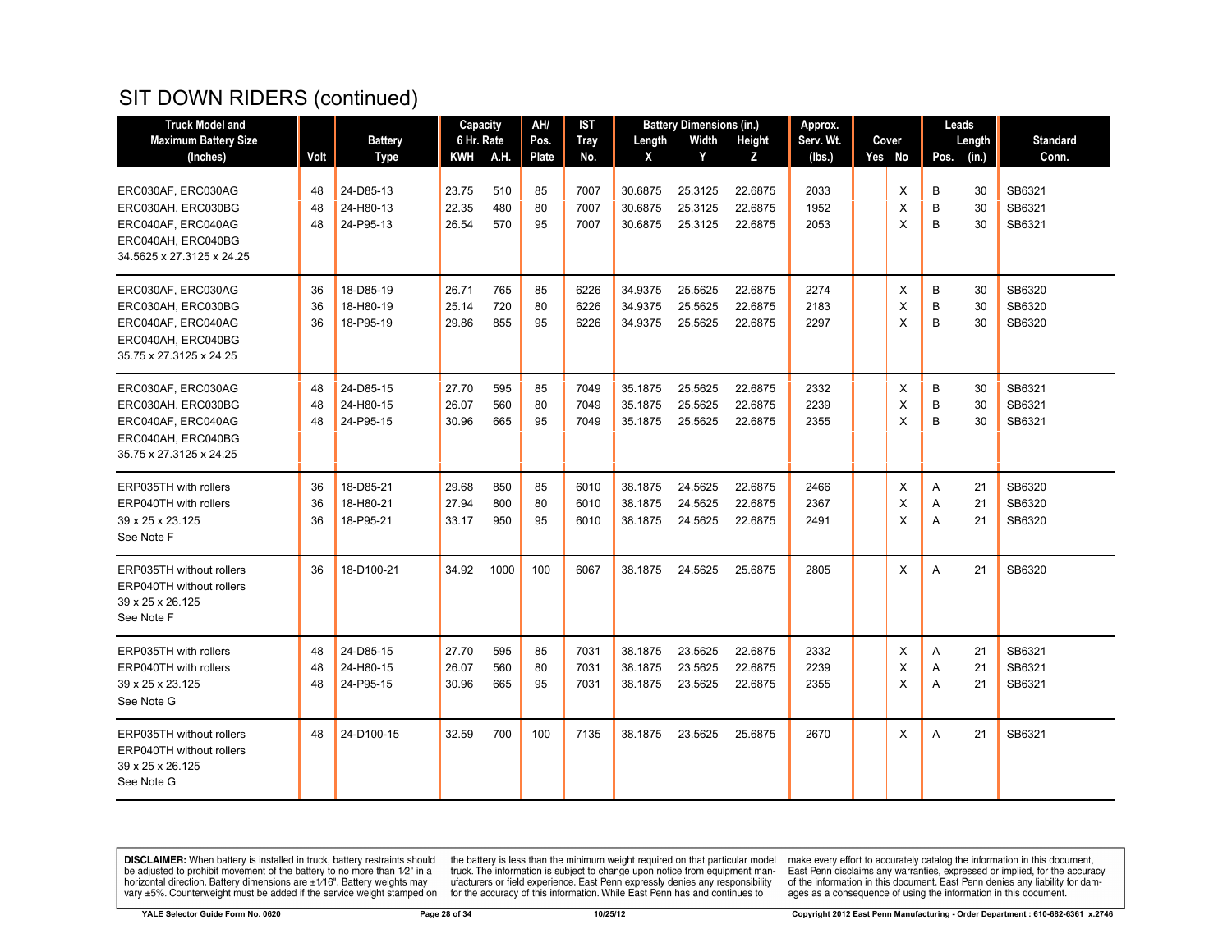# SIT DOWN RIDERS (continued)

| Truck Model and Maximum Battery Size (Inches) | Volt | Battery Type | Capacity 6 Hr. Rate KWH | A.H. | AH/ Pos. Plate | IST Tray No. | Battery Dimensions (in.) Length X | Width Y | Height Z | Approx. Serv. Wt. (lbs.) | Cover Yes | No | Leads Pos. | Length (in.) | Standard Conn. |
|---|---|---|---|---|---|---|---|---|---|---|---|---|---|---|---|
| ERC030AF, ERC030AG | 48 | 24-D85-13 | 23.75 | 510 | 85 | 7007 | 30.6875 | 25.3125 | 22.6875 | 2033 | | X | B | 30 | SB6321 |
| ERC030AH, ERC030BG | 48 | 24-H80-13 | 22.35 | 480 | 80 | 7007 | 30.6875 | 25.3125 | 22.6875 | 1952 | | X | B | 30 | SB6321 |
| ERC040AF, ERC040AG | 48 | 24-P95-13 | 26.54 | 570 | 95 | 7007 | 30.6875 | 25.3125 | 22.6875 | 2053 | | X | B | 30 | SB6321 |
| ERC040AH, ERC040BG | | | | | | | | | | | | | | | |
| 34.5625 x 27.3125 x 24.25 | | | | | | | | | | | | | | | |
| ERC030AF, ERC030AG | 36 | 18-D85-19 | 26.71 | 765 | 85 | 6226 | 34.9375 | 25.5625 | 22.6875 | 2274 | | X | B | 30 | SB6320 |
| ERC030AH, ERC030BG | 36 | 18-H80-19 | 25.14 | 720 | 80 | 6226 | 34.9375 | 25.5625 | 22.6875 | 2183 | | X | B | 30 | SB6320 |
| ERC040AF, ERC040AG | 36 | 18-P95-19 | 29.86 | 855 | 95 | 6226 | 34.9375 | 25.5625 | 22.6875 | 2297 | | X | B | 30 | SB6320 |
| ERC040AH, ERC040BG | | | | | | | | | | | | | | | |
| 35.75 x 27.3125 x 24.25 | | | | | | | | | | | | | | | |
| ERC030AF, ERC030AG | 48 | 24-D85-15 | 27.70 | 595 | 85 | 7049 | 35.1875 | 25.5625 | 22.6875 | 2332 | | X | B | 30 | SB6321 |
| ERC030AH, ERC030BG | 48 | 24-H80-15 | 26.07 | 560 | 80 | 7049 | 35.1875 | 25.5625 | 22.6875 | 2239 | | X | B | 30 | SB6321 |
| ERC040AF, ERC040AG | 48 | 24-P95-15 | 30.96 | 665 | 95 | 7049 | 35.1875 | 25.5625 | 22.6875 | 2355 | | X | B | 30 | SB6321 |
| ERC040AH, ERC040BG | | | | | | | | | | | | | | | |
| 35.75 x 27.3125 x 24.25 | | | | | | | | | | | | | | | |
| ERP035TH with rollers | 36 | 18-D85-21 | 29.68 | 850 | 85 | 6010 | 38.1875 | 24.5625 | 22.6875 | 2466 | | X | A | 21 | SB6320 |
| ERP040TH with rollers | 36 | 18-H80-21 | 27.94 | 800 | 80 | 6010 | 38.1875 | 24.5625 | 22.6875 | 2367 | | X | A | 21 | SB6320 |
| 39 x 25 x 23.125 | 36 | 18-P95-21 | 33.17 | 950 | 95 | 6010 | 38.1875 | 24.5625 | 22.6875 | 2491 | | X | A | 21 | SB6320 |
| See Note F | | | | | | | | | | | | | | | |
| ERP035TH without rollers | 36 | 18-D100-21 | 34.92 | 1000 | 100 | 6067 | 38.1875 | 24.5625 | 25.6875 | 2805 | | X | A | 21 | SB6320 |
| ERP040TH without rollers | | | | | | | | | | | | | | | |
| 39 x 25 x 26.125 | | | | | | | | | | | | | | | |
| See Note F | | | | | | | | | | | | | | | |
| ERP035TH with rollers | 48 | 24-D85-15 | 27.70 | 595 | 85 | 7031 | 38.1875 | 23.5625 | 22.6875 | 2332 | | X | A | 21 | SB6321 |
| ERP040TH with rollers | 48 | 24-H80-15 | 26.07 | 560 | 80 | 7031 | 38.1875 | 23.5625 | 22.6875 | 2239 | | X | A | 21 | SB6321 |
| 39 x 25 x 23.125 | 48 | 24-P95-15 | 30.96 | 665 | 95 | 7031 | 38.1875 | 23.5625 | 22.6875 | 2355 | | X | A | 21 | SB6321 |
| See Note G | | | | | | | | | | | | | | | |
| ERP035TH without rollers | 48 | 24-D100-15 | 32.59 | 700 | 100 | 7135 | 38.1875 | 23.5625 | 25.6875 | 2670 | | X | A | 21 | SB6321 |
| ERP040TH without rollers | | | | | | | | | | | | | | | |
| 39 x 25 x 26.125 | | | | | | | | | | | | | | | |
| See Note G | | | | | | | | | | | | | | | |

**DISCLAIMER:** When battery is installed in truck, battery restraints should be adjusted to prohibit movement of the battery to no more than 1⁄2" in a horizontal direction. Battery dimensions are ±1⁄16". Battery weights may vary ±5%. Counterweight must be added if the service weight stamped on the battery is less than the minimum weight required on that particular model truck. The information is subject to change upon notice from equipment manufacturers or field experience. East Penn expressly denies any responsibility for the accuracy of this information. While East Penn has and continues to make every effort to accurately catalog the information in this document, East Penn disclaims any warranties, expressed or implied, for the accuracy of the information in this document. East Penn denies any liability for damages as a consequence of using the information in this document.

YALE Selector Guide Form No. 0620 — 10/25/12 — Copyright 2012 East Penn Manufacturing - Order Department : 610-682-6361 x.2746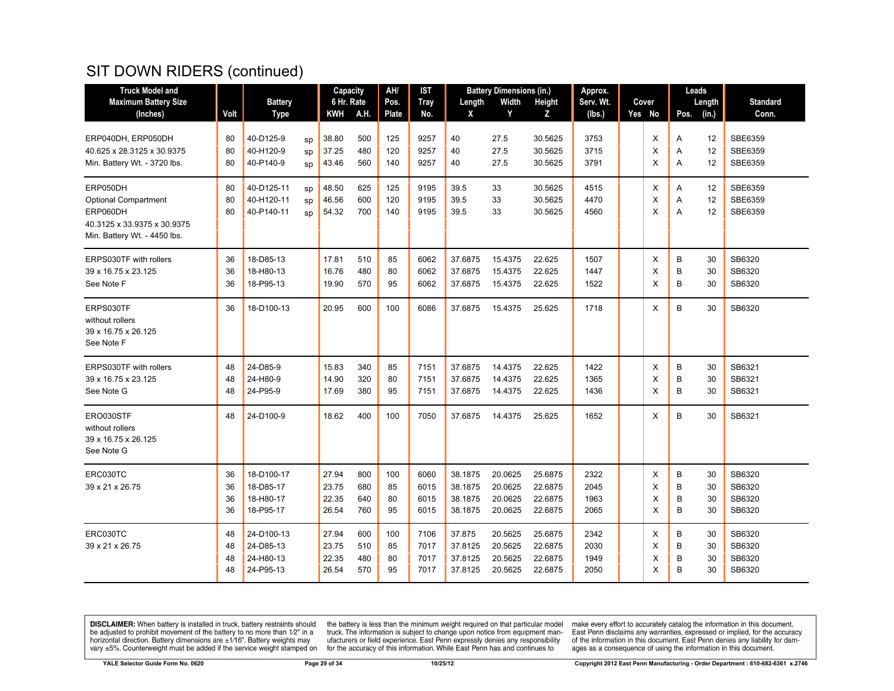# SIT DOWN RIDERS (continued)

| Truck Model and Maximum Battery Size (Inches) | Volt | Battery Type | | Capacity 6 Hr. Rate KWH | A.H. | AH/ Pos. Plate | IST Tray No. | Battery Dimensions (in.) Length X | Width Y | Height Z | Approx. Serv. Wt. (lbs.) | Cover Yes | No | Leads Pos. | Length (in.) | Standard Conn. |
|---|---|---|---|---|---|---|---|---|---|---|---|---|---|---|---|---|
| ERP040DH, ERP050DH | 80 | 40-D125-9 | sp | 38.80 | 500 | 125 | 9257 | 40 | 27.5 | 30.5625 | 3753 | | X | A | 12 | SBE6359 |
| 40.625 x 28.3125 x 30.9375 | 80 | 40-H120-9 | sp | 37.25 | 480 | 120 | 9257 | 40 | 27.5 | 30.5625 | 3715 | | X | A | 12 | SBE6359 |
| Min. Battery Wt. - 3720 lbs. | 80 | 40-P140-9 | sp | 43.46 | 560 | 140 | 9257 | 40 | 27.5 | 30.5625 | 3791 | | X | A | 12 | SBE6359 |
| ERP050DH | 80 | 40-D125-11 | sp | 48.50 | 625 | 125 | 9195 | 39.5 | 33 | 30.5625 | 4515 | | X | A | 12 | SBE6359 |
| Optional Compartment | 80 | 40-H120-11 | sp | 46.56 | 600 | 120 | 9195 | 39.5 | 33 | 30.5625 | 4470 | | X | A | 12 | SBE6359 |
| ERP060DH | 80 | 40-P140-11 | sp | 54.32 | 700 | 140 | 9195 | 39.5 | 33 | 30.5625 | 4560 | | X | A | 12 | SBE6359 |
| 40.3125 x 33.9375 x 30.9375 | | | | | | | | | | | | | | | | |
| Min. Battery Wt. - 4450 lbs. | | | | | | | | | | | | | | | | |
| ERPS030TF with rollers | 36 | 18-D85-13 | | 17.81 | 510 | 85 | 6062 | 37.6875 | 15.4375 | 22.625 | 1507 | | X | B | 30 | SB6320 |
| 39 x 16.75 x 23.125 | 36 | 18-H80-13 | | 16.76 | 480 | 80 | 6062 | 37.6875 | 15.4375 | 22.625 | 1447 | | X | B | 30 | SB6320 |
| See Note F | 36 | 18-P95-13 | | 19.90 | 570 | 95 | 6062 | 37.6875 | 15.4375 | 22.625 | 1522 | | X | B | 30 | SB6320 |
| ERPS030TF | 36 | 18-D100-13 | | 20.95 | 600 | 100 | 6086 | 37.6875 | 15.4375 | 25.625 | 1718 | | X | B | 30 | SB6320 |
| without rollers | | | | | | | | | | | | | | | | |
| 39 x 16.75 x 26.125 | | | | | | | | | | | | | | | | |
| See Note F | | | | | | | | | | | | | | | | |
| ERPS030TF with rollers | 48 | 24-D85-9 | | 15.83 | 340 | 85 | 7151 | 37.6875 | 14.4375 | 22.625 | 1422 | | X | B | 30 | SB6321 |
| 39 x 16.75 x 23.125 | 48 | 24-H80-9 | | 14.90 | 320 | 80 | 7151 | 37.6875 | 14.4375 | 22.625 | 1365 | | X | B | 30 | SB6321 |
| See Note G | 48 | 24-P95-9 | | 17.69 | 380 | 95 | 7151 | 37.6875 | 14.4375 | 22.625 | 1436 | | X | B | 30 | SB6321 |
| ERO030STF | 48 | 24-D100-9 | | 18.62 | 400 | 100 | 7050 | 37.6875 | 14.4375 | 25.625 | 1652 | | X | B | 30 | SB6321 |
| without rollers | | | | | | | | | | | | | | | | |
| 39 x 16.75 x 26.125 | | | | | | | | | | | | | | | | |
| See Note G | | | | | | | | | | | | | | | | |
| ERC030TC | 36 | 18-D100-17 | | 27.94 | 800 | 100 | 6060 | 38.1875 | 20.0625 | 25.6875 | 2322 | | X | B | 30 | SB6320 |
| 39 x 21 x 26.75 | 36 | 18-D85-17 | | 23.75 | 680 | 85 | 6015 | 38.1875 | 20.0625 | 22.6875 | 2045 | | X | B | 30 | SB6320 |
| | 36 | 18-H80-17 | | 22.35 | 640 | 80 | 6015 | 38.1875 | 20.0625 | 22.6875 | 1963 | | X | B | 30 | SB6320 |
| | 36 | 18-P95-17 | | 26.54 | 760 | 95 | 6015 | 38.1875 | 20.0625 | 22.6875 | 2065 | | X | B | 30 | SB6320 |
| ERC030TC | 48 | 24-D100-13 | | 27.94 | 600 | 100 | 7106 | 37.875 | 20.5625 | 25.6875 | 2342 | | X | B | 30 | SB6320 |
| 39 x 21 x 26.75 | 48 | 24-D85-13 | | 23.75 | 510 | 85 | 7017 | 37.8125 | 20.5625 | 22.6875 | 2030 | | X | B | 30 | SB6320 |
| | 48 | 24-H80-13 | | 22.35 | 480 | 80 | 7017 | 37.8125 | 20.5625 | 22.6875 | 1949 | | X | B | 30 | SB6320 |
| | 48 | 24-P95-13 | | 26.54 | 570 | 95 | 7017 | 37.8125 | 20.5625 | 22.6875 | 2050 | | X | B | 30 | SB6320 |

**DISCLAIMER:** When battery is installed in truck, battery restraints should be adjusted to prohibit movement of the battery to no more than 1⁄2" in a horizontal direction. Battery dimensions are ±1⁄16". Battery weights may vary ±5%. Counterweight must be added if the service weight stamped on the battery is less than the minimum weight required on that particular model truck. The information is subject to change upon notice from equipment manufacturers or field experience. East Penn expressly denies any responsibility for the accuracy of this information. While East Penn has and continues to make every effort to accurately catalog the information in this document, East Penn disclaims any warranties, expressed or implied, for the accuracy of the information in this document. East Penn denies any liability for damages as a consequence of using the information in this document.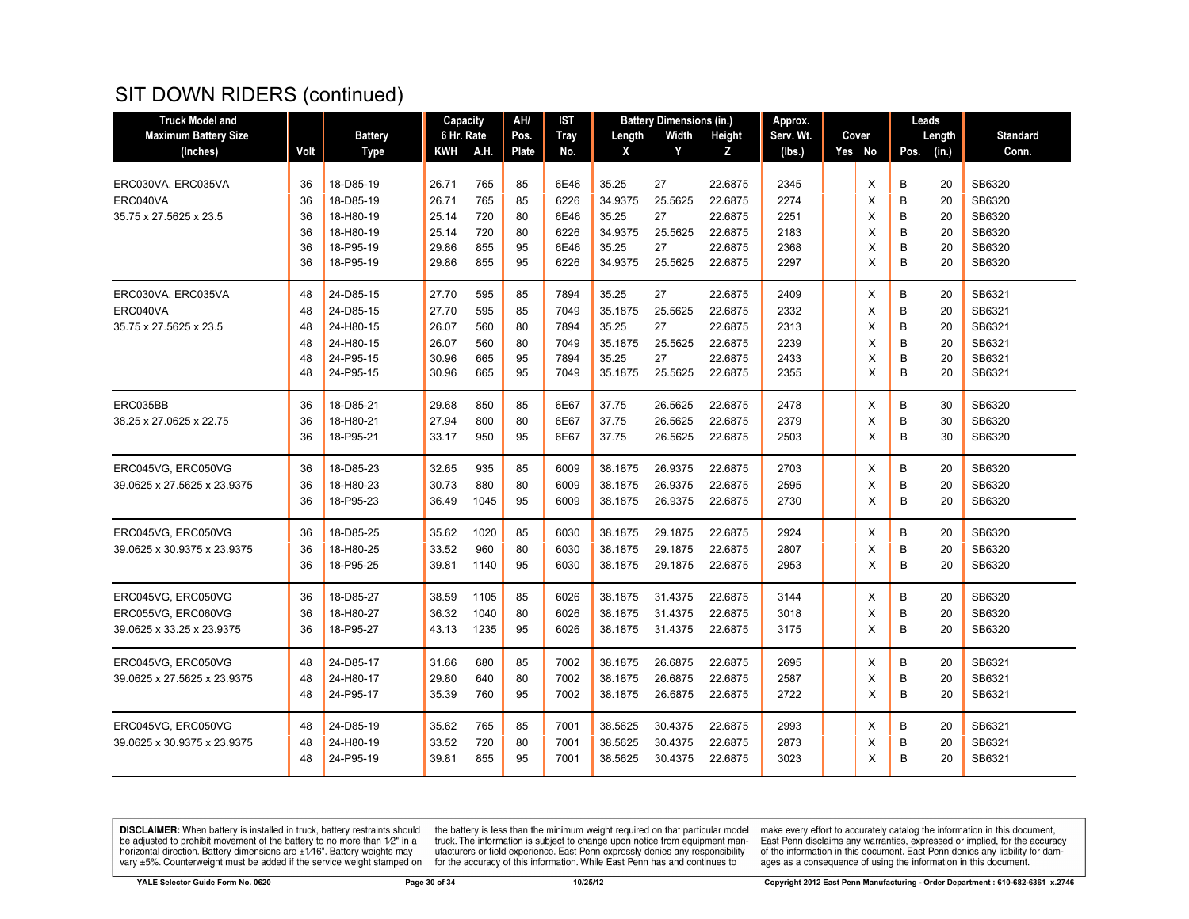# SIT DOWN RIDERS (continued)

| Truck Model and Maximum Battery Size (Inches) | Volt | Battery Type | Capacity 6 Hr. Rate KWH | A.H. | AH/ Pos. Plate | IST Tray No. | Battery Dimensions (in.) Length X | Width Y | Height Z | Approx. Serv. Wt. (lbs.) | Cover Yes | No | Leads Pos. | Length (in.) | Standard Conn. |
|---|---|---|---|---|---|---|---|---|---|---|---|---|---|---|---|
| ERC030VA, ERC035VA | 36 | 18-D85-19 | 26.71 | 765 | 85 | 6E46 | 35.25 | 27 | 22.6875 | 2345 | | X | B | 20 | SB6320 |
| ERC040VA | 36 | 18-D85-19 | 26.71 | 765 | 85 | 6226 | 34.9375 | 25.5625 | 22.6875 | 2274 | | X | B | 20 | SB6320 |
| 35.75 x 27.5625 x 23.5 | 36 | 18-H80-19 | 25.14 | 720 | 80 | 6E46 | 35.25 | 27 | 22.6875 | 2251 | | X | B | 20 | SB6320 |
| | 36 | 18-H80-19 | 25.14 | 720 | 80 | 6226 | 34.9375 | 25.5625 | 22.6875 | 2183 | | X | B | 20 | SB6320 |
| | 36 | 18-P95-19 | 29.86 | 855 | 95 | 6E46 | 35.25 | 27 | 22.6875 | 2368 | | X | B | 20 | SB6320 |
| | 36 | 18-P95-19 | 29.86 | 855 | 95 | 6226 | 34.9375 | 25.5625 | 22.6875 | 2297 | | X | B | 20 | SB6320 |
| ERC030VA, ERC035VA | 48 | 24-D85-15 | 27.70 | 595 | 85 | 7894 | 35.25 | 27 | 22.6875 | 2409 | | X | B | 20 | SB6321 |
| ERC040VA | 48 | 24-D85-15 | 27.70 | 595 | 85 | 7049 | 35.1875 | 25.5625 | 22.6875 | 2332 | | X | B | 20 | SB6321 |
| 35.75 x 27.5625 x 23.5 | 48 | 24-H80-15 | 26.07 | 560 | 80 | 7894 | 35.25 | 27 | 22.6875 | 2313 | | X | B | 20 | SB6321 |
| | 48 | 24-H80-15 | 26.07 | 560 | 80 | 7049 | 35.1875 | 25.5625 | 22.6875 | 2239 | | X | B | 20 | SB6321 |
| | 48 | 24-P95-15 | 30.96 | 665 | 95 | 7894 | 35.25 | 27 | 22.6875 | 2433 | | X | B | 20 | SB6321 |
| | 48 | 24-P95-15 | 30.96 | 665 | 95 | 7049 | 35.1875 | 25.5625 | 22.6875 | 2355 | | X | B | 20 | SB6321 |
| ERC035BB | 36 | 18-D85-21 | 29.68 | 850 | 85 | 6E67 | 37.75 | 26.5625 | 22.6875 | 2478 | | X | B | 30 | SB6320 |
| 38.25 x 27.0625 x 22.75 | 36 | 18-H80-21 | 27.94 | 800 | 80 | 6E67 | 37.75 | 26.5625 | 22.6875 | 2379 | | X | B | 30 | SB6320 |
| | 36 | 18-P95-21 | 33.17 | 950 | 95 | 6E67 | 37.75 | 26.5625 | 22.6875 | 2503 | | X | B | 30 | SB6320 |
| ERC045VG, ERC050VG | 36 | 18-D85-23 | 32.65 | 935 | 85 | 6009 | 38.1875 | 26.9375 | 22.6875 | 2703 | | X | B | 20 | SB6320 |
| 39.0625 x 27.5625 x 23.9375 | 36 | 18-H80-23 | 30.73 | 880 | 80 | 6009 | 38.1875 | 26.9375 | 22.6875 | 2595 | | X | B | 20 | SB6320 |
| | 36 | 18-P95-23 | 36.49 | 1045 | 95 | 6009 | 38.1875 | 26.9375 | 22.6875 | 2730 | | X | B | 20 | SB6320 |
| ERC045VG, ERC050VG | 36 | 18-D85-25 | 35.62 | 1020 | 85 | 6030 | 38.1875 | 29.1875 | 22.6875 | 2924 | | X | B | 20 | SB6320 |
| 39.0625 x 30.9375 x 23.9375 | 36 | 18-H80-25 | 33.52 | 960 | 80 | 6030 | 38.1875 | 29.1875 | 22.6875 | 2807 | | X | B | 20 | SB6320 |
| | 36 | 18-P95-25 | 39.81 | 1140 | 95 | 6030 | 38.1875 | 29.1875 | 22.6875 | 2953 | | X | B | 20 | SB6320 |
| ERC045VG, ERC050VG | 36 | 18-D85-27 | 38.59 | 1105 | 85 | 6026 | 38.1875 | 31.4375 | 22.6875 | 3144 | | X | B | 20 | SB6320 |
| ERC055VG, ERC060VG | 36 | 18-H80-27 | 36.32 | 1040 | 80 | 6026 | 38.1875 | 31.4375 | 22.6875 | 3018 | | X | B | 20 | SB6320 |
| 39.0625 x 33.25 x 23.9375 | 36 | 18-P95-27 | 43.13 | 1235 | 95 | 6026 | 38.1875 | 31.4375 | 22.6875 | 3175 | | X | B | 20 | SB6320 |
| ERC045VG, ERC050VG | 48 | 24-D85-17 | 31.66 | 680 | 85 | 7002 | 38.1875 | 26.6875 | 22.6875 | 2695 | | X | B | 20 | SB6321 |
| 39.0625 x 27.5625 x 23.9375 | 48 | 24-H80-17 | 29.80 | 640 | 80 | 7002 | 38.1875 | 26.6875 | 22.6875 | 2587 | | X | B | 20 | SB6321 |
| | 48 | 24-P95-17 | 35.39 | 760 | 95 | 7002 | 38.1875 | 26.6875 | 22.6875 | 2722 | | X | B | 20 | SB6321 |
| ERC045VG, ERC050VG | 48 | 24-D85-19 | 35.62 | 765 | 85 | 7001 | 38.5625 | 30.4375 | 22.6875 | 2993 | | X | B | 20 | SB6321 |
| 39.0625 x 30.9375 x 23.9375 | 48 | 24-H80-19 | 33.52 | 720 | 80 | 7001 | 38.5625 | 30.4375 | 22.6875 | 2873 | | X | B | 20 | SB6321 |
| | 48 | 24-P95-19 | 39.81 | 855 | 95 | 7001 | 38.5625 | 30.4375 | 22.6875 | 3023 | | X | B | 20 | SB6321 |

**DISCLAIMER:** When battery is installed in truck, battery restraints should be adjusted to prohibit movement of the battery to no more than 1/2" in a horizontal direction. Battery dimensions are ±1/16". Battery weights may vary ±5%. Counterweight must be added if the service weight stamped on the battery is less than the minimum weight required on that particular model truck. The information is subject to change upon notice from equipment manufacturers or field experience. East Penn expressly denies any responsibility for the accuracy of this information. While East Penn has and continues to make every effort to accurately catalog the information in this document, East Penn disclaims any warranties, expressed or implied, for the accuracy of the information in this document. East Penn denies any liability for damages as a consequence of using the information in this document.

YALE Selector Guide Form No. 0620 | 10/25/12 | Copyright 2012 East Penn Manufacturing - Order Department : 610-682-6361 x.2746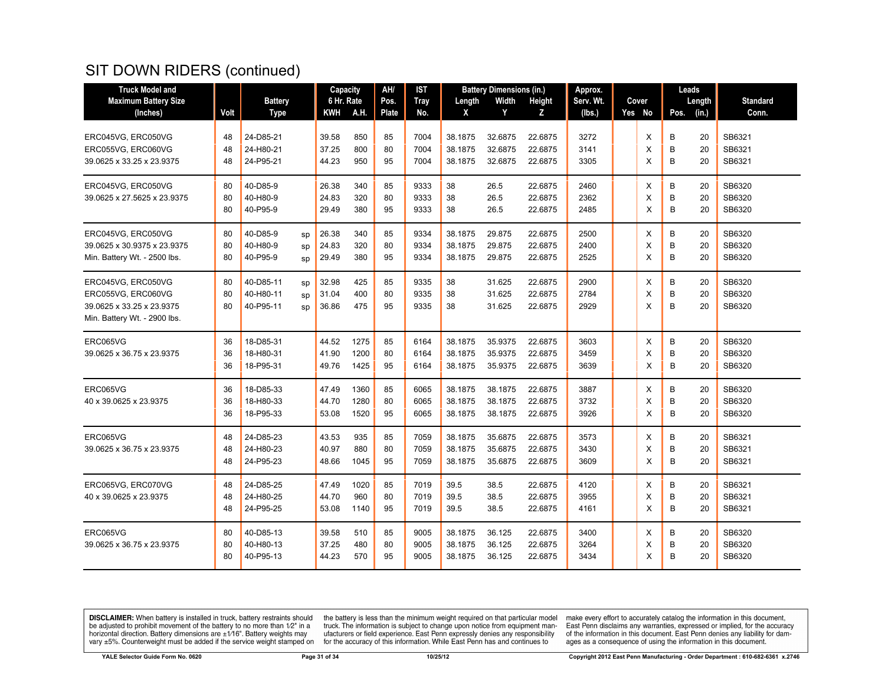## SIT DOWN RIDERS (continued)

| Truck Model and Maximum Battery Size (Inches) | Volt | Battery Type | | Capacity 6 Hr. Rate KWH | A.H. | AH/ Pos. Plate | IST Tray No. | Battery Dimensions (in.) Length X | Width Y | Height Z | Approx. Serv. Wt. (lbs.) | Cover Yes | No | Leads Pos. | Length (in.) | Standard Conn. |
|---|---|---|---|---|---|---|---|---|---|---|---|---|---|---|---|---|
| ERC045VG, ERC050VG | 48 | 24-D85-21 | | 39.58 | 850 | 85 | 7004 | 38.1875 | 32.6875 | 22.6875 | 3272 | | X | B | 20 | SB6321 |
| ERC055VG, ERC060VG | 48 | 24-H80-21 | | 37.25 | 800 | 80 | 7004 | 38.1875 | 32.6875 | 22.6875 | 3141 | | X | B | 20 | SB6321 |
| 39.0625 x 33.25 x 23.9375 | 48 | 24-P95-21 | | 44.23 | 950 | 95 | 7004 | 38.1875 | 32.6875 | 22.6875 | 3305 | | X | B | 20 | SB6321 |
| ERC045VG, ERC050VG | 80 | 40-D85-9 | | 26.38 | 340 | 85 | 9333 | 38 | 26.5 | 22.6875 | 2460 | | X | B | 20 | SB6320 |
| 39.0625 x 27.5625 x 23.9375 | 80 | 40-H80-9 | | 24.83 | 320 | 80 | 9333 | 38 | 26.5 | 22.6875 | 2362 | | X | B | 20 | SB6320 |
| | 80 | 40-P95-9 | | 29.49 | 380 | 95 | 9333 | 38 | 26.5 | 22.6875 | 2485 | | X | B | 20 | SB6320 |
| ERC045VG, ERC050VG | 80 | 40-D85-9 | sp | 26.38 | 340 | 85 | 9334 | 38.1875 | 29.875 | 22.6875 | 2500 | | X | B | 20 | SB6320 |
| 39.0625 x 30.9375 x 23.9375 | 80 | 40-H80-9 | sp | 24.83 | 320 | 80 | 9334 | 38.1875 | 29.875 | 22.6875 | 2400 | | X | B | 20 | SB6320 |
| Min. Battery Wt. - 2500 lbs. | 80 | 40-P95-9 | sp | 29.49 | 380 | 95 | 9334 | 38.1875 | 29.875 | 22.6875 | 2525 | | X | B | 20 | SB6320 |
| ERC045VG, ERC050VG | 80 | 40-D85-11 | sp | 32.98 | 425 | 85 | 9335 | 38 | 31.625 | 22.6875 | 2900 | | X | B | 20 | SB6320 |
| ERC055VG, ERC060VG | 80 | 40-H80-11 | sp | 31.04 | 400 | 80 | 9335 | 38 | 31.625 | 22.6875 | 2784 | | X | B | 20 | SB6320 |
| 39.0625 x 33.25 x 23.9375 | 80 | 40-P95-11 | sp | 36.86 | 475 | 95 | 9335 | 38 | 31.625 | 22.6875 | 2929 | | X | B | 20 | SB6320 |
| Min. Battery Wt. - 2900 lbs. | | | | | | | | | | | | | | | | |
| ERC065VG | 36 | 18-D85-31 | | 44.52 | 1275 | 85 | 6164 | 38.1875 | 35.9375 | 22.6875 | 3603 | | X | B | 20 | SB6320 |
| 39.0625 x 36.75 x 23.9375 | 36 | 18-H80-31 | | 41.90 | 1200 | 80 | 6164 | 38.1875 | 35.9375 | 22.6875 | 3459 | | X | B | 20 | SB6320 |
| | 36 | 18-P95-31 | | 49.76 | 1425 | 95 | 6164 | 38.1875 | 35.9375 | 22.6875 | 3639 | | X | B | 20 | SB6320 |
| ERC065VG | 36 | 18-D85-33 | | 47.49 | 1360 | 85 | 6065 | 38.1875 | 38.1875 | 22.6875 | 3887 | | X | B | 20 | SB6320 |
| 40 x 39.0625 x 23.9375 | 36 | 18-H80-33 | | 44.70 | 1280 | 80 | 6065 | 38.1875 | 38.1875 | 22.6875 | 3732 | | X | B | 20 | SB6320 |
| | 36 | 18-P95-33 | | 53.08 | 1520 | 95 | 6065 | 38.1875 | 38.1875 | 22.6875 | 3926 | | X | B | 20 | SB6320 |
| ERC065VG | 48 | 24-D85-23 | | 43.53 | 935 | 85 | 7059 | 38.1875 | 35.6875 | 22.6875 | 3573 | | X | B | 20 | SB6321 |
| 39.0625 x 36.75 x 23.9375 | 48 | 24-H80-23 | | 40.97 | 880 | 80 | 7059 | 38.1875 | 35.6875 | 22.6875 | 3430 | | X | B | 20 | SB6321 |
| | 48 | 24-P95-23 | | 48.66 | 1045 | 95 | 7059 | 38.1875 | 35.6875 | 22.6875 | 3609 | | X | B | 20 | SB6321 |
| ERC065VG, ERC070VG | 48 | 24-D85-25 | | 47.49 | 1020 | 85 | 7019 | 39.5 | 38.5 | 22.6875 | 4120 | | X | B | 20 | SB6321 |
| 40 x 39.0625 x 23.9375 | 48 | 24-H80-25 | | 44.70 | 960 | 80 | 7019 | 39.5 | 38.5 | 22.6875 | 3955 | | X | B | 20 | SB6321 |
| | 48 | 24-P95-25 | | 53.08 | 1140 | 95 | 7019 | 39.5 | 38.5 | 22.6875 | 4161 | | X | B | 20 | SB6321 |
| ERC065VG | 80 | 40-D85-13 | | 39.58 | 510 | 85 | 9005 | 38.1875 | 36.125 | 22.6875 | 3400 | | X | B | 20 | SB6320 |
| 39.0625 x 36.75 x 23.9375 | 80 | 40-H80-13 | | 37.25 | 480 | 80 | 9005 | 38.1875 | 36.125 | 22.6875 | 3264 | | X | B | 20 | SB6320 |
| | 80 | 40-P95-13 | | 44.23 | 570 | 95 | 9005 | 38.1875 | 36.125 | 22.6875 | 3434 | | X | B | 20 | SB6320 |

**DISCLAIMER:** When battery is installed in truck, battery restraints should be adjusted to prohibit movement of the battery to no more than 1⁄2" in a horizontal direction. Battery dimensions are ±1⁄16". Battery weights may vary ±5%. Counterweight must be added if the service weight stamped on the battery is less than the minimum weight required on that particular model truck. The information is subject to change upon notice from equipment manufacturers or field experience. East Penn expressly denies any responsibility for the accuracy of this information. While East Penn has and continues to make every effort to accurately catalog the information in this document, East Penn disclaims any warranties, expressed or implied, for the accuracy of the information in this document. East Penn denies any liability for damages as a consequence of using the information in this document.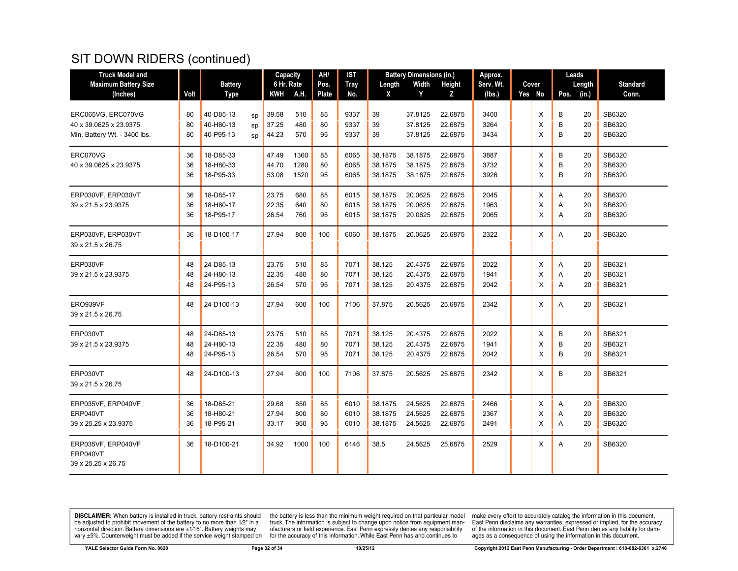# SIT DOWN RIDERS (continued)

| Truck Model and Maximum Battery Size (Inches) | Volt | Battery Type | | Capacity 6 Hr. Rate KWH | A.H. | AH/ Pos. Plate | IST Tray No. | Battery Dimensions (in.) Length X | Width Y | Height Z | Approx. Serv. Wt. (lbs.) | Cover Yes | No | Leads Pos. | Length (in.) | Standard Conn. |
|---|---|---|---|---|---|---|---|---|---|---|---|---|---|---|---|---|
| ERC065VG, ERC070VG | 80 | 40-D85-13 | sp | 39.58 | 510 | 85 | 9337 | 39 | 37.8125 | 22.6875 | 3400 | | X | B | 20 | SB6320 |
| 40 x 39.0625 x 23.9375 | 80 | 40-H80-13 | sp | 37.25 | 480 | 80 | 9337 | 39 | 37.8125 | 22.6875 | 3264 | | X | B | 20 | SB6320 |
| Min. Battery Wt. - 3400 lbs. | 80 | 40-P95-13 | sp | 44.23 | 570 | 95 | 9337 | 39 | 37.8125 | 22.6875 | 3434 | | X | B | 20 | SB6320 |
| ERC070VG | 36 | 18-D85-33 | | 47.49 | 1360 | 85 | 6065 | 38.1875 | 38.1875 | 22.6875 | 3887 | | X | B | 20 | SB6320 |
| 40 x 39.0625 x 23.9375 | 36 | 18-H80-33 | | 44.70 | 1280 | 80 | 6065 | 38.1875 | 38.1875 | 22.6875 | 3732 | | X | B | 20 | SB6320 |
| | 36 | 18-P95-33 | | 53.08 | 1520 | 95 | 6065 | 38.1875 | 38.1875 | 22.6875 | 3926 | | X | B | 20 | SB6320 |
| ERP030VF, ERP030VT | 36 | 18-D85-17 | | 23.75 | 680 | 85 | 6015 | 38.1875 | 20.0625 | 22.6875 | 2045 | | X | A | 20 | SB6320 |
| 39 x 21.5 x 23.9375 | 36 | 18-H80-17 | | 22.35 | 640 | 80 | 6015 | 38.1875 | 20.0625 | 22.6875 | 1963 | | X | A | 20 | SB6320 |
| | 36 | 18-P95-17 | | 26.54 | 760 | 95 | 6015 | 38.1875 | 20.0625 | 22.6875 | 2065 | | X | A | 20 | SB6320 |
| ERP030VF, ERP030VT<br>39 x 21.5 x 26.75 | 36 | 18-D100-17 | | 27.94 | 800 | 100 | 6060 | 38.1875 | 20.0625 | 25.6875 | 2322 | | X | A | 20 | SB6320 |
| ERP030VF | 48 | 24-D85-13 | | 23.75 | 510 | 85 | 7071 | 38.125 | 20.4375 | 22.6875 | 2022 | | X | A | 20 | SB6321 |
| 39 x 21.5 x 23.9375 | 48 | 24-H80-13 | | 22.35 | 480 | 80 | 7071 | 38.125 | 20.4375 | 22.6875 | 1941 | | X | A | 20 | SB6321 |
| | 48 | 24-P95-13 | | 26.54 | 570 | 95 | 7071 | 38.125 | 20.4375 | 22.6875 | 2042 | | X | A | 20 | SB6321 |
| ERO939VF<br>39 x 21.5 x 26.75 | 48 | 24-D100-13 | | 27.94 | 600 | 100 | 7106 | 37.875 | 20.5625 | 25.6875 | 2342 | | X | A | 20 | SB6321 |
| ERP030VT | 48 | 24-D85-13 | | 23.75 | 510 | 85 | 7071 | 38.125 | 20.4375 | 22.6875 | 2022 | | X | B | 20 | SB6321 |
| 39 x 21.5 x 23.9375 | 48 | 24-H80-13 | | 22.35 | 480 | 80 | 7071 | 38.125 | 20.4375 | 22.6875 | 1941 | | X | B | 20 | SB6321 |
| | 48 | 24-P95-13 | | 26.54 | 570 | 95 | 7071 | 38.125 | 20.4375 | 22.6875 | 2042 | | X | B | 20 | SB6321 |
| ERP030VT<br>39 x 21.5 x 26.75 | 48 | 24-D100-13 | | 27.94 | 600 | 100 | 7106 | 37.875 | 20.5625 | 25.6875 | 2342 | | X | B | 20 | SB6321 |
| ERP035VF, ERP040VF | 36 | 18-D85-21 | | 29.68 | 850 | 85 | 6010 | 38.1875 | 24.5625 | 22.6875 | 2466 | | X | A | 20 | SB6320 |
| ERP040VT | 36 | 18-H80-21 | | 27.94 | 800 | 80 | 6010 | 38.1875 | 24.5625 | 22.6875 | 2367 | | X | A | 20 | SB6320 |
| 39 x 25.25 x 23.9375 | 36 | 18-P95-21 | | 33.17 | 950 | 95 | 6010 | 38.1875 | 24.5625 | 22.6875 | 2491 | | X | A | 20 | SB6320 |
| ERP035VF, ERP040VF<br>ERP040VT<br>39 x 25.25 x 26.75 | 36 | 18-D100-21 | | 34.92 | 1000 | 100 | 6146 | 38.5 | 24.5625 | 25.6875 | 2529 | | X | A | 20 | SB6320 |

**DISCLAIMER:** When battery is installed in truck, battery restraints should be adjusted to prohibit movement of the battery to no more than 1⁄2" in a horizontal direction. Battery dimensions are ±1⁄16". Battery weights may vary ±5%. Counterweight must be added if the service weight stamped on the battery is less than the minimum weight required on that particular model truck. The information is subject to change upon notice from equipment manufacturers or field experience. East Penn expressly denies any responsibility for the accuracy of this information. While East Penn has and continues to make every effort to accurately catalog the information in this document, East Penn disclaims any warranties, expressed or implied, for the accuracy of the information in this document. East Penn denies any liability for damages as a consequence of using the information in this document.

YALE Selector Guide Form No. 0620 | 10/25/12 | Copyright 2012 East Penn Manufacturing - Order Department : 610-682-6361 x.2746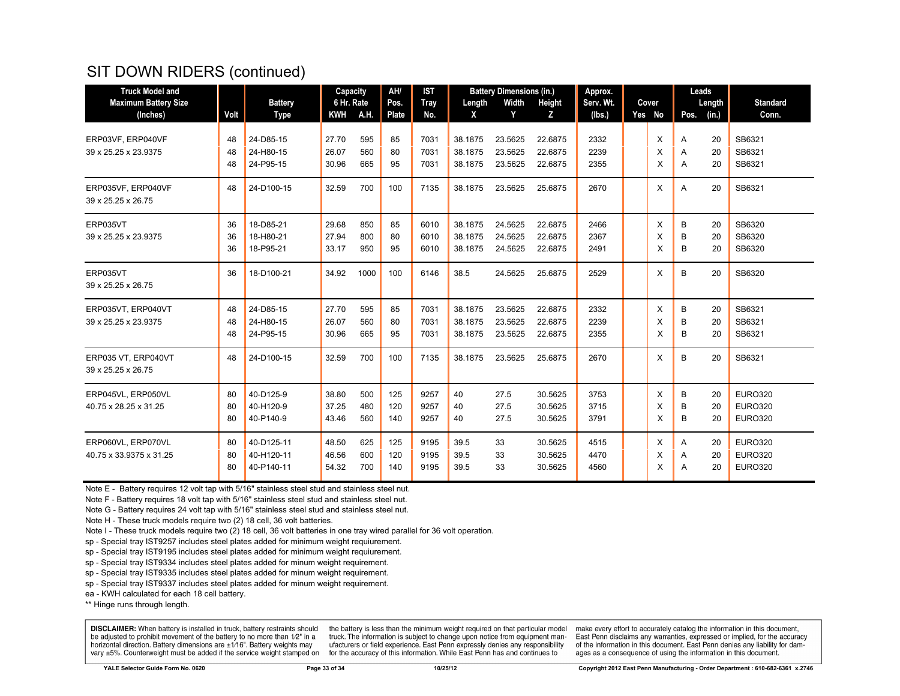# SIT DOWN RIDERS (continued)

| Truck Model and Maximum Battery Size (Inches) | Volt | Battery Type | Capacity 6 Hr. Rate KWH | A.H. | AH/ Pos. Plate | IST Tray No. | Battery Dimensions (in.) Length X | Width Y | Height Z | Approx. Serv. Wt. (lbs.) | Cover Yes | No | Leads Pos. | Length (in.) | Standard Conn. |
|---|---|---|---|---|---|---|---|---|---|---|---|---|---|---|---|
| ERP03VF, ERP040VF | 48 | 24-D85-15 | 27.70 | 595 | 85 | 7031 | 38.1875 | 23.5625 | 22.6875 | 2332 | | X | A | 20 | SB6321 |
| 39 x 25.25 x 23.9375 | 48 | 24-H80-15 | 26.07 | 560 | 80 | 7031 | 38.1875 | 23.5625 | 22.6875 | 2239 | | X | A | 20 | SB6321 |
| | 48 | 24-P95-15 | 30.96 | 665 | 95 | 7031 | 38.1875 | 23.5625 | 22.6875 | 2355 | | X | A | 20 | SB6321 |
| ERP035VF, ERP040VF | 48 | 24-D100-15 | 32.59 | 700 | 100 | 7135 | 38.1875 | 23.5625 | 25.6875 | 2670 | | X | A | 20 | SB6321 |
| 39 x 25.25 x 26.75 | | | | | | | | | | | | | | | |
| ERP035VT | 36 | 18-D85-21 | 29.68 | 850 | 85 | 6010 | 38.1875 | 24.5625 | 22.6875 | 2466 | | X | B | 20 | SB6320 |
| 39 x 25.25 x 23.9375 | 36 | 18-H80-21 | 27.94 | 800 | 80 | 6010 | 38.1875 | 24.5625 | 22.6875 | 2367 | | X | B | 20 | SB6320 |
| | 36 | 18-P95-21 | 33.17 | 950 | 95 | 6010 | 38.1875 | 24.5625 | 22.6875 | 2491 | | X | B | 20 | SB6320 |
| ERP035VT | 36 | 18-D100-21 | 34.92 | 1000 | 100 | 6146 | 38.5 | 24.5625 | 25.6875 | 2529 | | X | B | 20 | SB6320 |
| 39 x 25.25 x 26.75 | | | | | | | | | | | | | | | |
| ERP035VT, ERP040VT | 48 | 24-D85-15 | 27.70 | 595 | 85 | 7031 | 38.1875 | 23.5625 | 22.6875 | 2332 | | X | B | 20 | SB6321 |
| 39 x 25.25 x 23.9375 | 48 | 24-H80-15 | 26.07 | 560 | 80 | 7031 | 38.1875 | 23.5625 | 22.6875 | 2239 | | X | B | 20 | SB6321 |
| | 48 | 24-P95-15 | 30.96 | 665 | 95 | 7031 | 38.1875 | 23.5625 | 22.6875 | 2355 | | X | B | 20 | SB6321 |
| ERP035 VT, ERP040VT | 48 | 24-D100-15 | 32.59 | 700 | 100 | 7135 | 38.1875 | 23.5625 | 25.6875 | 2670 | | X | B | 20 | SB6321 |
| 39 x 25.25 x 26.75 | | | | | | | | | | | | | | | |
| ERP045VL, ERP050VL | 80 | 40-D125-9 | 38.80 | 500 | 125 | 9257 | 40 | 27.5 | 30.5625 | 3753 | | X | B | 20 | EURO320 |
| 40.75 x 28.25 x 31.25 | 80 | 40-H120-9 | 37.25 | 480 | 120 | 9257 | 40 | 27.5 | 30.5625 | 3715 | | X | B | 20 | EURO320 |
| | 80 | 40-P140-9 | 43.46 | 560 | 140 | 9257 | 40 | 27.5 | 30.5625 | 3791 | | X | B | 20 | EURO320 |
| ERP060VL, ERP070VL | 80 | 40-D125-11 | 48.50 | 625 | 125 | 9195 | 39.5 | 33 | 30.5625 | 4515 | | X | A | 20 | EURO320 |
| 40.75 x 33.9375 x 31.25 | 80 | 40-H120-11 | 46.56 | 600 | 120 | 9195 | 39.5 | 33 | 30.5625 | 4470 | | X | A | 20 | EURO320 |
| | 80 | 40-P140-11 | 54.32 | 700 | 140 | 9195 | 39.5 | 33 | 30.5625 | 4560 | | X | A | 20 | EURO320 |

Note E - Battery requires 12 volt tap with 5/16" stainless steel stud and stainless steel nut.
Note F - Battery requires 18 volt tap with 5/16" stainless steel stud and stainless steel nut.
Note G - Battery requires 24 volt tap with 5/16" stainless steel stud and stainless steel nut.
Note H - These truck models require two (2) 18 cell, 36 volt batteries.
Note I - These truck models require two (2) 18 cell, 36 volt batteries in one tray wired parallel for 36 volt operation.
sp - Special tray IST9257 includes steel plates added for minimum weight requiurement.
sp - Special tray IST9195 includes steel plates added for minimum weight requiurement.
sp - Special tray IST9334 includes steel plates added for minum weight requirement.
sp - Special tray IST9335 includes steel plates added for minum weight requirement.
sp - Special tray IST9337 includes steel plates added for minum weight requirement.
ea - KWH calculated for each 18 cell battery.
** Hinge runs through length.

**DISCLAIMER:** When battery is installed in truck, battery restraints should be adjusted to prohibit movement of the battery to no more than 1/2" in a horizontal direction. Battery dimensions are ±1/16". Battery weights may vary ±5%. Counterweight must be added if the service weight stamped on the battery is less than the minimum weight required on that particular model truck. The information is subject to change upon notice from equipment manufacturers or field experience. East Penn expressly denies any responsibility for the accuracy of this information. While East Penn has and continues to make every effort to accurately catalog the information in this document, East Penn disclaims any warranties, expressed or implied, for the accuracy of the information in this document. East Penn denies any liability for damages as a consequence of using the information in this document.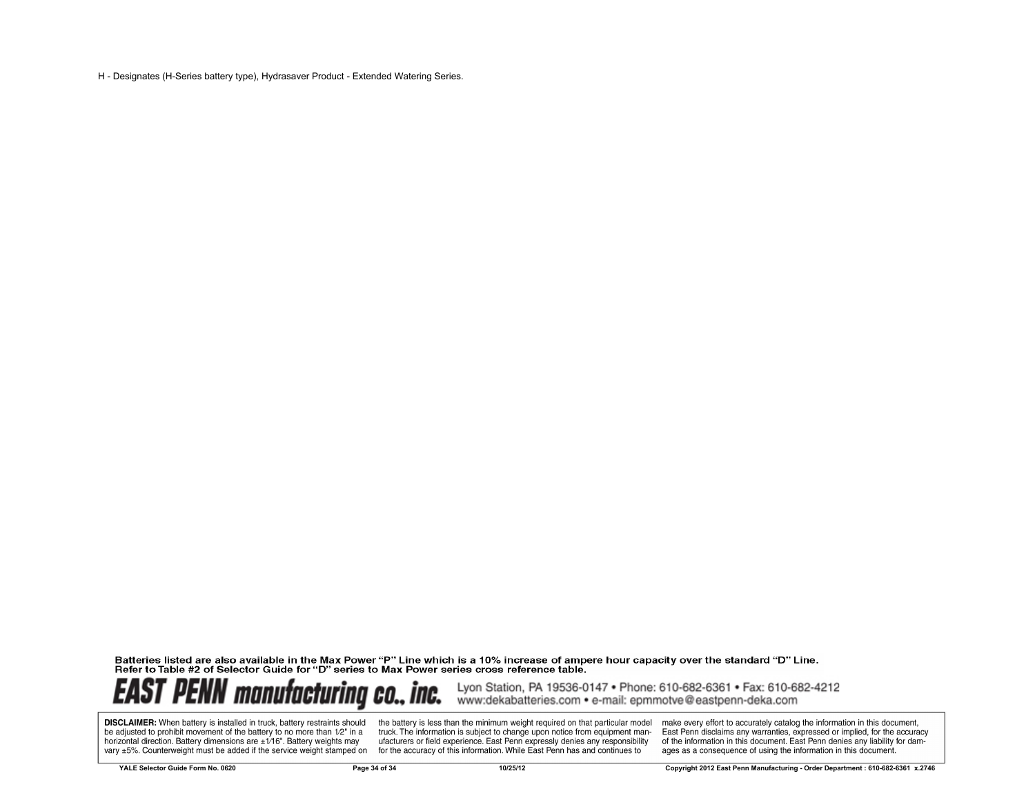H - Designates (H-Series battery type), Hydrasaver Product - Extended Watering Series.

**Batteries listed are also available in the Max Power "P" Line which is a 10% increase of ampere hour capacity over the standard "D" Line.**
**Refer to Table #2 of Selector Guide for "D" series to Max Power series cross reference table.**

**EAST PENN manufacturing co., inc.** Lyon Station, PA 19536-0147 • Phone: 610-682-6361 • Fax: 610-682-4212
www.dekabatteries.com • e-mail: epmmotve@eastpenn-deka.com

**DISCLAIMER:** When battery is installed in truck, battery restraints should be adjusted to prohibit movement of the battery to no more than 1⁄2" in a horizontal direction. Battery dimensions are ±1⁄16". Battery weights may vary ±5%. Counterweight must be added if the service weight stamped on the battery is less than the minimum weight required on that particular model truck. The information is subject to change upon notice from equipment manufacturers or field experience. East Penn expressly denies any responsibility for the accuracy of this information. While East Penn has and continues to make every effort to accurately catalog the information in this document, East Penn disclaims any warranties, expressed or implied, for the accuracy of the information in this document. East Penn denies any liability for damages as a consequence of using the information in this document.